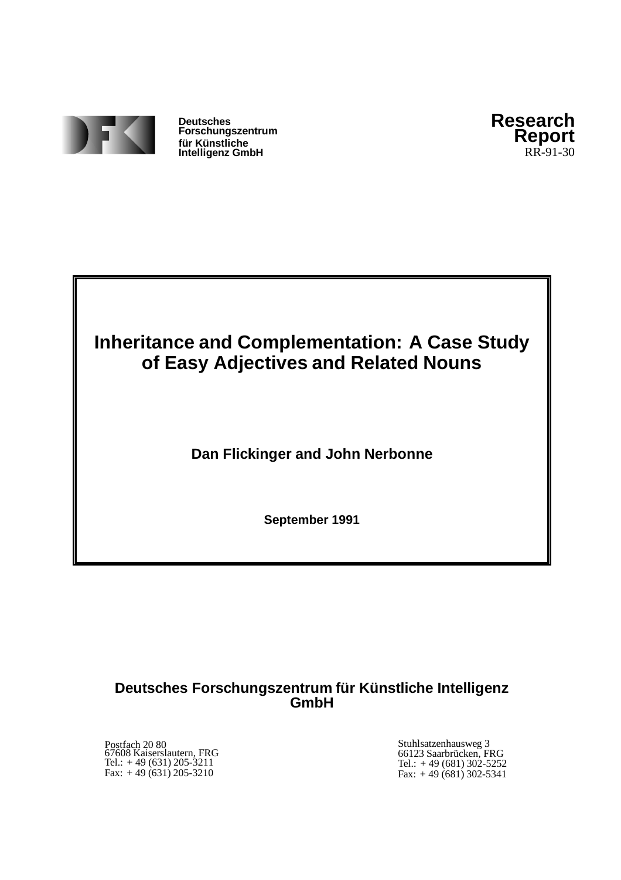Deutsches
Forschungszentrum
für Künstliche
Intelligenz GmbH

**Research Report**
RR-91-30

# Inheritance and Complementation: A Case Study of Easy Adjectives and Related Nouns

**Dan Flickinger and John Nerbonne**

**September 1991**

**Deutsches Forschungszentrum für Künstliche Intelligenz GmbH**

Postfach 20 80
67608 Kaiserslautern, FRG
Tel.: + 49 (631) 205-3211
Fax: + 49 (631) 205-3210

Stuhlsatzenhausweg 3
66123 Saarbrücken, FRG
Tel.: + 49 (681) 302-5252
Fax: + 49 (681) 302-5341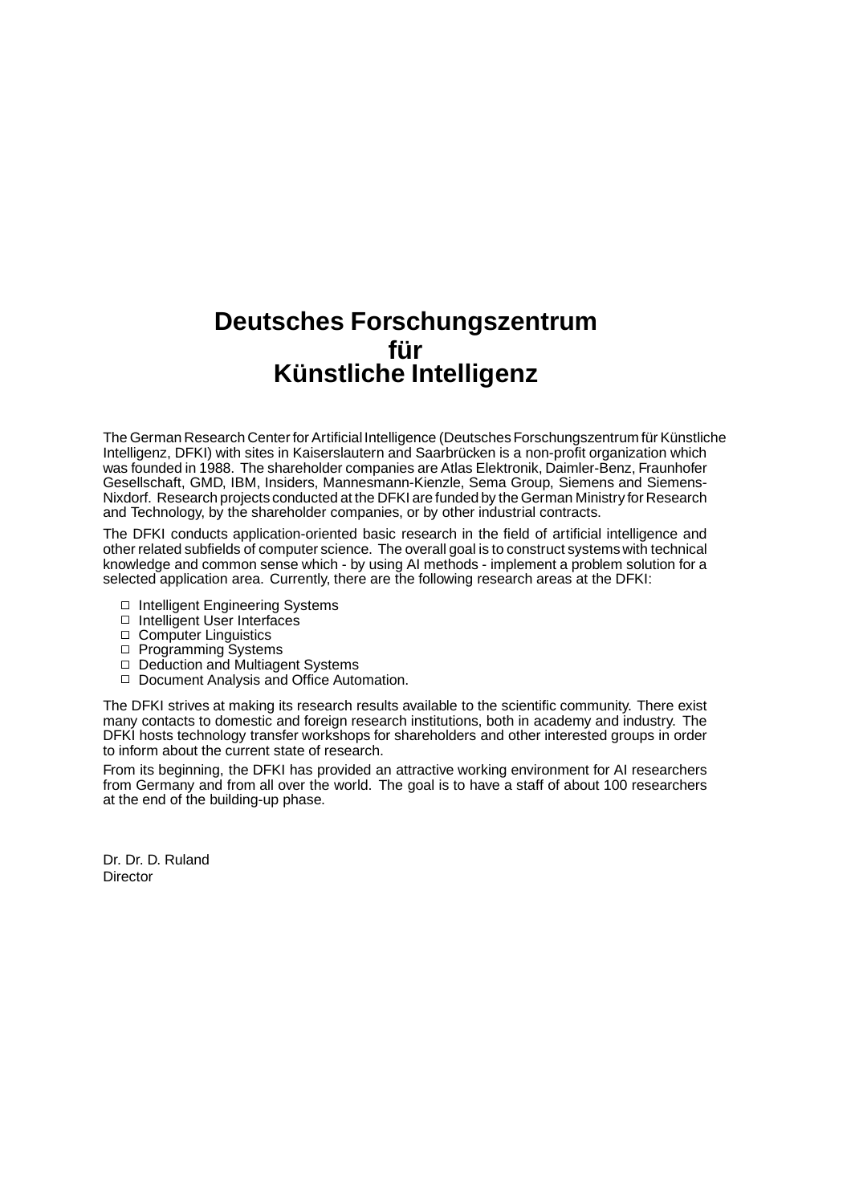# Deutsches Forschungszentrum für Künstliche Intelligenz

The German Research Center for Artificial Intelligence (Deutsches Forschungszentrum für Künstliche Intelligenz, DFKI) with sites in Kaiserslautern and Saarbrücken is a non-profit organization which was founded in 1988. The shareholder companies are Atlas Elektronik, Daimler-Benz, Fraunhofer Gesellschaft, GMD, IBM, Insiders, Mannesmann-Kienzle, Sema Group, Siemens and Siemens-Nixdorf. Research projects conducted at the DFKI are funded by the German Ministry for Research and Technology, by the shareholder companies, or by other industrial contracts.

The DFKI conducts application-oriented basic research in the field of artificial intelligence and other related subfields of computer science. The overall goal is to construct systems with technical knowledge and common sense which - by using AI methods - implement a problem solution for a selected application area. Currently, there are the following research areas at the DFKI:

- Intelligent Engineering Systems
- Intelligent User Interfaces
- Computer Linguistics
- Programming Systems
- Deduction and Multiagent Systems
- Document Analysis and Office Automation.

The DFKI strives at making its research results available to the scientific community. There exist many contacts to domestic and foreign research institutions, both in academy and industry. The DFKI hosts technology transfer workshops for shareholders and other interested groups in order to inform about the current state of research.

From its beginning, the DFKI has provided an attractive working environment for AI researchers from Germany and from all over the world. The goal is to have a staff of about 100 researchers at the end of the building-up phase.

Dr. Dr. D. Ruland
Director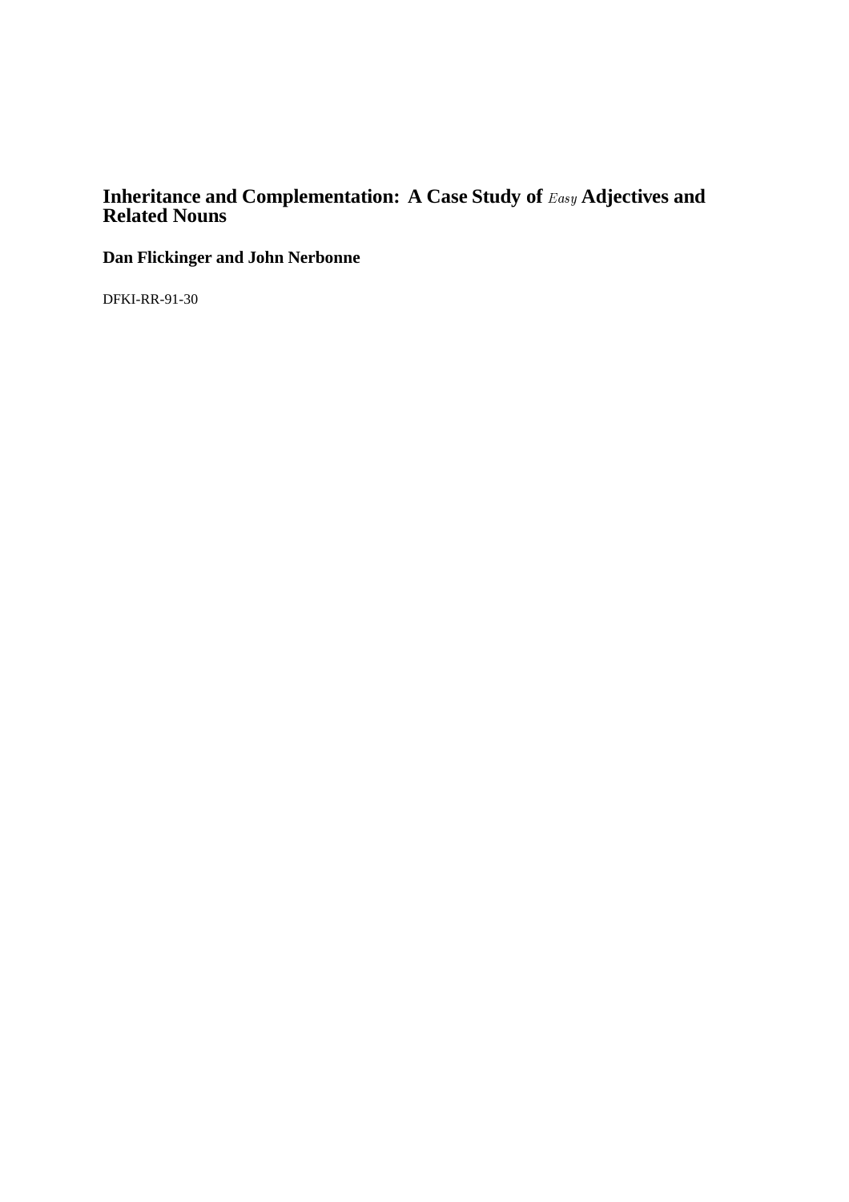# Inheritance and Complementation: A Case Study of *Easy* Adjectives and Related Nouns

**Dan Flickinger and John Nerbonne**

DFKI-RR-91-30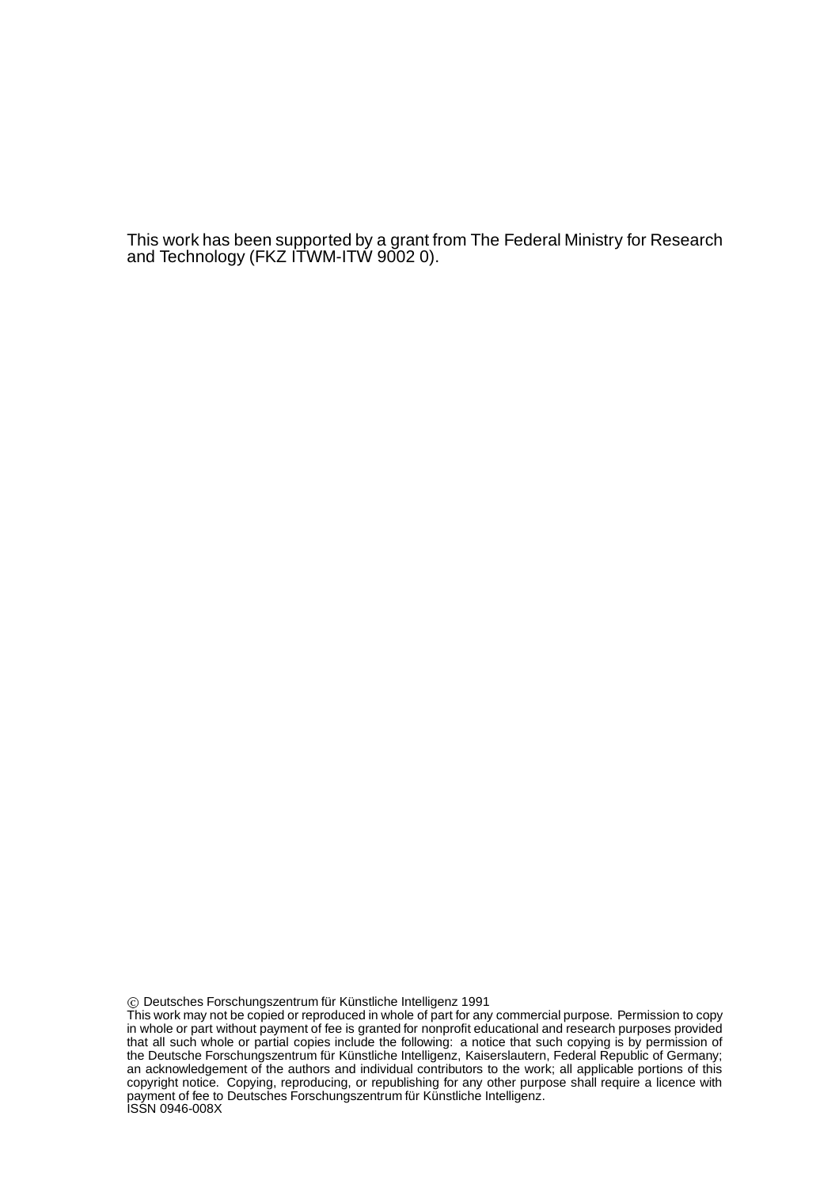This work has been supported by a grant from The Federal Ministry for Research and Technology (FKZ ITWM-ITW 9002 0).

© Deutsches Forschungszentrum für Künstliche Intelligenz 1991
This work may not be copied or reproduced in whole of part for any commercial purpose. Permission to copy in whole or part without payment of fee is granted for nonprofit educational and research purposes provided that all such whole or partial copies include the following: a notice that such copying is by permission of the Deutsche Forschungszentrum für Künstliche Intelligenz, Kaiserslautern, Federal Republic of Germany; an acknowledgement of the authors and individual contributors to the work; all applicable portions of this copyright notice. Copying, reproducing, or republishing for any other purpose shall require a licence with payment of fee to Deutsches Forschungszentrum für Künstliche Intelligenz.
ISSN 0946-008X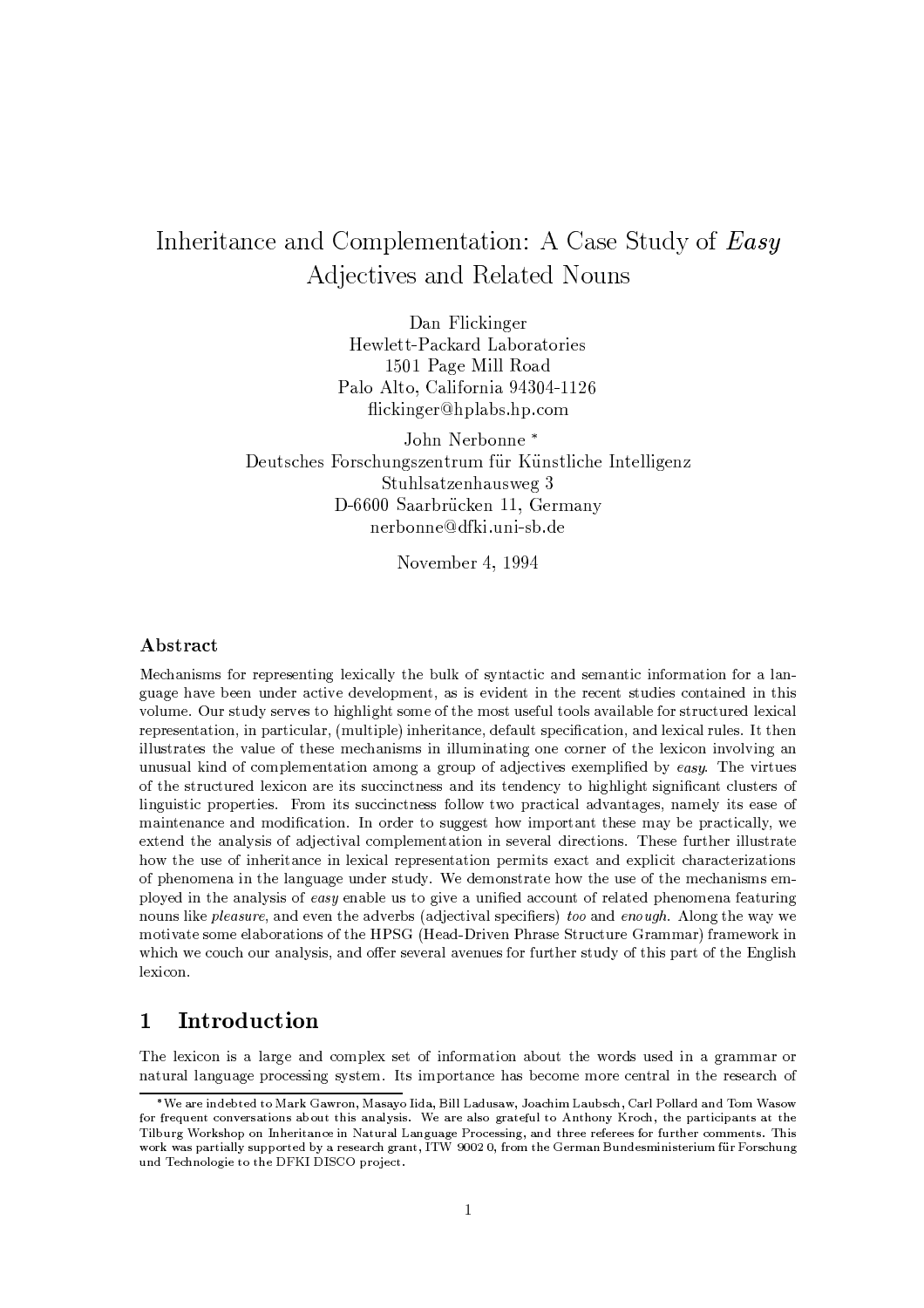# Inheritance and Complementation: A Case Study of *Easy* Adjectives and Related Nouns

Dan Flickinger
Hewlett-Packard Laboratories
1501 Page Mill Road
Palo Alto, California 94304-1126
flickinger@hplabs.hp.com

John Nerbonne *
Deutsches Forschungszentrum für Künstliche Intelligenz
Stuhlsatzenhausweg 3
D-6600 Saarbrücken 11, Germany
nerbonne@dfki.uni-sb.de

November 4, 1994

## Abstract

Mechanisms for representing lexically the bulk of syntactic and semantic information for a language have been under active development, as is evident in the recent studies contained in this volume. Our study serves to highlight some of the most useful tools available for structured lexical representation, in particular, (multiple) inheritance, default specification, and lexical rules. It then illustrates the value of these mechanisms in illuminating one corner of the lexicon involving an unusual kind of complementation among a group of adjectives exemplified by *easy*. The virtues of the structured lexicon are its succinctness and its tendency to highlight significant clusters of linguistic properties. From its succinctness follow two practical advantages, namely its ease of maintenance and modification. In order to suggest how important these may be practically, we extend the analysis of adjectival complementation in several directions. These further illustrate how the use of inheritance in lexical representation permits exact and explicit characterizations of phenomena in the language under study. We demonstrate how the use of the mechanisms employed in the analysis of *easy* enable us to give a unified account of related phenomena featuring nouns like *pleasure*, and even the adverbs (adjectival specifiers) *too* and *enough*. Along the way we motivate some elaborations of the HPSG (Head-Driven Phrase Structure Grammar) framework in which we couch our analysis, and offer several avenues for further study of this part of the English lexicon.

## 1 Introduction

The lexicon is a large and complex set of information about the words used in a grammar or natural language processing system. Its importance has become more central in the research of

*We are indebted to Mark Gawron, Masayo Iida, Bill Ladusaw, Joachim Laubsch, Carl Pollard and Tom Wasow for frequent conversations about this analysis. We are also grateful to Anthony Kroch, the participants at the Tilburg Workshop on Inheritance in Natural Language Processing, and three referees for further comments. This work was partially supported by a research grant, ITW 9002 0, from the German Bundesministerium für Forschung und Technologie to the DFKI DISCO project.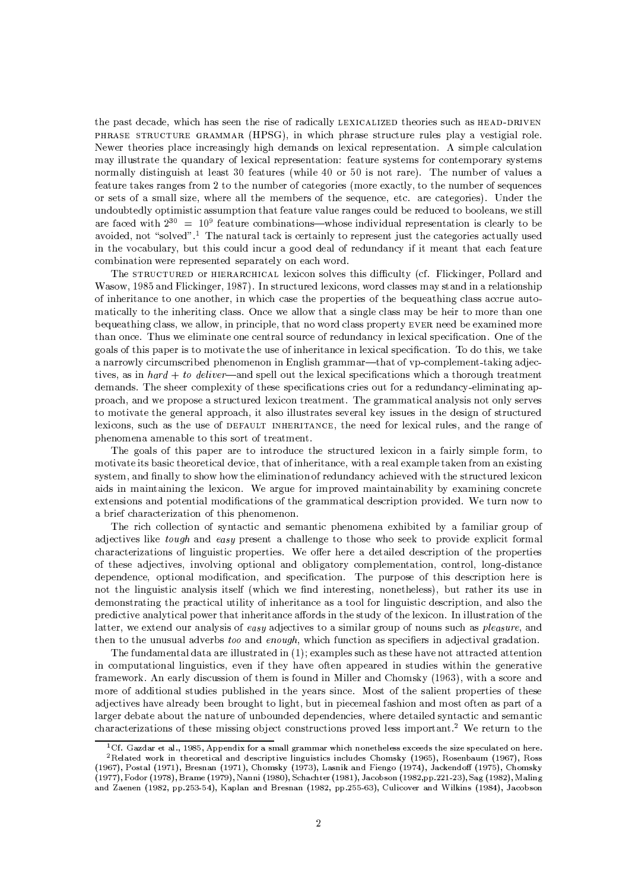the past decade, which has seen the rise of radically LEXICALIZED theories such as HEAD-DRIVEN PHRASE STRUCTURE GRAMMAR (HPSG), in which phrase structure rules play a vestigial role. Newer theories place increasingly high demands on lexical representation. A simple calculation may illustrate the quandary of lexical representation: feature systems for contemporary systems normally distinguish at least 30 features (while 40 or 50 is not rare). The number of values a feature takes ranges from 2 to the number of categories (more exactly, to the number of sequences or sets of a small size, where all the members of the sequence, etc. are categories). Under the undoubtedly optimistic assumption that feature value ranges could be reduced to booleans, we still are faced with $2^{30} = 10^9$ feature combinations—whose individual representation is clearly to be avoided, not "solved".[1] The natural tack is certainly to represent just the categories actually used in the vocabulary, but this could incur a good deal of redundancy if it meant that each feature combination were represented separately on each word.

The STRUCTURED or HIERARCHICAL lexicon solves this difficulty (cf. Flickinger, Pollard and Wasow, 1985 and Flickinger, 1987). In structured lexicons, word classes may stand in a relationship of inheritance to one another, in which case the properties of the bequeathing class accrue automatically to the inheriting class. Once we allow that a single class may be heir to more than one bequeathing class, we allow, in principle, that no word class property EVER need be examined more than once. Thus we eliminate one central source of redundancy in lexical specification. One of the goals of this paper is to motivate the use of inheritance in lexical specification. To do this, we take a narrowly circumscribed phenomenon in English grammar—that of vp-complement-taking adjectives, as in *hard* + *to deliver*—and spell out the lexical specifications which a thorough treatment demands. The sheer complexity of these specifications cries out for a redundancy-eliminating approach, and we propose a structured lexicon treatment. The grammatical analysis not only serves to motivate the general approach, it also illustrates several key issues in the design of structured lexicons, such as the use of DEFAULT INHERITANCE, the need for lexical rules, and the range of phenomena amenable to this sort of treatment.

The goals of this paper are to introduce the structured lexicon in a fairly simple form, to motivate its basic theoretical device, that of inheritance, with a real example taken from an existing system, and finally to show how the elimination of redundancy achieved with the structured lexicon aids in maintaining the lexicon. We argue for improved maintainability by examining concrete extensions and potential modifications of the grammatical description provided. We turn now to a brief characterization of this phenomenon.

The rich collection of syntactic and semantic phenomena exhibited by a familiar group of adjectives like *tough* and *easy* present a challenge to those who seek to provide explicit formal characterizations of linguistic properties. We offer here a detailed description of the properties of these adjectives, involving optional and obligatory complementation, control, long-distance dependence, optional modification, and specification. The purpose of this description here is not the linguistic analysis itself (which we find interesting, nonetheless), but rather its use in demonstrating the practical utility of inheritance as a tool for linguistic description, and also the predictive analytical power that inheritance affords in the study of the lexicon. In illustration of the latter, we extend our analysis of *easy* adjectives to a similar group of nouns such as *pleasure*, and then to the unusual adverbs *too* and *enough*, which function as specifiers in adjectival gradation.

The fundamental data are illustrated in (1); examples such as these have not attracted attention in computational linguistics, even if they have often appeared in studies within the generative framework. An early discussion of them is found in Miller and Chomsky (1963), with a score and more of additional studies published in the years since. Most of the salient properties of these adjectives have already been brought to light, but in piecemeal fashion and most often as part of a larger debate about the nature of unbounded dependencies, where detailed syntactic and semantic characterizations of these missing object constructions proved less important.[2] We return to the

---

[1] Cf. Gazdar et al., 1985, Appendix for a small grammar which nonetheless exceeds the size speculated on here.

[2] Related work in theoretical and descriptive linguistics includes Chomsky (1965), Rosenbaum (1967), Ross (1967), Postal (1971), Bresnan (1971), Chomsky (1973), Lasnik and Fiengo (1974), Jackendoff (1975), Chomsky (1977), Fodor (1978), Brame (1979), Nanni (1980), Schachter (1981), Jacobson (1982,pp.221-23), Sag (1982), Maling and Zaenen (1982, pp.253-54), Kaplan and Bresnan (1982, pp.255-63), Culicover and Wilkins (1984), Jacobson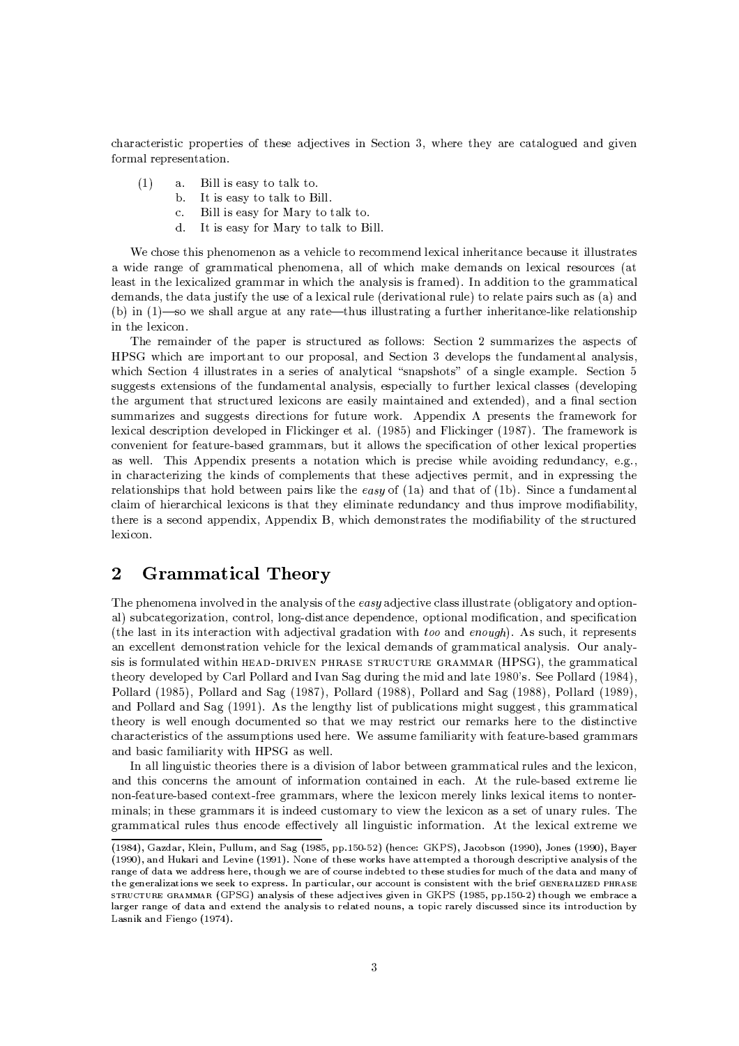characteristic properties of these adjectives in Section 3, where they are catalogued and given formal representation.

(1) a. Bill is easy to talk to.
  b. It is easy to talk to Bill.
  c. Bill is easy for Mary to talk to.
  d. It is easy for Mary to talk to Bill.

We chose this phenomenon as a vehicle to recommend lexical inheritance because it illustrates a wide range of grammatical phenomena, all of which make demands on lexical resources (at least in the lexicalized grammar in which the analysis is framed). In addition to the grammatical demands, the data justify the use of a lexical rule (derivational rule) to relate pairs such as (a) and (b) in (1)—so we shall argue at any rate—thus illustrating a further inheritance-like relationship in the lexicon.

The remainder of the paper is structured as follows: Section 2 summarizes the aspects of HPSG which are important to our proposal, and Section 3 develops the fundamental analysis, which Section 4 illustrates in a series of analytical "snapshots" of a single example. Section 5 suggests extensions of the fundamental analysis, especially to further lexical classes (developing the argument that structured lexicons are easily maintained and extended), and a final section summarizes and suggests directions for future work. Appendix A presents the framework for lexical description developed in Flickinger et al. (1985) and Flickinger (1987). The framework is convenient for feature-based grammars, but it allows the specification of other lexical properties as well. This Appendix presents a notation which is precise while avoiding redundancy, e.g., in characterizing the kinds of complements that these adjectives permit, and in expressing the relationships that hold between pairs like the *easy* of (1a) and that of (1b). Since a fundamental claim of hierarchical lexicons is that they eliminate redundancy and thus improve modifiability, there is a second appendix, Appendix B, which demonstrates the modifiability of the structured lexicon.

## 2 Grammatical Theory

The phenomena involved in the analysis of the *easy* adjective class illustrate (obligatory and optional) subcategorization, control, long-distance dependence, optional modification, and specification (the last in its interaction with adjectival gradation with *too* and *enough*). As such, it represents an excellent demonstration vehicle for the lexical demands of grammatical analysis. Our analysis is formulated within HEAD-DRIVEN PHRASE STRUCTURE GRAMMAR (HPSG), the grammatical theory developed by Carl Pollard and Ivan Sag during the mid and late 1980's. See Pollard (1984), Pollard (1985), Pollard and Sag (1987), Pollard (1988), Pollard and Sag (1988), Pollard (1989), and Pollard and Sag (1991). As the lengthy list of publications might suggest, this grammatical theory is well enough documented so that we may restrict our remarks here to the distinctive characteristics of the assumptions used here. We assume familiarity with feature-based grammars and basic familiarity with HPSG as well.

In all linguistic theories there is a division of labor between grammatical rules and the lexicon, and this concerns the amount of information contained in each. At the rule-based extreme lie non-feature-based context-free grammars, where the lexicon merely links lexical items to nonterminals; in these grammars it is indeed customary to view the lexicon as a set of unary rules. The grammatical rules thus encode effectively all linguistic information. At the lexical extreme we

---

(1984), Gazdar, Klein, Pullum, and Sag (1985, pp.150-52) (hence: GKPS), Jacobson (1990), Jones (1990), Bayer (1990), and Hukari and Levine (1991). None of these works have attempted a thorough descriptive analysis of the range of data we address here, though we are of course indebted to these studies for much of the data and many of the generalizations we seek to express. In particular, our account is consistent with the brief GENERALIZED PHRASE STRUCTURE GRAMMAR (GPSG) analysis of these adjectives given in GKPS (1985, pp.150-2) though we embrace a larger range of data and extend the analysis to related nouns, a topic rarely discussed since its introduction by Lasnik and Fiengo (1974).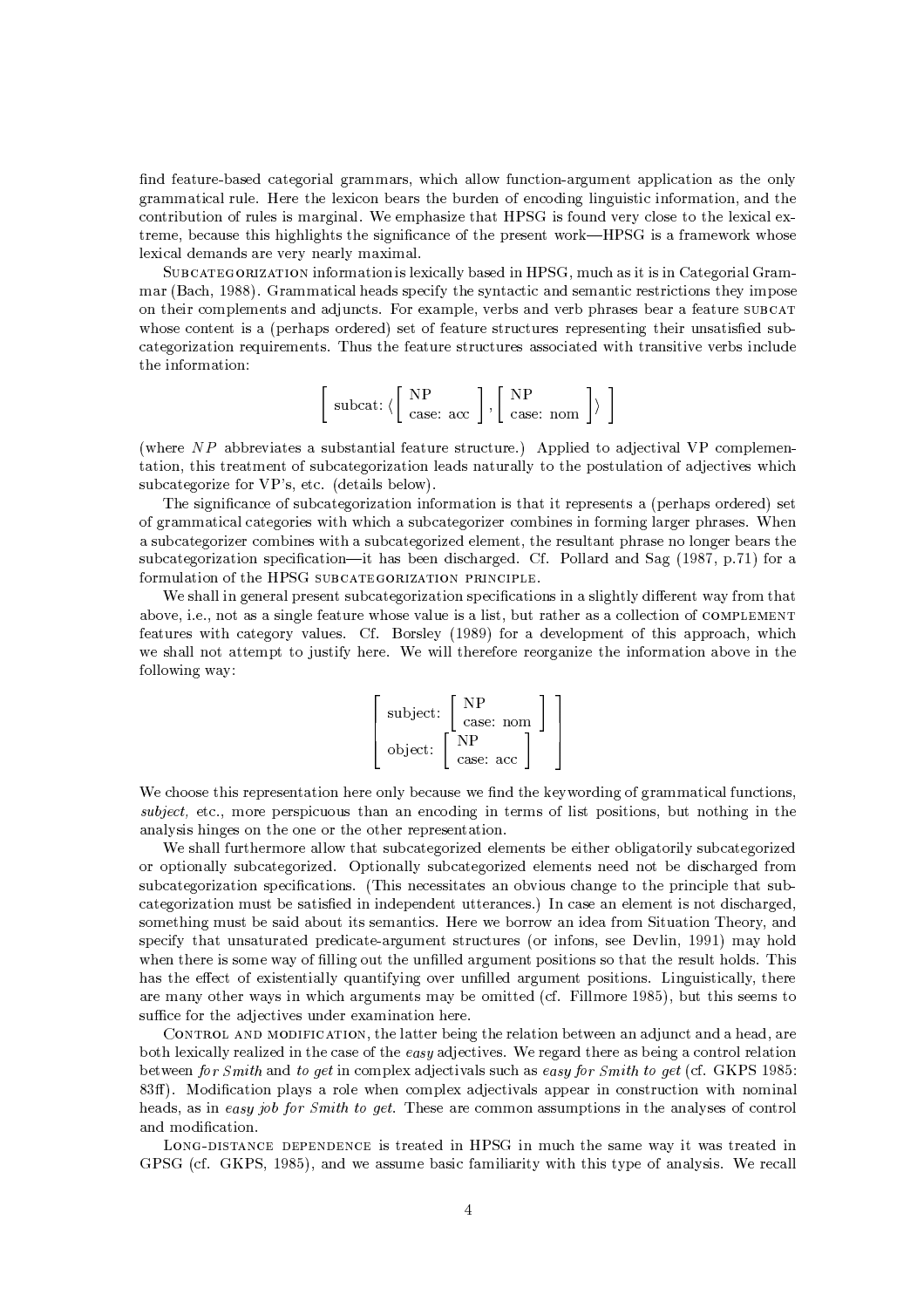find feature-based categorial grammars, which allow function-argument application as the only grammatical rule. Here the lexicon bears the burden of encoding linguistic information, and the contribution of rules is marginal. We emphasize that HPSG is found very close to the lexical extreme, because this highlights the significance of the present work—HPSG is a framework whose lexical demands are very nearly maximal.

SUBCATEGORIZATION information is lexically based in HPSG, much as it is in Categorial Grammar (Bach, 1988). Grammatical heads specify the syntactic and semantic restrictions they impose on their complements and adjuncts. For example, verbs and verb phrases bear a feature SUBCAT whose content is a (perhaps ordered) set of feature structures representing their unsatisfied subcategorization requirements. Thus the feature structures associated with transitive verbs include the information:

$$\left[ \text{subcat: } \langle \left[ \begin{array}{l} \text{NP} \\ \text{case: acc} \end{array} \right], \left[ \begin{array}{l} \text{NP} \\ \text{case: nom} \end{array} \right] \rangle \right]$$

(where $NP$ abbreviates a substantial feature structure.) Applied to adjectival VP complementation, this treatment of subcategorization leads naturally to the postulation of adjectives which subcategorize for VP's, etc. (details below).

The significance of subcategorization information is that it represents a (perhaps ordered) set of grammatical categories with which a subcategorizer combines in forming larger phrases. When a subcategorizer combines with a subcategorized element, the resultant phrase no longer bears the subcategorization specification—it has been discharged. Cf. Pollard and Sag (1987, p.71) for a formulation of the HPSG SUBCATEGORIZATION PRINCIPLE.

We shall in general present subcategorization specifications in a slightly different way from that above, i.e., not as a single feature whose value is a list, but rather as a collection of COMPLEMENT features with category values. Cf. Borsley (1989) for a development of this approach, which we shall not attempt to justify here. We will therefore reorganize the information above in the following way:

$$\left[ \begin{array}{l} \text{subject: } \left[ \begin{array}{l} \text{NP} \\ \text{case: nom} \end{array} \right] \\ \text{object: } \left[ \begin{array}{l} \text{NP} \\ \text{case: acc} \end{array} \right] \end{array} \right]$$

We choose this representation here only because we find the keywording of grammatical functions, *subject,* etc., more perspicuous than an encoding in terms of list positions, but nothing in the analysis hinges on the one or the other representation.

We shall furthermore allow that subcategorized elements be either obligatorily subcategorized or optionally subcategorized. Optionally subcategorized elements need not be discharged from subcategorization specifications. (This necessitates an obvious change to the principle that subcategorization must be satisfied in independent utterances.) In case an element is not discharged, something must be said about its semantics. Here we borrow an idea from Situation Theory, and specify that unsaturated predicate-argument structures (or infons, see Devlin, 1991) may hold when there is some way of filling out the unfilled argument positions so that the result holds. This has the effect of existentially quantifying over unfilled argument positions. Linguistically, there are many other ways in which arguments may be omitted (cf. Fillmore 1985), but this seems to suffice for the adjectives under examination here.

CONTROL AND MODIFICATION, the latter being the relation between an adjunct and a head, are both lexically realized in the case of the *easy* adjectives. We regard there as being a control relation between *for Smith* and *to get* in complex adjectivals such as *easy for Smith to get* (cf. GKPS 1985: 83ff). Modification plays a role when complex adjectivals appear in construction with nominal heads, as in *easy job for Smith to get.* These are common assumptions in the analyses of control and modification.

LONG-DISTANCE DEPENDENCE is treated in HPSG in much the same way it was treated in GPSG (cf. GKPS, 1985), and we assume basic familiarity with this type of analysis. We recall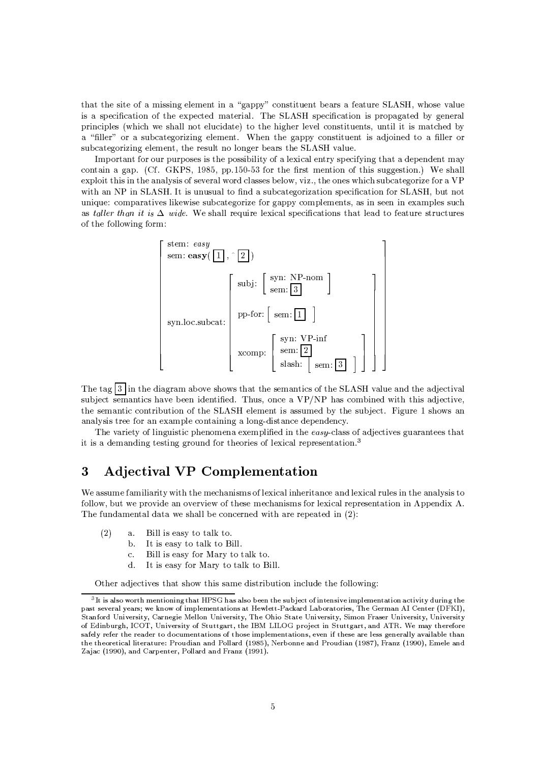that the site of a missing element in a "gappy" constituent bears a feature SLASH, whose value is a specification of the expected material. The SLASH specification is propagated by general principles (which we shall not elucidate) to the higher level constituents, until it is matched by a "filler" or a subcategorizing element. When the gappy constituent is adjoined to a filler or subcategorizing element, the result no longer bears the SLASH value.

Important for our purposes is the possibility of a lexical entry specifying that a dependent may contain a gap. (Cf. GKPS, 1985, pp.150-53 for the first mention of this suggestion.) We shall exploit this in the analysis of several word classes below, viz., the ones which subcategorize for a VP with an NP in SLASH. It is unusual to find a subcategorization specification for SLASH, but not unique: comparatives likewise subcategorize for gappy complements, as in seen in examples such as *taller than it is* $\Delta$ *wide*. We shall require lexical specifications that lead to feature structures of the following form:

$$
\begin{bmatrix}
\text{stem: } \textit{easy} \\
\text{sem: } \textbf{easy}(\boxed{1}, \hat{\ }\boxed{2}) \\
\text{syn.loc.subcat: } \begin{bmatrix}
\text{subj: } \begin{bmatrix} \text{syn: NP-nom} \\ \text{sem: } \boxed{3} \end{bmatrix} \\
\text{pp-for: } \begin{bmatrix} \text{sem: } \boxed{1} \end{bmatrix} \\
\text{xcomp: } \begin{bmatrix} \text{syn: VP-inf} \\ \text{sem: } \boxed{2} \\ \text{slash: } \begin{bmatrix} \text{sem: } \boxed{3} \end{bmatrix} \end{bmatrix}
\end{bmatrix}
\end{bmatrix}
$$

The tag $\boxed{3}$ in the diagram above shows that the semantics of the SLASH value and the adjectival subject semantics have been identified. Thus, once a VP/NP has combined with this adjective, the semantic contribution of the SLASH element is assumed by the subject. Figure 1 shows an analysis tree for an example containing a long-distance dependency.

The variety of linguistic phenomena exemplified in the *easy*-class of adjectives guarantees that it is a demanding testing ground for theories of lexical representation.[3]

# 3 Adjectival VP Complementation

We assume familiarity with the mechanisms of lexical inheritance and lexical rules in the analysis to follow, but we provide an overview of these mechanisms for lexical representation in Appendix A. The fundamental data we shall be concerned with are repeated in (2):

(2)
  a. Bill is easy to talk to.
  b. It is easy to talk to Bill.
  c. Bill is easy for Mary to talk to.
  d. It is easy for Mary to talk to Bill.

Other adjectives that show this same distribution include the following:

[3] It is also worth mentioning that HPSG has also been the subject of intensive implementation activity during the past several years; we know of implementations at Hewlett-Packard Laboratories, The German AI Center (DFKI), Stanford University, Carnegie Mellon University, The Ohio State University, Simon Fraser University, University of Edinburgh, ICOT, University of Stuttgart, the IBM LILOG project in Stuttgart, and ATR. We may therefore safely refer the reader to documentations of those implementations, even if these are less generally available than the theoretical literature: Proudian and Pollard (1985), Nerbonne and Proudian (1987), Franz (1990), Emele and Zajac (1990), and Carpenter, Pollard and Franz (1991).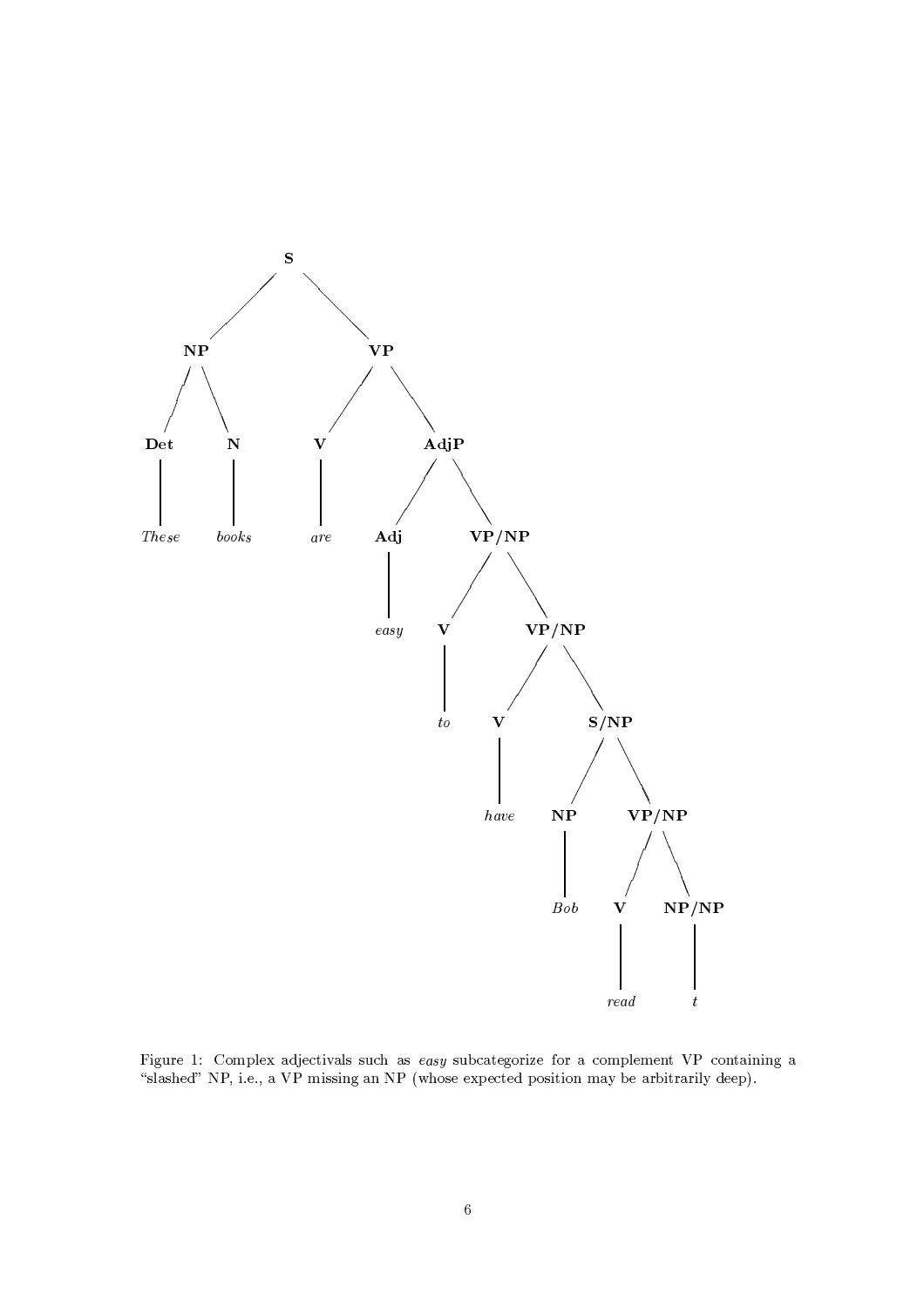```
[S [NP [Det These] [N books]]
   [VP [V are]
       [AdjP [Adj easy]
             [VP/NP [V to]
                    [VP/NP [V have]
                           [S/NP [NP Bob]
                                 [VP/NP [V read]
                                        [NP/NP t]]]]]]]]
```

Figure 1: Complex adjectivals such as *easy* subcategorize for a complement VP containing a "slashed" NP, i.e., a VP missing an NP (whose expected position may be arbitrarily deep).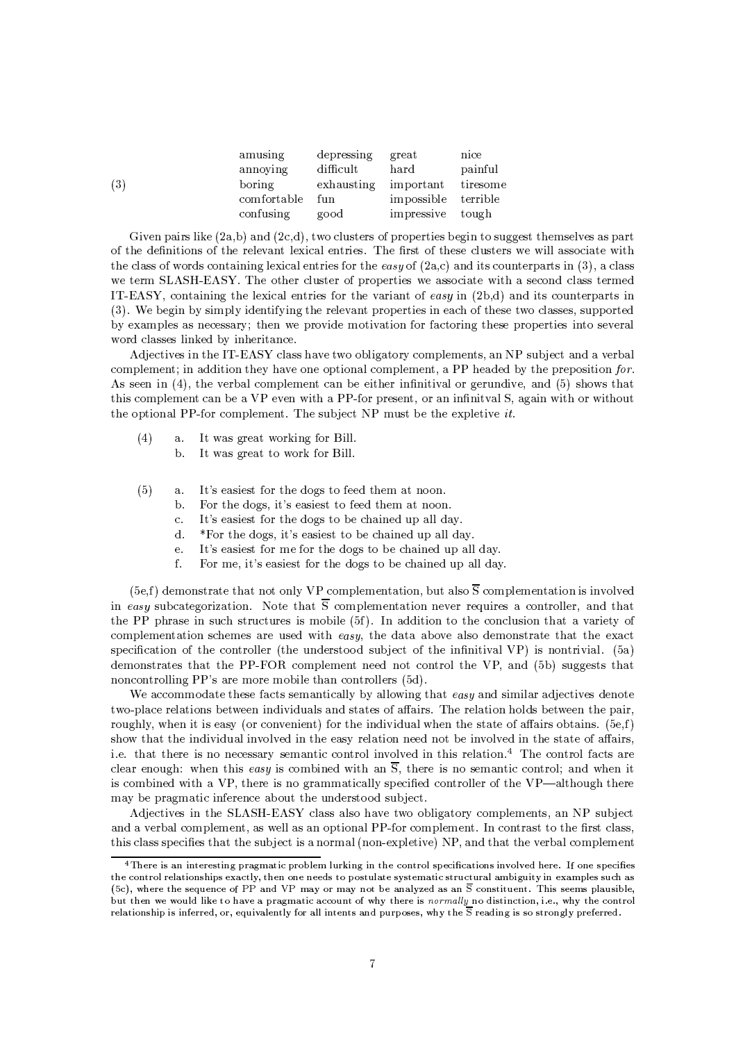(3)

| | | | |
|---|---|---|---|
| amusing | depressing | great | nice |
| annoying | difficult | hard | painful |
| boring | exhausting | important | tiresome |
| comfortable | fun | impossible | terrible |
| confusing | good | impressive | tough |

Given pairs like (2a,b) and (2c,d), two clusters of properties begin to suggest themselves as part of the definitions of the relevant lexical entries. The first of these clusters we will associate with the class of words containing lexical entries for the *easy* of (2a,c) and its counterparts in (3), a class we term SLASH-EASY. The other cluster of properties we associate with a second class termed IT-EASY, containing the lexical entries for the variant of *easy* in (2b,d) and its counterparts in (3). We begin by simply identifying the relevant properties in each of these two classes, supported by examples as necessary; then we provide motivation for factoring these properties into several word classes linked by inheritance.

Adjectives in the IT-EASY class have two obligatory complements, an NP subject and a verbal complement; in addition they have one optional complement, a PP headed by the preposition *for*. As seen in (4), the verbal complement can be either infinitival or gerundive, and (5) shows that this complement can be a VP even with a PP-for present, or an infinitval S, again with or without the optional PP-for complement. The subject NP must be the expletive *it*.

(4)
a. It was great working for Bill.
b. It was great to work for Bill.

(5)
a. It's easiest for the dogs to feed them at noon.
b. For the dogs, it's easiest to feed them at noon.
c. It's easiest for the dogs to be chained up all day.
d. *For the dogs, it's easiest to be chained up all day.
e. It's easiest for me for the dogs to be chained up all day.
f. For me, it's easiest for the dogs to be chained up all day.

(5e,f) demonstrate that not only VP complementation, but also $\overline{\text{S}}$ complementation is involved in *easy* subcategorization. Note that $\overline{\text{S}}$ complementation never requires a controller, and that the PP phrase in such structures is mobile (5f). In addition to the conclusion that a variety of complementation schemes are used with *easy*, the data above also demonstrate that the exact specification of the controller (the understood subject of the infinitival VP) is nontrivial. (5a) demonstrates that the PP-FOR complement need not control the VP, and (5b) suggests that noncontrolling PP's are more mobile than controllers (5d).

We accommodate these facts semantically by allowing that *easy* and similar adjectives denote two-place relations between individuals and states of affairs. The relation holds between the pair, roughly, when it is easy (or convenient) for the individual when the state of affairs obtains. (5e,f) show that the individual involved in the easy relation need not be involved in the state of affairs, i.e. that there is no necessary semantic control involved in this relation.[4] The control facts are clear enough: when this *easy* is combined with an $\overline{\text{S}}$, there is no semantic control; and when it is combined with a VP, there is no grammatically specified controller of the VP—although there may be pragmatic inference about the understood subject.

Adjectives in the SLASH-EASY class also have two obligatory complements, an NP subject and a verbal complement, as well as an optional PP-for complement. In contrast to the first class, this class specifies that the subject is a normal (non-expletive) NP, and that the verbal complement

[4] There is an interesting pragmatic problem lurking in the control specifications involved here. If one specifies the control relationships exactly, then one needs to postulate systematic structural ambiguity in examples such as (5c), where the sequence of PP and VP may or may not be analyzed as an $\overline{\text{S}}$ constituent. This seems plausible, but then we would like to have a pragmatic account of why there is <u>normally</u> no distinction, i.e., why the control relationship is inferred, or, equivalently for all intents and purposes, why the $\overline{\text{S}}$ reading is so strongly preferred.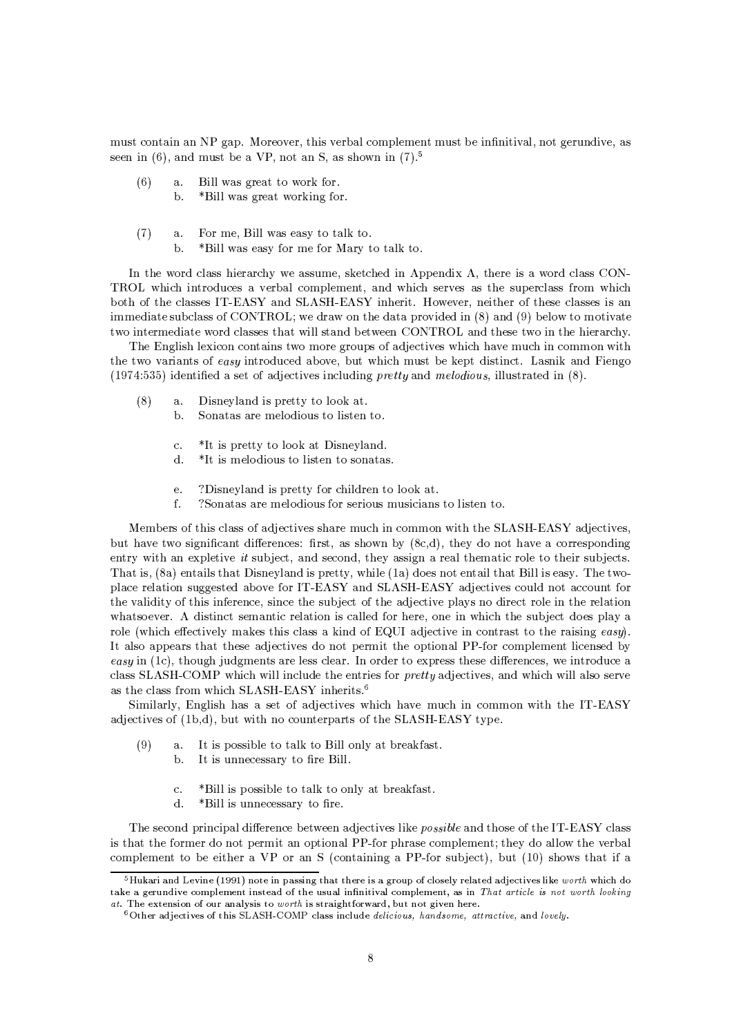must contain an NP gap. Moreover, this verbal complement must be infinitival, not gerundive, as seen in (6), and must be a VP, not an S, as shown in (7).[5]

(6) a. Bill was great to work for.
    b. *Bill was great working for.

(7) a. For me, Bill was easy to talk to.
    b. *Bill was easy for me for Mary to talk to.

In the word class hierarchy we assume, sketched in Appendix A, there is a word class CONTROL which introduces a verbal complement, and which serves as the superclass from which both of the classes IT-EASY and SLASH-EASY inherit. However, neither of these classes is an immediate subclass of CONTROL; we draw on the data provided in (8) and (9) below to motivate two intermediate word classes that will stand between CONTROL and these two in the hierarchy.

The English lexicon contains two more groups of adjectives which have much in common with the two variants of *easy* introduced above, but which must be kept distinct. Lasnik and Fiengo (1974:535) identified a set of adjectives including *pretty* and *melodious*, illustrated in (8).

(8) a. Disneyland is pretty to look at.
    b. Sonatas are melodious to listen to.

    c. *It is pretty to look at Disneyland.
    d. *It is melodious to listen to sonatas.

    e. ?Disneyland is pretty for children to look at.
    f. ?Sonatas are melodious for serious musicians to listen to.

Members of this class of adjectives share much in common with the SLASH-EASY adjectives, but have two significant differences: first, as shown by (8c,d), they do not have a corresponding entry with an expletive *it* subject, and second, they assign a real thematic role to their subjects. That is, (8a) entails that Disneyland is pretty, while (1a) does not entail that Bill is easy. The two-place relation suggested above for IT-EASY and SLASH-EASY adjectives could not account for the validity of this inference, since the subject of the adjective plays no direct role in the relation whatsoever. A distinct semantic relation is called for here, one in which the subject does play a role (which effectively makes this class a kind of EQUI adjective in contrast to the raising *easy*). It also appears that these adjectives do not permit the optional PP-for complement licensed by *easy* in (1c), though judgments are less clear. In order to express these differences, we introduce a class SLASH-COMP which will include the entries for *pretty* adjectives, and which will also serve as the class from which SLASH-EASY inherits.[6]

Similarly, English has a set of adjectives which have much in common with the IT-EASY adjectives of (1b,d), but with no counterparts of the SLASH-EASY type.

(9) a. It is possible to talk to Bill only at breakfast.
    b. It is unnecessary to fire Bill.

    c. *Bill is possible to talk to only at breakfast.
    d. *Bill is unnecessary to fire.

The second principal difference between adjectives like *possible* and those of the IT-EASY class is that the former do not permit an optional PP-for phrase complement; they do allow the verbal complement to be either a VP or an S (containing a PP-for subject), but (10) shows that if a

[5] Hukari and Levine (1991) note in passing that there is a group of closely related adjectives like *worth* which do take a gerundive complement instead of the usual infinitival complement, as in *That article is not worth looking at*. The extension of our analysis to *worth* is straightforward, but not given here.

[6] Other adjectives of this SLASH-COMP class include *delicious, handsome, attractive,* and *lovely*.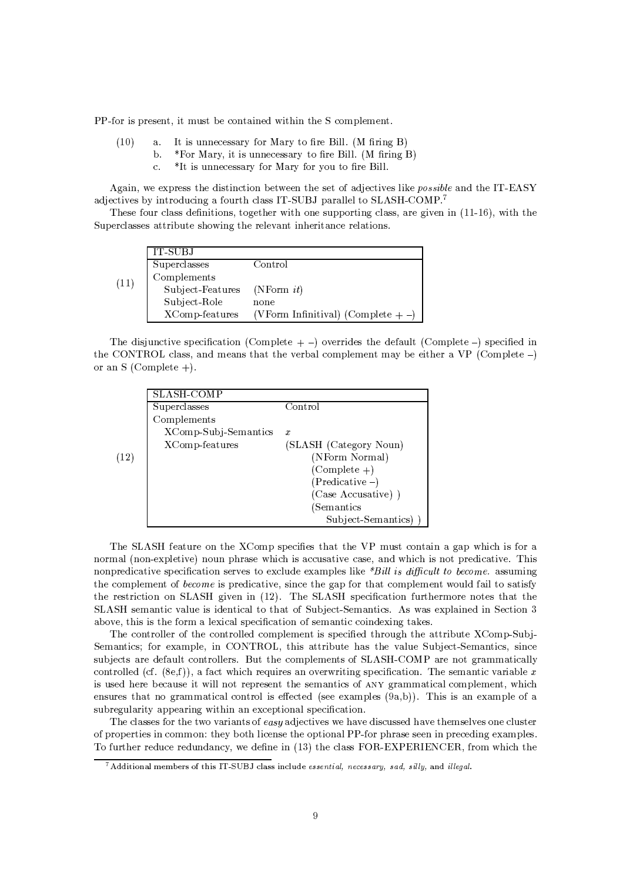PP-for is present, it must be contained within the S complement.

(10) a. It is unnecessary for Mary to fire Bill. (M firing B)
b. *For Mary, it is unnecessary to fire Bill. (M firing B)
c. *It is unnecessary for Mary for you to fire Bill.

Again, we express the distinction between the set of adjectives like *possible* and the IT-EASY adjectives by introducing a fourth class IT-SUBJ parallel to SLASH-COMP.[7]

These four class definitions, together with one supporting class, are given in (11-16), with the Superclasses attribute showing the relevant inheritance relations.

(11)

| IT-SUBJ | |
|---|---|
| Superclasses | Control |
| Complements | |
| Subject-Features | (NForm *it*) |
| Subject-Role | none |
| XComp-features | (VForm Infinitival) (Complete + –) |

The disjunctive specification (Complete + –) overrides the default (Complete –) specified in the CONTROL class, and means that the verbal complement may be either a VP (Complete –) or an S (Complete +).

(12)

| SLASH-COMP | |
|---|---|
| Superclasses | Control |
| Complements | |
| XComp-Subj-Semantics | $x$ |
| XComp-features | (SLASH (Category Noun) (NForm Normal) (Complete +) (Predicative –) (Case Accusative) ) (Semantics Subject-Semantics) ) |

The SLASH feature on the XComp specifies that the VP must contain a gap which is for a normal (non-expletive) noun phrase which is accusative case, and which is not predicative. This nonpredicative specification serves to exclude examples like *\*Bill is difficult to become.* assuming the complement of *become* is predicative, since the gap for that complement would fail to satisfy the restriction on SLASH given in (12). The SLASH specification furthermore notes that the SLASH semantic value is identical to that of Subject-Semantics. As was explained in Section 3 above, this is the form a lexical specification of semantic coindexing takes.

The controller of the controlled complement is specified through the attribute XComp-Subj-Semantics; for example, in CONTROL, this attribute has the value Subject-Semantics, since subjects are default controllers. But the complements of SLASH-COMP are not grammatically controlled (cf. (8e,f)), a fact which requires an overwriting specification. The semantic variable $x$ is used here because it will not represent the semantics of ANY grammatical complement, which ensures that no grammatical control is effected (see examples (9a,b)). This is an example of a subregularity appearing within an exceptional specification.

The classes for the two variants of *easy* adjectives we have discussed have themselves one cluster of properties in common: they both license the optional PP-for phrase seen in preceding examples. To further reduce redundancy, we define in (13) the class FOR-EXPERIENCER, from which the

[7] Additional members of this IT-SUBJ class include *essential, necessary, sad, silly,* and *illegal*.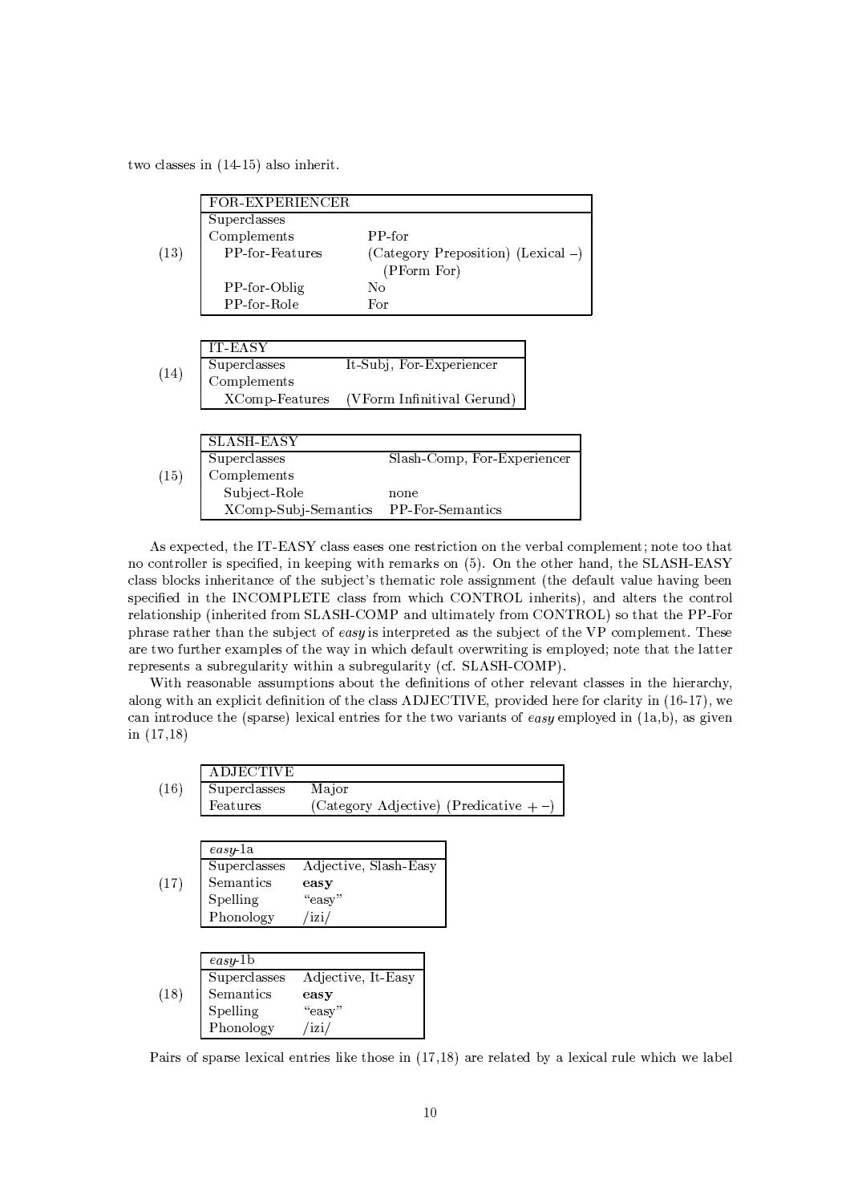two classes in (14-15) also inherit.

(13)

| FOR-EXPERIENCER | |
|---|---|
| Superclasses | |
| Complements | PP-for |
| PP-for-Features | (Category Preposition) (Lexical –) (PForm For) |
| PP-for-Oblig | No |
| PP-for-Role | For |

(14)

| IT-EASY | |
|---|---|
| Superclasses | It-Subj, For-Experiencer |
| Complements | |
| XComp-Features | (VForm Infinitival Gerund) |

(15)

| SLASH-EASY | |
|---|---|
| Superclasses | Slash-Comp, For-Experiencer |
| Complements | |
| Subject-Role | none |
| XComp-Subj-Semantics | PP-For-Semantics |

As expected, the IT-EASY class eases one restriction on the verbal complement; note too that no controller is specified, in keeping with remarks on (5). On the other hand, the SLASH-EASY class blocks inheritance of the subject's thematic role assignment (the default value having been specified in the INCOMPLETE class from which CONTROL inherits), and alters the control relationship (inherited from SLASH-COMP and ultimately from CONTROL) so that the PP-For phrase rather than the subject of *easy* is interpreted as the subject of the VP complement. These are two further examples of the way in which default overwriting is employed; note that the latter represents a subregularity within a subregularity (cf. SLASH-COMP).

With reasonable assumptions about the definitions of other relevant classes in the hierarchy, along with an explicit definition of the class ADJECTIVE, provided here for clarity in (16-17), we can introduce the (sparse) lexical entries for the two variants of *easy* employed in (1a,b), as given in (17,18)

(16)

| ADJECTIVE | |
|---|---|
| Superclasses | Major |
| Features | (Category Adjective) (Predicative + –) |

(17)

| *easy*-1a | |
|---|---|
| Superclasses | Adjective, Slash-Easy |
| Semantics | **easy** |
| Spelling | "easy" |
| Phonology | /izi/ |

(18)

| *easy*-1b | |
|---|---|
| Superclasses | Adjective, It-Easy |
| Semantics | **easy** |
| Spelling | "easy" |
| Phonology | /izi/ |

Pairs of sparse lexical entries like those in (17,18) are related by a lexical rule which we label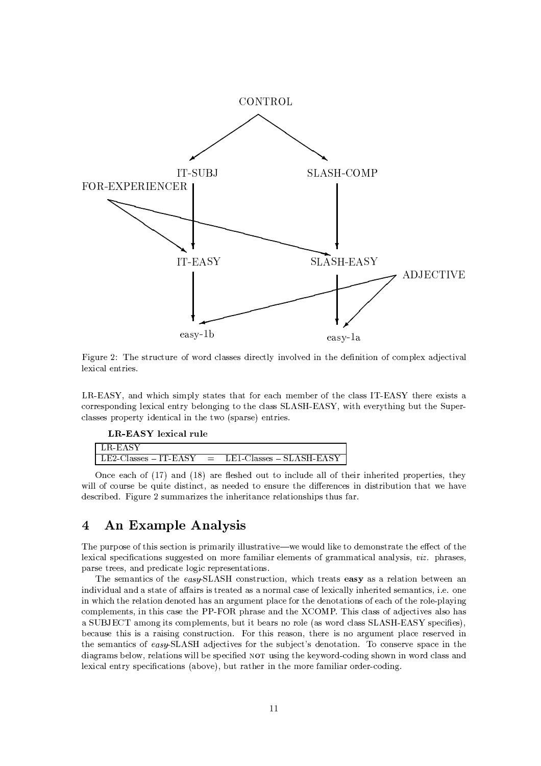CONTROL

IT-SUBJ SLASH-COMP

FOR-EXPERIENCER

IT-EASY SLASH-EASY

ADJECTIVE

easy-1b easy-1a

Figure 2: The structure of word classes directly involved in the definition of complex adjectival lexical entries.

LR-EASY, and which simply states that for each member of the class IT-EASY there exists a corresponding lexical entry belonging to the class SLASH-EASY, with everything but the Superclasses property identical in the two (sparse) entries.

**LR-EASY lexical rule**

| LR-EASY | | |
|---|---|---|
| LE2-Classes – IT-EASY | = | LE1-Classes – SLASH-EASY |

Once each of (17) and (18) are fleshed out to include all of their inherited properties, they will of course be quite distinct, as needed to ensure the differences in distribution that we have described. Figure 2 summarizes the inheritance relationships thus far.

## 4 An Example Analysis

The purpose of this section is primarily illustrative—we would like to demonstrate the effect of the lexical specifications suggested on more familiar elements of grammatical analysis, *viz.* phrases, parse trees, and predicate logic representations.

The semantics of the *easy*-SLASH construction, which treats **easy** as a relation between an individual and a state of affairs is treated as a normal case of lexically inherited semantics, i.e. one in which the relation denoted has an argument place for the denotations of each of the role-playing complements, in this case the PP-FOR phrase and the XCOMP. This class of adjectives also has a SUBJECT among its complements, but it bears no role (as word class SLASH-EASY specifies), because this is a raising construction. For this reason, there is no argument place reserved in the semantics of *easy*-SLASH adjectives for the subject's denotation. To conserve space in the diagrams below, relations will be specified NOT using the keyword-coding shown in word class and lexical entry specifications (above), but rather in the more familiar order-coding.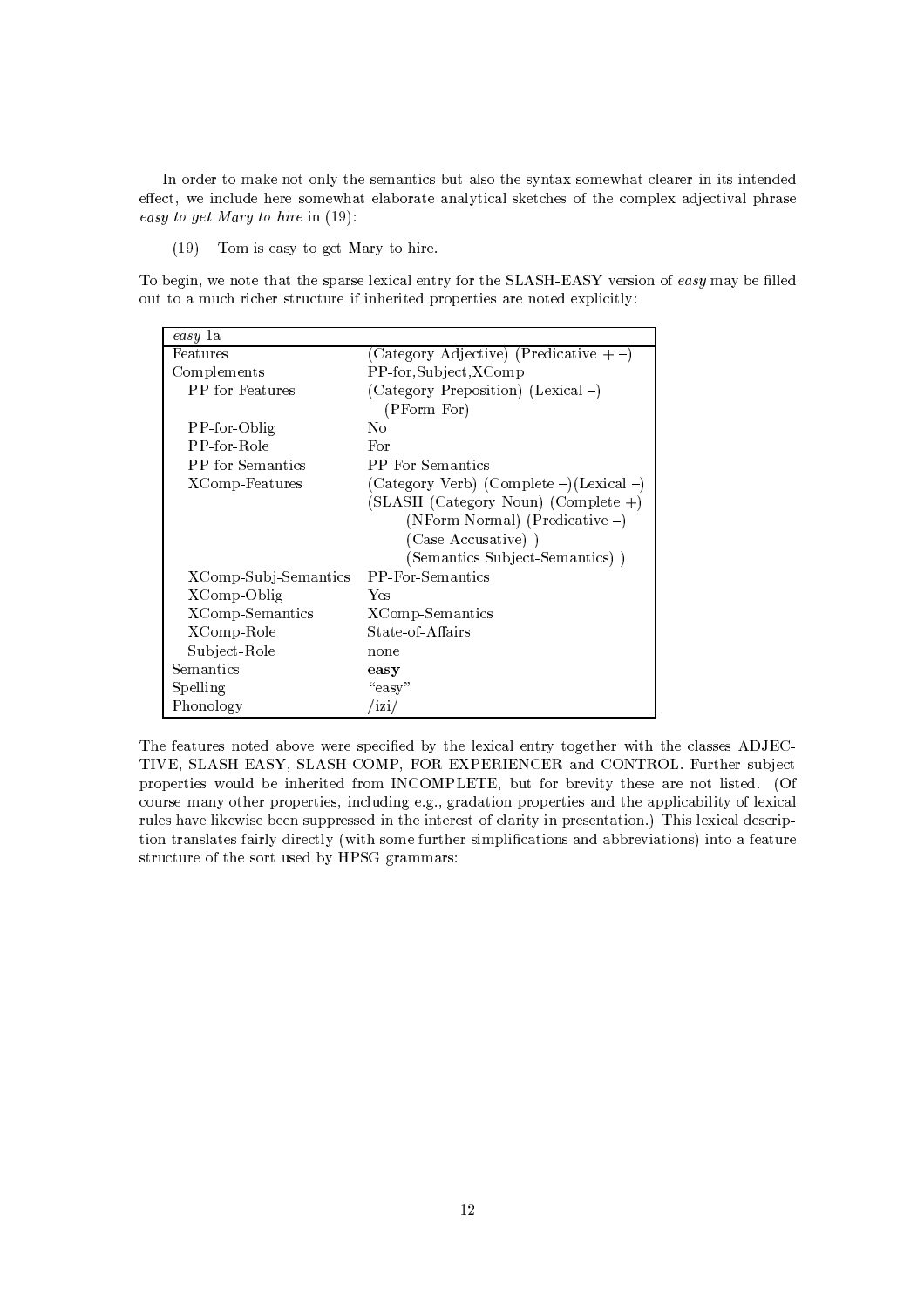In order to make not only the semantics but also the syntax somewhat clearer in its intended effect, we include here somewhat elaborate analytical sketches of the complex adjectival phrase *easy to get Mary to hire* in (19):

(19) Tom is easy to get Mary to hire.

To begin, we note that the sparse lexical entry for the SLASH-EASY version of *easy* may be filled out to a much richer structure if inherited properties are noted explicitly:

| *easy*-1a | |
|---|---|
| Features | (Category Adjective) (Predicative + –) |
| Complements | PP-for,Subject,XComp |
| PP-for-Features | (Category Preposition) (Lexical –) (PForm For) |
| PP-for-Oblig | No |
| PP-for-Role | For |
| PP-for-Semantics | PP-For-Semantics |
| XComp-Features | (Category Verb) (Complete –)(Lexical –) (SLASH (Category Noun) (Complete +) (NForm Normal) (Predicative –) (Case Accusative) ) (Semantics Subject-Semantics) ) |
| XComp-Subj-Semantics | PP-For-Semantics |
| XComp-Oblig | Yes |
| XComp-Semantics | XComp-Semantics |
| XComp-Role | State-of-Affairs |
| Subject-Role | none |
| Semantics | **easy** |
| Spelling | "easy" |
| Phonology | /izi/ |

The features noted above were specified by the lexical entry together with the classes ADJECTIVE, SLASH-EASY, SLASH-COMP, FOR-EXPERIENCER and CONTROL. Further subject properties would be inherited from INCOMPLETE, but for brevity these are not listed. (Of course many other properties, including e.g., gradation properties and the applicability of lexical rules have likewise been suppressed in the interest of clarity in presentation.) This lexical description translates fairly directly (with some further simplifications and abbreviations) into a feature structure of the sort used by HPSG grammars: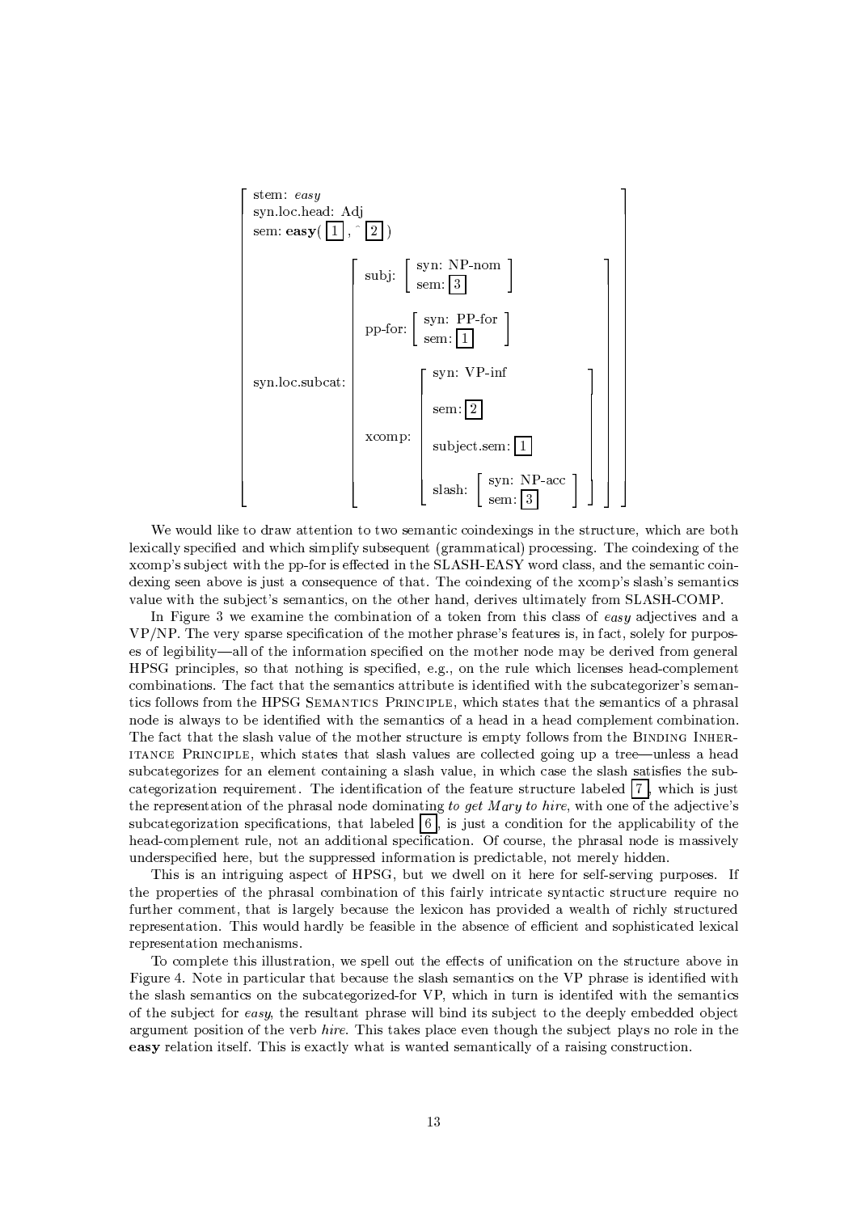$$
\left[\begin{array}{ll}
\text{stem: } \textit{easy} & \\
\text{syn.loc.head: Adj} & \\
\text{sem: } \mathbf{easy}(\boxed{1}, \hat{}\ \boxed{2}) & \\
\text{syn.loc.subcat:} & \left[\begin{array}{ll}
\text{subj:} & \left[\begin{array}{l}\text{syn: NP-nom}\\ \text{sem: } \boxed{3}\end{array}\right] \\
\text{pp-for:} & \left[\begin{array}{l}\text{syn: PP-for}\\ \text{sem: } \boxed{1}\end{array}\right] \\
\text{xcomp:} & \left[\begin{array}{ll}
\text{syn: VP-inf} & \\
\text{sem: } \boxed{2} & \\
\text{subject.sem: } \boxed{1} & \\
\text{slash:} & \left[\begin{array}{l}\text{syn: NP-acc}\\ \text{sem: } \boxed{3}\end{array}\right]
\end{array}\right]
\end{array}\right]
\end{array}\right]
$$

We would like to draw attention to two semantic coindexings in the structure, which are both lexically specified and which simplify subsequent (grammatical) processing. The coindexing of the xcomp's subject with the pp-for is effected in the SLASH-EASY word class, and the semantic coindexing seen above is just a consequence of that. The coindexing of the xcomp's slash's semantics value with the subject's semantics, on the other hand, derives ultimately from SLASH-COMP.

In Figure 3 we examine the combination of a token from this class of *easy* adjectives and a VP/NP. The very sparse specification of the mother phrase's features is, in fact, solely for purposes of legibility—all of the information specified on the mother node may be derived from general HPSG principles, so that nothing is specified, e.g., on the rule which licenses head-complement combinations. The fact that the semantics attribute is identified with the subcategorizer's semantics follows from the HPSG SEMANTICS PRINCIPLE, which states that the semantics of a phrasal node is always to be identified with the semantics of a head in a head complement combination. The fact that the slash value of the mother structure is empty follows from the BINDING INHERITANCE PRINCIPLE, which states that slash values are collected going up a tree—unless a head subcategorizes for an element containing a slash value, in which case the slash satisfies the subcategorization requirement. The identification of the feature structure labeled $\boxed{7}$, which is just the representation of the phrasal node dominating *to get Mary to hire*, with one of the adjective's subcategorization specifications, that labeled $\boxed{6}$, is just a condition for the applicability of the head-complement rule, not an additional specification. Of course, the phrasal node is massively underspecified here, but the suppressed information is predictable, not merely hidden.

This is an intriguing aspect of HPSG, but we dwell on it here for self-serving purposes. If the properties of the phrasal combination of this fairly intricate syntactic structure require no further comment, that is largely because the lexicon has provided a wealth of richly structured representation. This would hardly be feasible in the absence of efficient and sophisticated lexical representation mechanisms.

To complete this illustration, we spell out the effects of unification on the structure above in Figure 4. Note in particular that because the slash semantics on the VP phrase is identified with the slash semantics on the subcategorized-for VP, which in turn is identifed with the semantics of the subject for *easy*, the resultant phrase will bind its subject to the deeply embedded object argument position of the verb *hire*. This takes place even though the subject plays no role in the **easy** relation itself. This is exactly what is wanted semantically of a raising construction.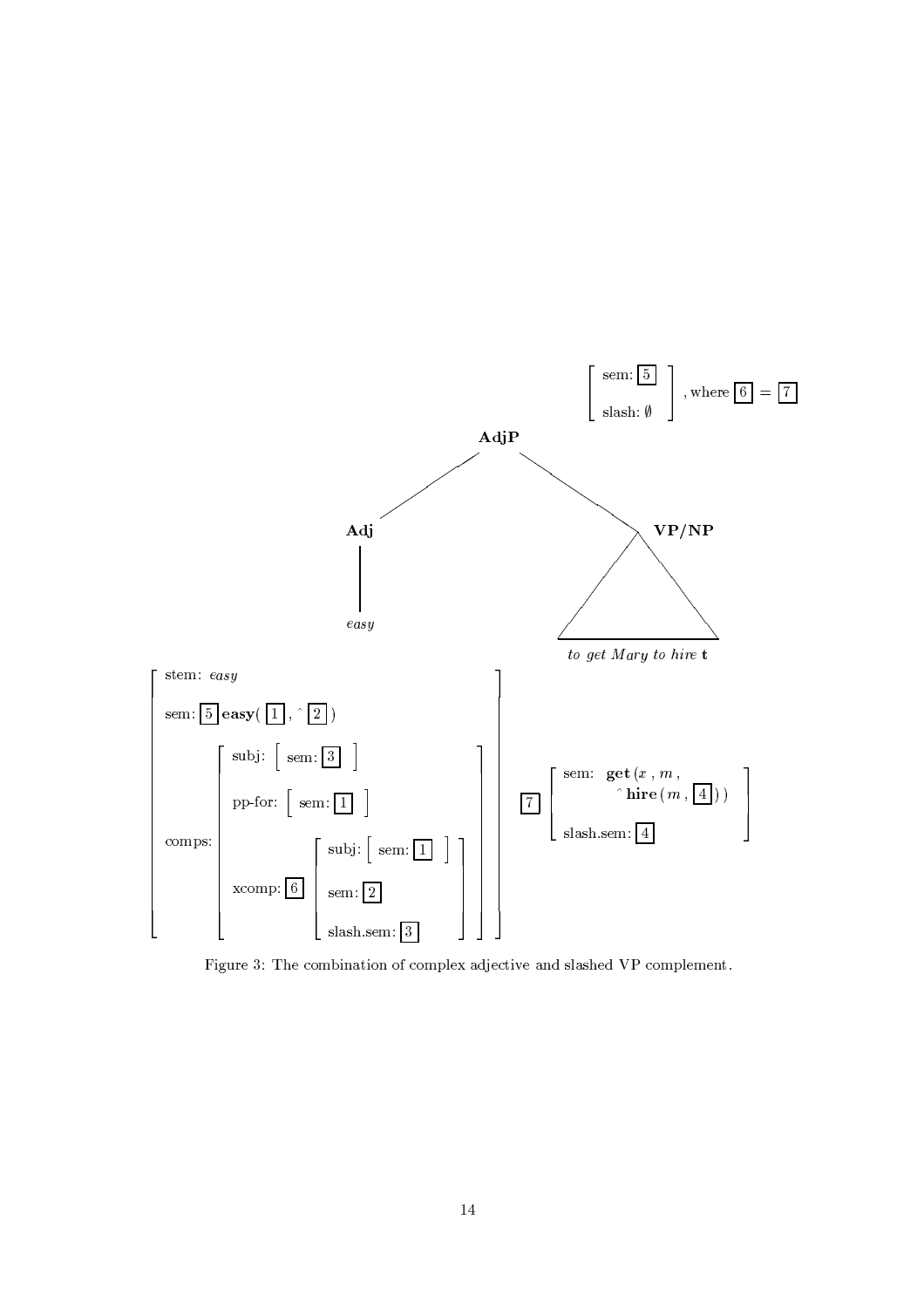$$\begin{bmatrix} \text{sem: } \boxed{5} \\ \text{slash: } \emptyset \end{bmatrix} \text{, where } \boxed{6} = \boxed{7}$$

**AdjP**

**Adj** — *easy*

**VP/NP** — *to get Mary to hire* **t**

$$\begin{bmatrix} \text{stem: } \textit{easy} \\ \text{sem: } \boxed{5}\, \textbf{easy}(\, \boxed{1}\, ,\, \hat{}\, \boxed{2}\, ) \\ \text{comps: } \begin{bmatrix} \text{subj: } \begin{bmatrix} \text{sem: } \boxed{3} \end{bmatrix} \\ \text{pp-for: } \begin{bmatrix} \text{sem: } \boxed{1} \end{bmatrix} \\ \text{xcomp: } \boxed{6} \begin{bmatrix} \text{subj: } \begin{bmatrix} \text{sem: } \boxed{1} \end{bmatrix} \\ \text{sem: } \boxed{2} \\ \text{slash.sem: } \boxed{3} \end{bmatrix} \end{bmatrix} \end{bmatrix} \quad \boxed{7} \begin{bmatrix} \text{sem: } \textbf{get}\,(x\, ,\, m\, , \\ \qquad\quad \hat{}\, \textbf{hire}\,(\, m\, ,\, \boxed{4}\, )\,) \\ \text{slash.sem: } \boxed{4} \end{bmatrix}$$

Figure 3: The combination of complex adjective and slashed VP complement.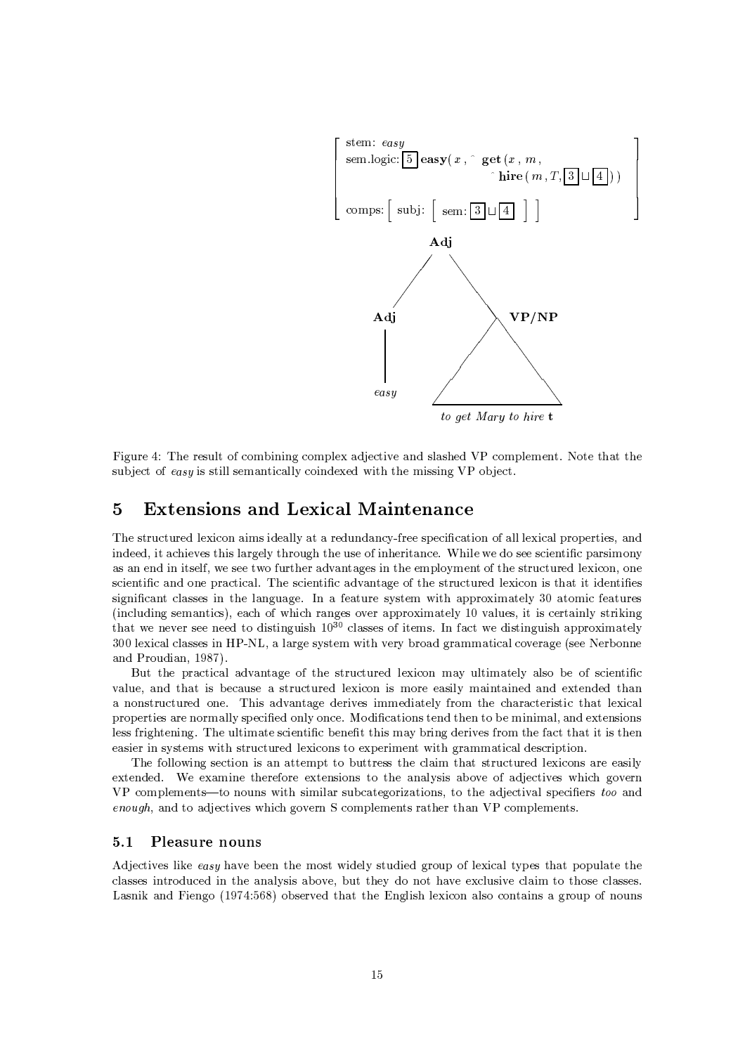```
stem: easy
sem.logic: [5] easy( x , ^ get (x , m ,
                        ^ hire ( m , T, [3] ⊔ [4] ) )
comps: [ subj: [ sem: [3] ⊔ [4] ] ]

                Adj
              /     \
           Adj       VP/NP
            |         /\
          easy       /  \
            to get Mary to hire t
```

Figure 4: The result of combining complex adjective and slashed VP complement. Note that the subject of *easy* is still semantically coindexed with the missing VP object.

## 5 Extensions and Lexical Maintenance

The structured lexicon aims ideally at a redundancy-free specification of all lexical properties, and indeed, it achieves this largely through the use of inheritance. While we do see scientific parsimony as an end in itself, we see two further advantages in the employment of the structured lexicon, one scientific and one practical. The scientific advantage of the structured lexicon is that it identifies significant classes in the language. In a feature system with approximately 30 atomic features (including semantics), each of which ranges over approximately 10 values, it is certainly striking that we never see need to distinguish $10^{30}$ classes of items. In fact we distinguish approximately 300 lexical classes in HP-NL, a large system with very broad grammatical coverage (see Nerbonne and Proudian, 1987).

But the practical advantage of the structured lexicon may ultimately also be of scientific value, and that is because a structured lexicon is more easily maintained and extended than a nonstructured one. This advantage derives immediately from the characteristic that lexical properties are normally specified only once. Modifications tend then to be minimal, and extensions less frightening. The ultimate scientific benefit this may bring derives from the fact that it is then easier in systems with structured lexicons to experiment with grammatical description.

The following section is an attempt to buttress the claim that structured lexicons are easily extended. We examine therefore extensions to the analysis above of adjectives which govern VP complements—to nouns with similar subcategorizations, to the adjectival specifiers *too* and *enough*, and to adjectives which govern S complements rather than VP complements.

### 5.1 Pleasure nouns

Adjectives like *easy* have been the most widely studied group of lexical types that populate the classes introduced in the analysis above, but they do not have exclusive claim to those classes. Lasnik and Fiengo (1974:568) observed that the English lexicon also contains a group of nouns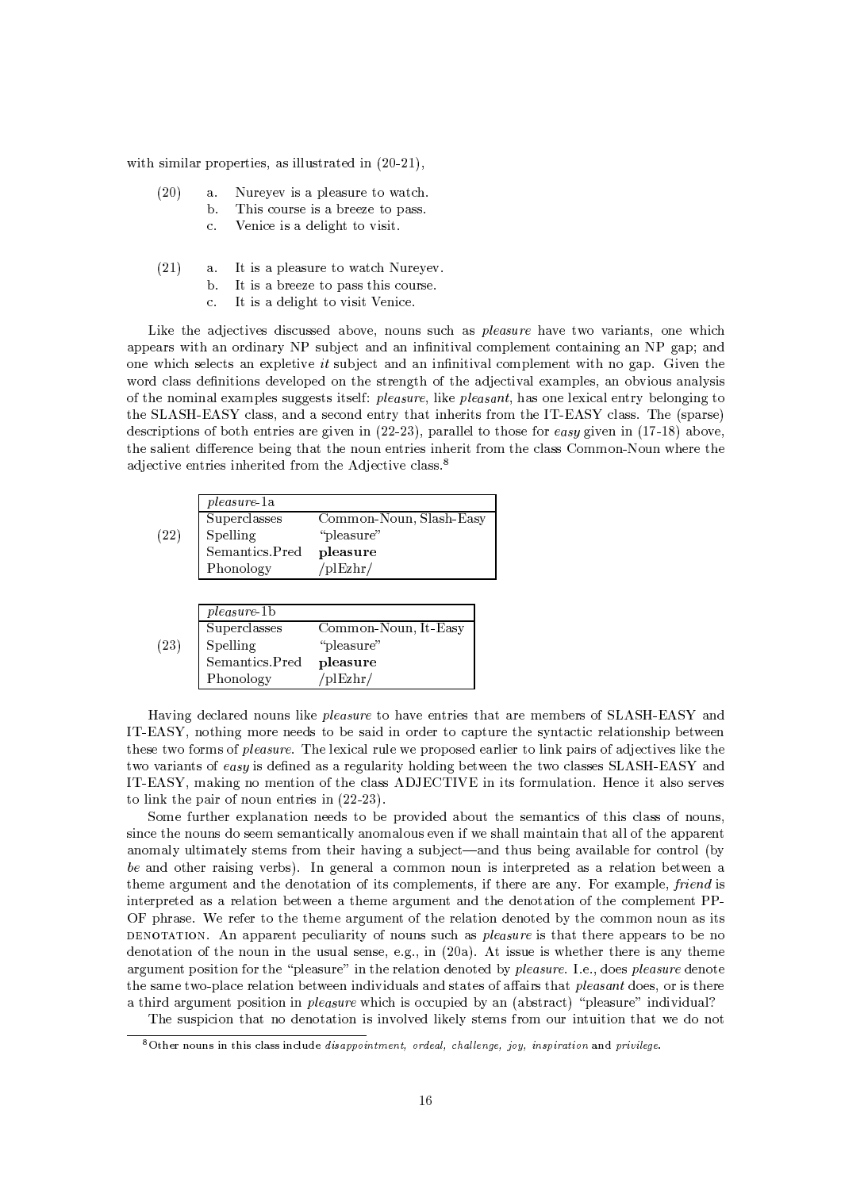with similar properties, as illustrated in (20-21),

(20)
  a. Nureyev is a pleasure to watch.
  b. This course is a breeze to pass.
  c. Venice is a delight to visit.

(21)
  a. It is a pleasure to watch Nureyev.
  b. It is a breeze to pass this course.
  c. It is a delight to visit Venice.

Like the adjectives discussed above, nouns such as *pleasure* have two variants, one which appears with an ordinary NP subject and an infinitival complement containing an NP gap; and one which selects an expletive *it* subject and an infinitival complement with no gap. Given the word class definitions developed on the strength of the adjectival examples, an obvious analysis of the nominal examples suggests itself: *pleasure*, like *pleasant*, has one lexical entry belonging to the SLASH-EASY class, and a second entry that inherits from the IT-EASY class. The (sparse) descriptions of both entries are given in (22-23), parallel to those for *easy* given in (17-18) above, the salient difference being that the noun entries inherit from the class Common-Noun where the adjective entries inherited from the Adjective class.[8]

(22)

| *pleasure*-1a | |
|---|---|
| Superclasses | Common-Noun, Slash-Easy |
| Spelling | "pleasure" |
| Semantics.Pred | **pleasure** |
| Phonology | /plEzhr/ |

(23)

| *pleasure*-1b | |
|---|---|
| Superclasses | Common-Noun, It-Easy |
| Spelling | "pleasure" |
| Semantics.Pred | **pleasure** |
| Phonology | /plEzhr/ |

Having declared nouns like *pleasure* to have entries that are members of SLASH-EASY and IT-EASY, nothing more needs to be said in order to capture the syntactic relationship between these two forms of *pleasure*. The lexical rule we proposed earlier to link pairs of adjectives like the two variants of *easy* is defined as a regularity holding between the two classes SLASH-EASY and IT-EASY, making no mention of the class ADJECTIVE in its formulation. Hence it also serves to link the pair of noun entries in (22-23).

Some further explanation needs to be provided about the semantics of this class of nouns, since the nouns do seem semantically anomalous even if we shall maintain that all of the apparent anomaly ultimately stems from their having a subject—and thus being available for control (by *be* and other raising verbs). In general a common noun is interpreted as a relation between a theme argument and the denotation of its complements, if there are any. For example, *friend* is interpreted as a relation between a theme argument and the denotation of the complement PP-OF phrase. We refer to the theme argument of the relation denoted by the common noun as its DENOTATION. An apparent peculiarity of nouns such as *pleasure* is that there appears to be no denotation of the noun in the usual sense, e.g., in (20a). At issue is whether there is any theme argument position for the "pleasure" in the relation denoted by *pleasure*. I.e., does *pleasure* denote the same two-place relation between individuals and states of affairs that *pleasant* does, or is there a third argument position in *pleasure* which is occupied by an (abstract) "pleasure" individual?

The suspicion that no denotation is involved likely stems from our intuition that we do not

[8] Other nouns in this class include *disappointment, ordeal, challenge, joy, inspiration* and *privilege*.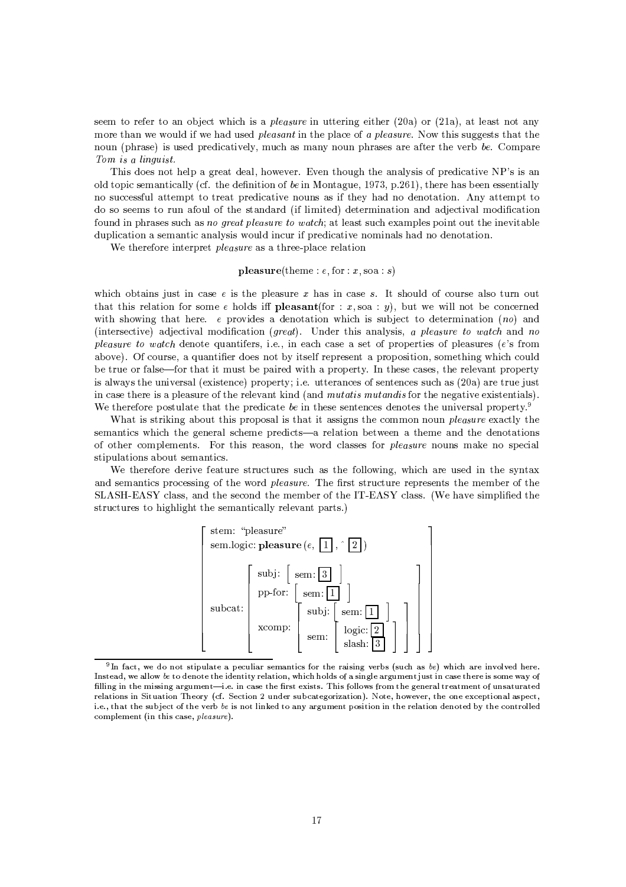seem to refer to an object which is a *pleasure* in uttering either (20a) or (21a), at least not any more than we would if we had used *pleasant* in the place of *a pleasure*. Now this suggests that the noun (phrase) is used predicatively, much as many noun phrases are after the verb *be*. Compare *Tom is a linguist.*

This does not help a great deal, however. Even though the analysis of predicative NP's is an old topic semantically (cf. the definition of *be* in Montague, 1973, p.261), there has been essentially no successful attempt to treat predicative nouns as if they had no denotation. Any attempt to do so seems to run afoul of the standard (if limited) determination and adjectival modification found in phrases such as *no great pleasure to watch*; at least such examples point out the inevitable duplication a semantic analysis would incur if predicative nominals had no denotation.

We therefore interpret *pleasure* as a three-place relation

$$\mathbf{pleasure}(\mathrm{theme}: e, \mathrm{for}: x, \mathrm{soa}: s)$$

which obtains just in case $e$ is the pleasure $x$ has in case $s$. It should of course also turn out that this relation for some $e$ holds iff $\mathbf{pleasant}(\mathrm{for}: x, \mathrm{soa}: y)$, but we will not be concerned with showing that here. $e$ provides a denotation which is subject to determination (*no*) and (intersective) adjectival modification (*great*). Under this analysis, *a pleasure to watch* and *no pleasure to watch* denote quantifers, i.e., in each case a set of properties of pleasures ($e$'s from above). Of course, a quantifier does not by itself represent a proposition, something which could be true or false—for that it must be paired with a property. In these cases, the relevant property is always the universal (existence) property; i.e. utterances of sentences such as (20a) are true just in case there is a pleasure of the relevant kind (and *mutatis mutandis* for the negative existentials). We therefore postulate that the predicate *be* in these sentences denotes the universal property.[9]

What is striking about this proposal is that it assigns the common noun *pleasure* exactly the semantics which the general scheme predicts—a relation between a theme and the denotations of other complements. For this reason, the word classes for *pleasure* nouns make no special stipulations about semantics.

We therefore derive feature structures such as the following, which are used in the syntax and semantics processing of the word *pleasure.* The first structure represents the member of the SLASH-EASY class, and the second the member of the IT-EASY class. (We have simplified the structures to highlight the semantically relevant parts.)

$$\left[\begin{array}{ll}
\text{stem: ``pleasure''} & \\
\text{sem.logic: } \mathbf{pleasure}(e, \boxed{1}, \hat{}\,\boxed{2}) & \\
\text{subcat:} & \left[\begin{array}{ll}
\text{subj:} & \left[\text{sem: } \boxed{3}\right] \\
\text{pp-for:} & \left[\text{sem: } \boxed{1}\right] \\
\text{xcomp:} & \left[\begin{array}{ll}
\text{subj:} & \left[\text{sem: } \boxed{1}\right] \\
\text{sem:} & \left[\begin{array}{l}\text{logic: } \boxed{2} \\ \text{slash: } \boxed{3}\end{array}\right]
\end{array}\right]
\end{array}\right]
\end{array}\right]$$

[9] In fact, we do not stipulate a peculiar semantics for the raising verbs (such as *be*) which are involved here. Instead, we allow *be* to denote the identity relation, which holds of a single argument just in case there is some way of filling in the missing argument—i.e. in case the first exists. This follows from the general treatment of unsaturated relations in Situation Theory (cf. Section 2 under subcategorization). Note, however, the one exceptional aspect, i.e., that the subject of the verb *be* is not linked to any argument position in the relation denoted by the controlled complement (in this case, *pleasure*).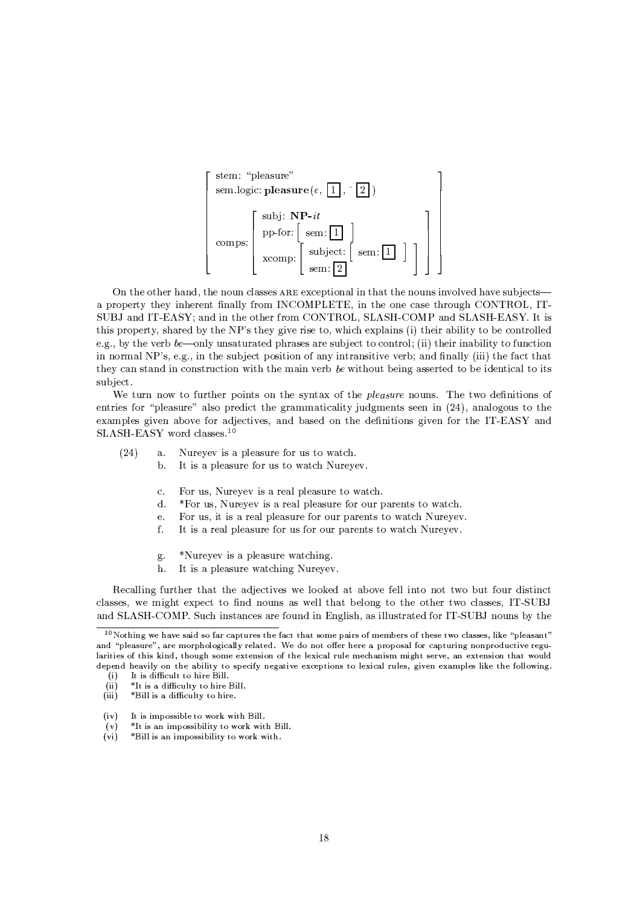$$
\left[\begin{array}{l}
\text{stem: ``pleasure''} \\
\text{sem.logic: } \mathbf{pleasure}(e,\ \boxed{1},\ \hat{}\ \boxed{2}) \\
\text{comps: } \left[\begin{array}{l}
\text{subj: } \mathbf{NP}\text{-}\mathit{it} \\
\text{pp-for: } \left[\ \text{sem: } \boxed{1}\ \right] \\
\text{xcomp: } \left[\begin{array}{l}
\text{subject: } \left[\ \text{sem: } \boxed{1}\ \right] \\
\text{sem: } \boxed{2}
\end{array}\right]
\end{array}\right]
\end{array}\right]
$$

On the other hand, the noun classes ARE exceptional in that the nouns involved have subjects—a property they inherent finally from INCOMPLETE, in the one case through CONTROL, IT-SUBJ and IT-EASY; and in the other from CONTROL, SLASH-COMP and SLASH-EASY. It is this property, shared by the NP's they give rise to, which explains (i) their ability to be controlled e.g., by the verb *be*—only unsaturated phrases are subject to control; (ii) their inability to function in normal NP's, e.g., in the subject position of any intransitive verb; and finally (iii) the fact that they can stand in construction with the main verb *be* without being asserted to be identical to its subject.

We turn now to further points on the syntax of the *pleasure* nouns. The two definitions of entries for "pleasure" also predict the grammaticality judgments seen in (24), analogous to the examples given above for adjectives, and based on the definitions given for the IT-EASY and SLASH-EASY word classes.[10]

(24)
- a. Nureyev is a pleasure for us to watch.
- b. It is a pleasure for us to watch Nureyev.

- c. For us, Nureyev is a real pleasure to watch.
- d. *For us, Nureyev is a real pleasure for our parents to watch.
- e. For us, it is a real pleasure for our parents to watch Nureyev.
- f. It is a real pleasure for us for our parents to watch Nureyev.

- g. *Nureyev is a pleasure watching.
- h. It is a pleasure watching Nureyev.

Recalling further that the adjectives we looked at above fell into not two but four distinct classes, we might expect to find nouns as well that belong to the other two classes, IT-SUBJ and SLASH-COMP. Such instances are found in English, as illustrated for IT-SUBJ nouns by the

---

[10] Nothing we have said so far captures the fact that some pairs of members of these two classes, like "pleasant" and "pleasure", are morphologically related. We do not offer here a proposal for capturing nonproductive regularities of this kind, though some extension of the lexical rule mechanism might serve, an extension that would depend heavily on the ability to specify negative exceptions to lexical rules, given examples like the following.

- (i) It is difficult to hire Bill.
- (ii) *It is a difficulty to hire Bill.
- (iii) *Bill is a difficulty to hire.

- (iv) It is impossible to work with Bill.
- (v) *It is an impossibility to work with Bill.
- (vi) *Bill is an impossibility to work with.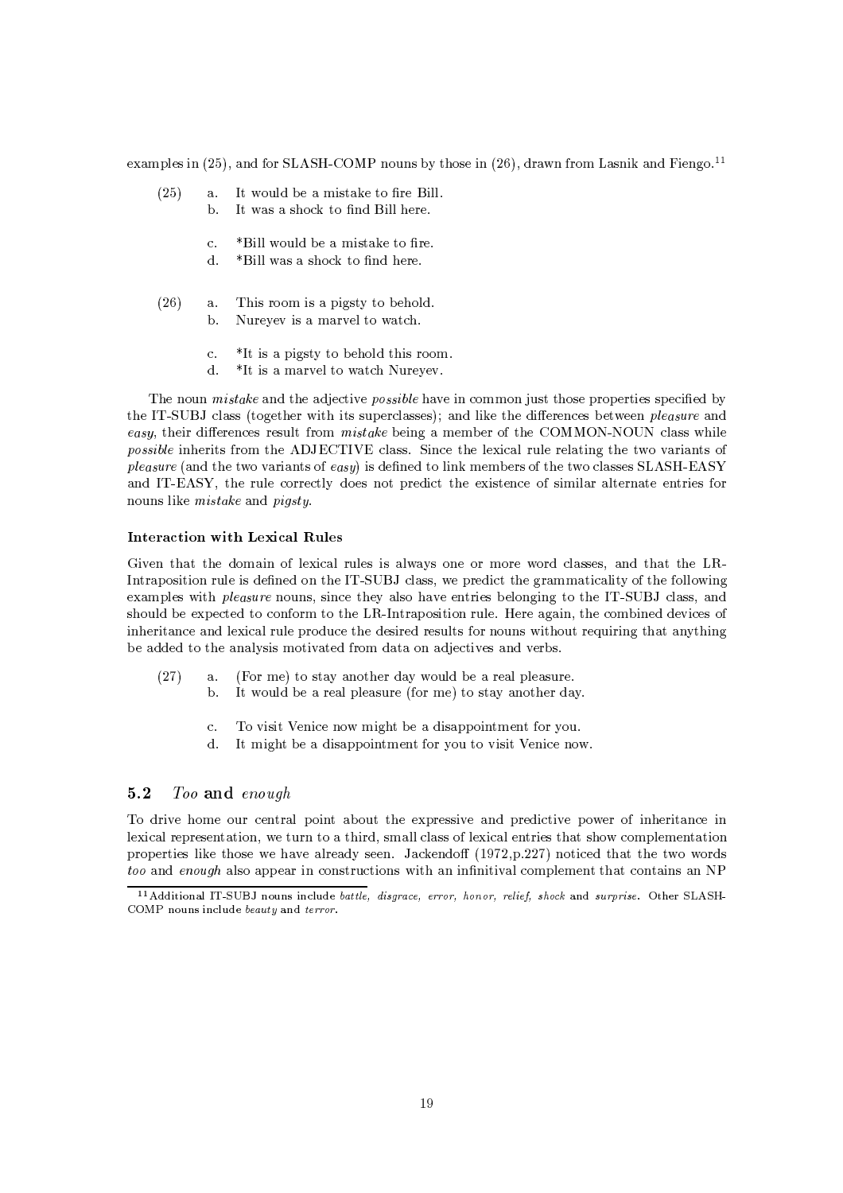examples in (25), and for SLASH-COMP nouns by those in (26), drawn from Lasnik and Fiengo.[11]

(25) a. It would be a mistake to fire Bill.
b. It was a shock to find Bill here.

c. *Bill would be a mistake to fire.
d. *Bill was a shock to find here.

(26) a. This room is a pigsty to behold.
b. Nureyev is a marvel to watch.

c. *It is a pigsty to behold this room.
d. *It is a marvel to watch Nureyev.

The noun *mistake* and the adjective *possible* have in common just those properties specified by the IT-SUBJ class (together with its superclasses); and like the differences between *pleasure* and *easy*, their differences result from *mistake* being a member of the COMMON-NOUN class while *possible* inherits from the ADJECTIVE class. Since the lexical rule relating the two variants of *pleasure* (and the two variants of *easy*) is defined to link members of the two classes SLASH-EASY and IT-EASY, the rule correctly does not predict the existence of similar alternate entries for nouns like *mistake* and *pigsty*.

#### Interaction with Lexical Rules

Given that the domain of lexical rules is always one or more word classes, and that the LR-Intraposition rule is defined on the IT-SUBJ class, we predict the grammaticality of the following examples with *pleasure* nouns, since they also have entries belonging to the IT-SUBJ class, and should be expected to conform to the LR-Intraposition rule. Here again, the combined devices of inheritance and lexical rule produce the desired results for nouns without requiring that anything be added to the analysis motivated from data on adjectives and verbs.

(27) a. (For me) to stay another day would be a real pleasure.
b. It would be a real pleasure (for me) to stay another day.

c. To visit Venice now might be a disappointment for you.
d. It might be a disappointment for you to visit Venice now.

### 5.2 *Too* and *enough*

To drive home our central point about the expressive and predictive power of inheritance in lexical representation, we turn to a third, small class of lexical entries that show complementation properties like those we have already seen. Jackendoff (1972,p.227) noticed that the two words *too* and *enough* also appear in constructions with an infinitival complement that contains an NP

[11] Additional IT-SUBJ nouns include *battle, disgrace, error, honor, relief, shock* and *surprise*. Other SLASH-COMP nouns include *beauty* and *terror*.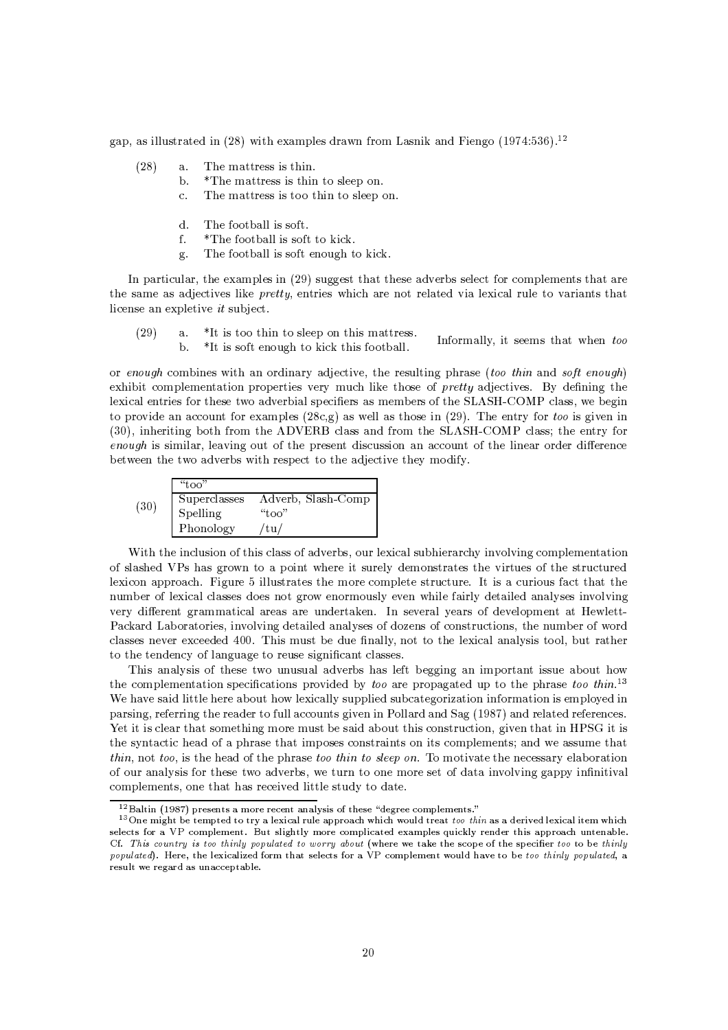gap, as illustrated in (28) with examples drawn from Lasnik and Fiengo (1974:536).[12]

(28)
- a. The mattress is thin.
- b. *The mattress is thin to sleep on.
- c. The mattress is too thin to sleep on.

- d. The football is soft.
- f. *The football is soft to kick.
- g. The football is soft enough to kick.

In particular, the examples in (29) suggest that these adverbs select for complements that are the same as adjectives like *pretty*, entries which are not related via lexical rule to variants that license an expletive *it* subject.

(29)
- a. *It is too thin to sleep on this mattress.
- b. *It is soft enough to kick this football.

Informally, it seems that when *too* or *enough* combines with an ordinary adjective, the resulting phrase (*too thin* and *soft enough*) exhibit complementation properties very much like those of *pretty* adjectives. By defining the lexical entries for these two adverbial specifiers as members of the SLASH-COMP class, we begin to provide an account for examples (28c,g) as well as those in (29). The entry for *too* is given in (30), inheriting both from the ADVERB class and from the SLASH-COMP class; the entry for *enough* is similar, leaving out of the present discussion an account of the linear order difference between the two adverbs with respect to the adjective they modify.

(30)

| "too" | |
|---|---|
| Superclasses | Adverb, Slash-Comp |
| Spelling | "too" |
| Phonology | /tu/ |

With the inclusion of this class of adverbs, our lexical subhierarchy involving complementation of slashed VPs has grown to a point where it surely demonstrates the virtues of the structured lexicon approach. Figure 5 illustrates the more complete structure. It is a curious fact that the number of lexical classes does not grow enormously even while fairly detailed analyses involving very different grammatical areas are undertaken. In several years of development at Hewlett-Packard Laboratories, involving detailed analyses of dozens of constructions, the number of word classes never exceeded 400. This must be due finally, not to the lexical analysis tool, but rather to the tendency of language to reuse significant classes.

This analysis of these two unusual adverbs has left begging an important issue about how the complementation specifications provided by *too* are propagated up to the phrase *too thin*.[13] We have said little here about how lexically supplied subcategorization information is employed in parsing, referring the reader to full accounts given in Pollard and Sag (1987) and related references. Yet it is clear that something more must be said about this construction, given that in HPSG it is the syntactic head of a phrase that imposes constraints on its complements; and we assume that *thin*, not *too*, is the head of the phrase *too thin to sleep on*. To motivate the necessary elaboration of our analysis for these two adverbs, we turn to one more set of data involving gappy infinitival complements, one that has received little study to date.

---

[12] Baltin (1987) presents a more recent analysis of these "degree complements."

[13] One might be tempted to try a lexical rule approach which would treat *too thin* as a derived lexical item which selects for a VP complement. But slightly more complicated examples quickly render this approach untenable. Cf. *This country is too thinly populated to worry about* (where we take the scope of the specifier *too* to be *thinly populated*). Here, the lexicalized form that selects for a VP complement would have to be *too thinly populated*, a result we regard as unacceptable.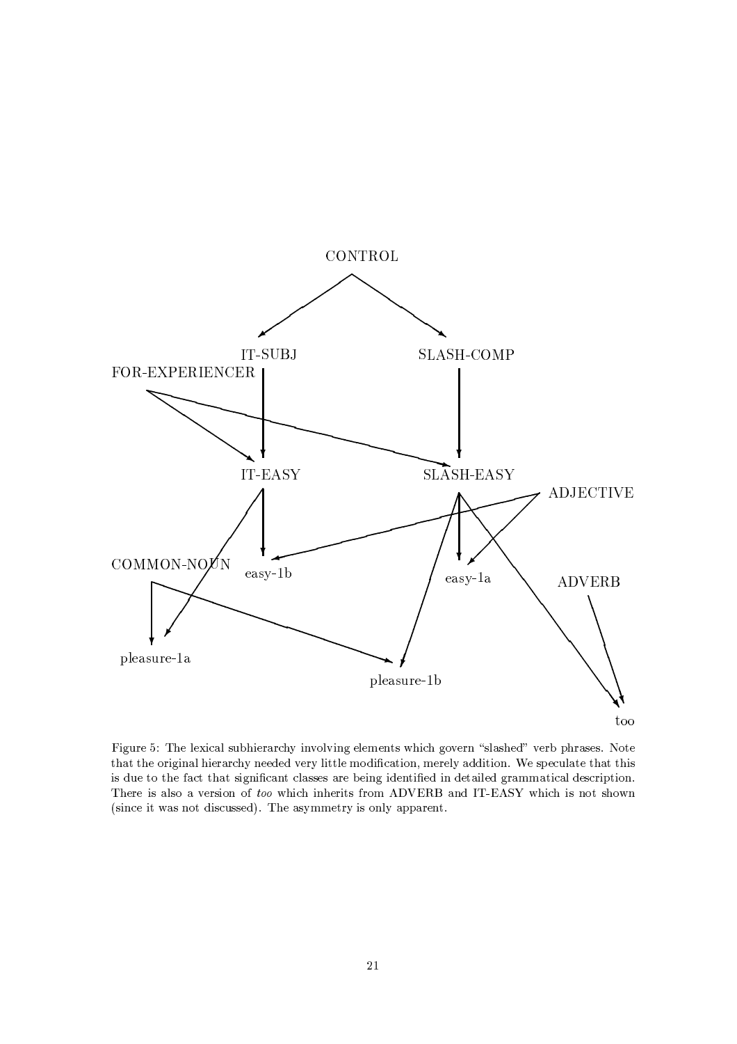Figure 5: The lexical subhierarchy involving elements which govern "slashed" verb phrases. Note that the original hierarchy needed very little modification, merely addition. We speculate that this is due to the fact that significant classes are being identified in detailed grammatical description. There is also a version of *too* which inherits from ADVERB and IT-EASY which is not shown (since it was not discussed). The asymmetry is only apparent.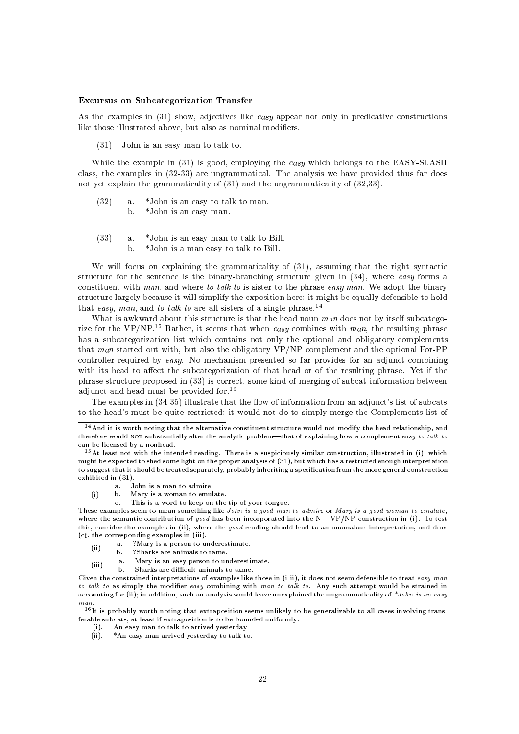**Excursus on Subcategorization Transfer**

As the examples in (31) show, adjectives like *easy* appear not only in predicative constructions like those illustrated above, but also as nominal modifiers.

(31) John is an easy man to talk to.

While the example in (31) is good, employing the *easy* which belongs to the EASY-SLASH class, the examples in (32-33) are ungrammatical. The analysis we have provided thus far does not yet explain the grammaticality of (31) and the ungrammaticality of (32,33).

(32) a. *John is an easy to talk to man.
b. *John is an easy man.

(33) a. *John is an easy man to talk to Bill.
b. *John is a man easy to talk to Bill.

We will focus on explaining the grammaticality of (31), assuming that the right syntactic structure for the sentence is the binary-branching structure given in (34), where *easy* forms a constituent with *man*, and where *to talk to* is sister to the phrase *easy man*. We adopt the binary structure largely because it will simplify the exposition here; it might be equally defensible to hold that *easy*, *man*, and *to talk to* are all sisters of a single phrase.[14]

What is awkward about this structure is that the head noun *man* does not by itself subcategorize for the VP/NP.[15] Rather, it seems that when *easy* combines with *man*, the resulting phrase has a subcategorization list which contains not only the optional and obligatory complements that *man* started out with, but also the obligatory VP/NP complement and the optional For-PP controller required by *easy*. No mechanism presented so far provides for an adjunct combining with its head to affect the subcategorization of that head or of the resulting phrase. Yet if the phrase structure proposed in (33) is correct, some kind of merging of subcat information between adjunct and head must be provided for.[16]

The examples in (34-35) illustrate that the flow of information from an adjunct's list of subcats to the head's must be quite restricted; it would not do to simply merge the Complements list of

---

[14] And it is worth noting that the alternative constituent structure would not modify the head relationship, and therefore would NOT substantially alter the analytic problem—that of explaining how a complement *easy to talk to* can be licensed by a nonhead.

[15] At least not with the intended reading. There is a suspiciously similar construction, illustrated in (i), which might be expected to shed some light on the proper analysis of (31), but which has a restricted enough interpretation to suggest that it should be treated separately, probably inheriting a specification from the more general construction exhibited in (31).

(i) a. John is a man to admire.
b. Mary is a woman to emulate.
c. This is a word to keep on the tip of your tongue.

These examples seem to mean something like *John is a good man to admire* or *Mary is a good woman to emulate*, where the semantic contribution of *good* has been incorporated into the N – VP/NP construction in (i). To test this, consider the examples in (ii), where the *good* reading should lead to an anomalous interpretation, and does (cf. the corresponding examples in (iii).

(ii) a. ?Mary is a person to underestimate.
b. ?Sharks are animals to tame.

(iii) a. Mary is an easy person to underestimate.
b. Sharks are difficult animals to tame.

Given the constrained interpretations of examples like those in (i-ii), it does not seem defensible to treat *easy man to talk to* as simply the modifier *easy* combining with *man to talk to*. Any such attempt would be strained in accounting for (ii); in addition, such an analysis would leave unexplained the ungrammaticality of **John is an easy man*.

[16] It is probably worth noting that extraposition seems unlikely to be generalizable to all cases involving transferable subcats, at least if extraposition is to be bounded uniformly:

(i). An easy man to talk to arrived yesterday
(ii). *An easy man arrived yesterday to talk to.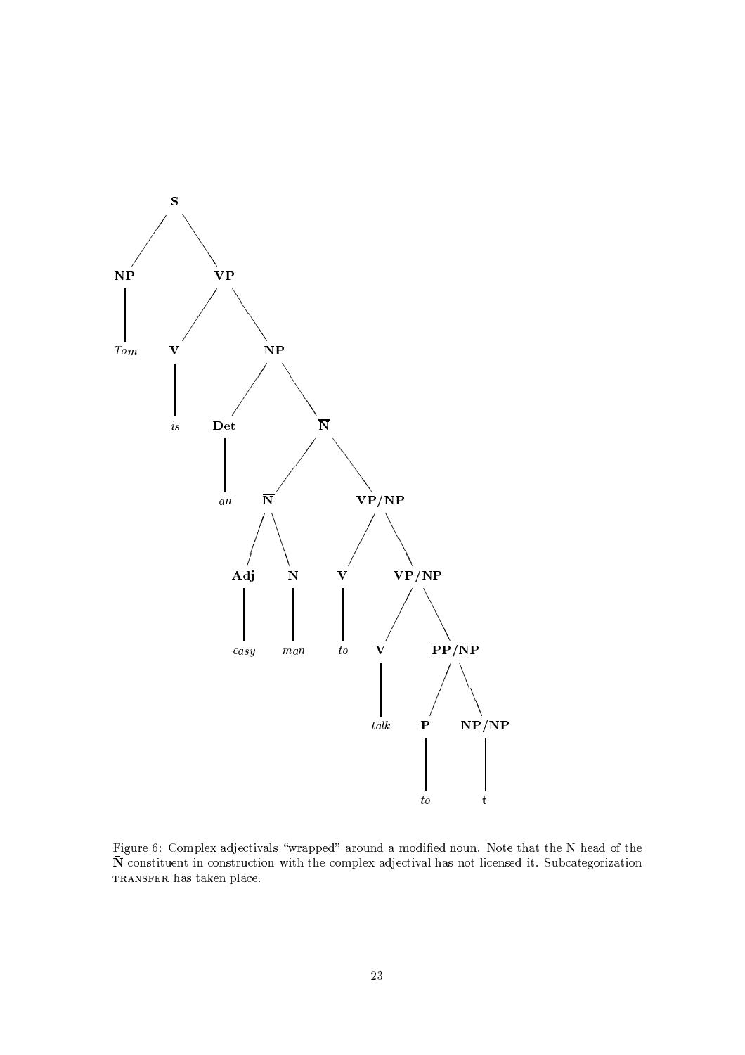```
[S [NP Tom]
   [VP [V is]
       [NP [Det an]
           [N̄ [N̄ [Adj easy] [N man]]
              [VP/NP [V to]
                     [VP/NP [V talk]
                            [PP/NP [P to] [NP/NP t]]]]]]]]
```

Figure 6: Complex adjectivals "wrapped" around a modified noun. Note that the N head of the $\bar{\mathbf{N}}$ constituent in construction with the complex adjectival has not licensed it. Subcategorization TRANSFER has taken place.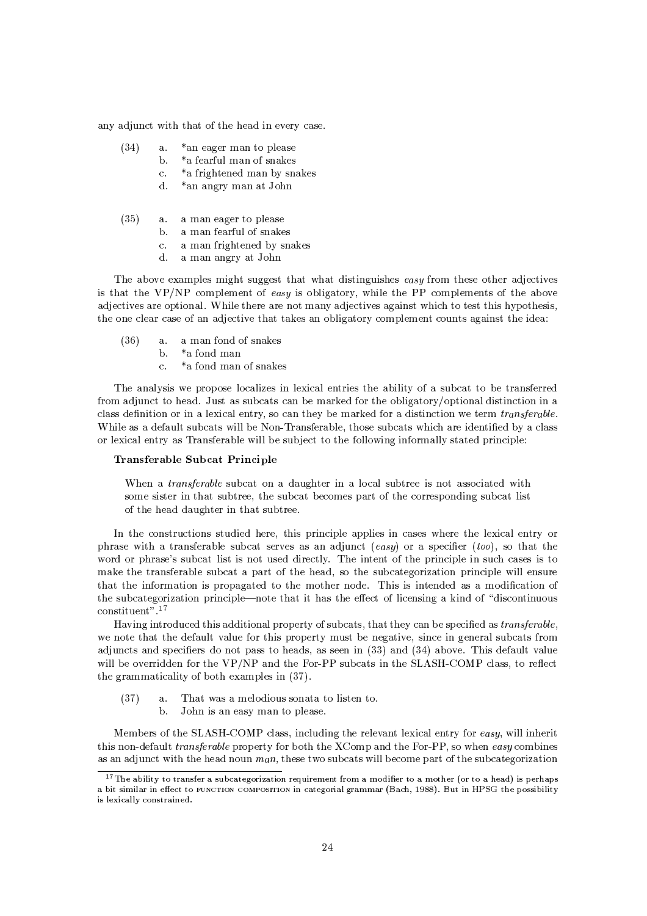any adjunct with that of the head in every case.

(34)
a. *an eager man to please
b. *a fearful man of snakes
c. *a frightened man by snakes
d. *an angry man at John

(35)
a. a man eager to please
b. a man fearful of snakes
c. a man frightened by snakes
d. a man angry at John

The above examples might suggest that what distinguishes *easy* from these other adjectives is that the VP/NP complement of *easy* is obligatory, while the PP complements of the above adjectives are optional. While there are not many adjectives against which to test this hypothesis, the one clear case of an adjective that takes an obligatory complement counts against the idea:

(36)
a. a man fond of snakes
b. *a fond man
c. *a fond man of snakes

The analysis we propose localizes in lexical entries the ability of a subcat to be transferred from adjunct to head. Just as subcats can be marked for the obligatory/optional distinction in a class definition or in a lexical entry, so can they be marked for a distinction we term *transferable*. While as a default subcats will be Non-Transferable, those subcats which are identified by a class or lexical entry as Transferable will be subject to the following informally stated principle:

**Transferable Subcat Principle**

> When a *transferable* subcat on a daughter in a local subtree is not associated with some sister in that subtree, the subcat becomes part of the corresponding subcat list of the head daughter in that subtree.

In the constructions studied here, this principle applies in cases where the lexical entry or phrase with a transferable subcat serves as an adjunct (*easy*) or a specifier (*too*), so that the word or phrase's subcat list is not used directly. The intent of the principle in such cases is to make the transferable subcat a part of the head, so the subcategorization principle will ensure that the information is propagated to the mother node. This is intended as a modification of the subcategorization principle—note that it has the effect of licensing a kind of "discontinuous constituent".[17]

Having introduced this additional property of subcats, that they can be specified as *transferable*, we note that the default value for this property must be negative, since in general subcats from adjuncts and specifiers do not pass to heads, as seen in (33) and (34) above. This default value will be overridden for the VP/NP and the For-PP subcats in the SLASH-COMP class, to reflect the grammaticality of both examples in (37).

(37)
a. That was a melodious sonata to listen to.
b. John is an easy man to please.

Members of the SLASH-COMP class, including the relevant lexical entry for *easy*, will inherit this non-default *transferable* property for both the XComp and the For-PP, so when *easy* combines as an adjunct with the head noun *man*, these two subcats will become part of the subcategorization

[17] The ability to transfer a subcategorization requirement from a modifier to a mother (or to a head) is perhaps a bit similar in effect to FUNCTION COMPOSITION in categorial grammar (Bach, 1988). But in HPSG the possibility is lexically constrained.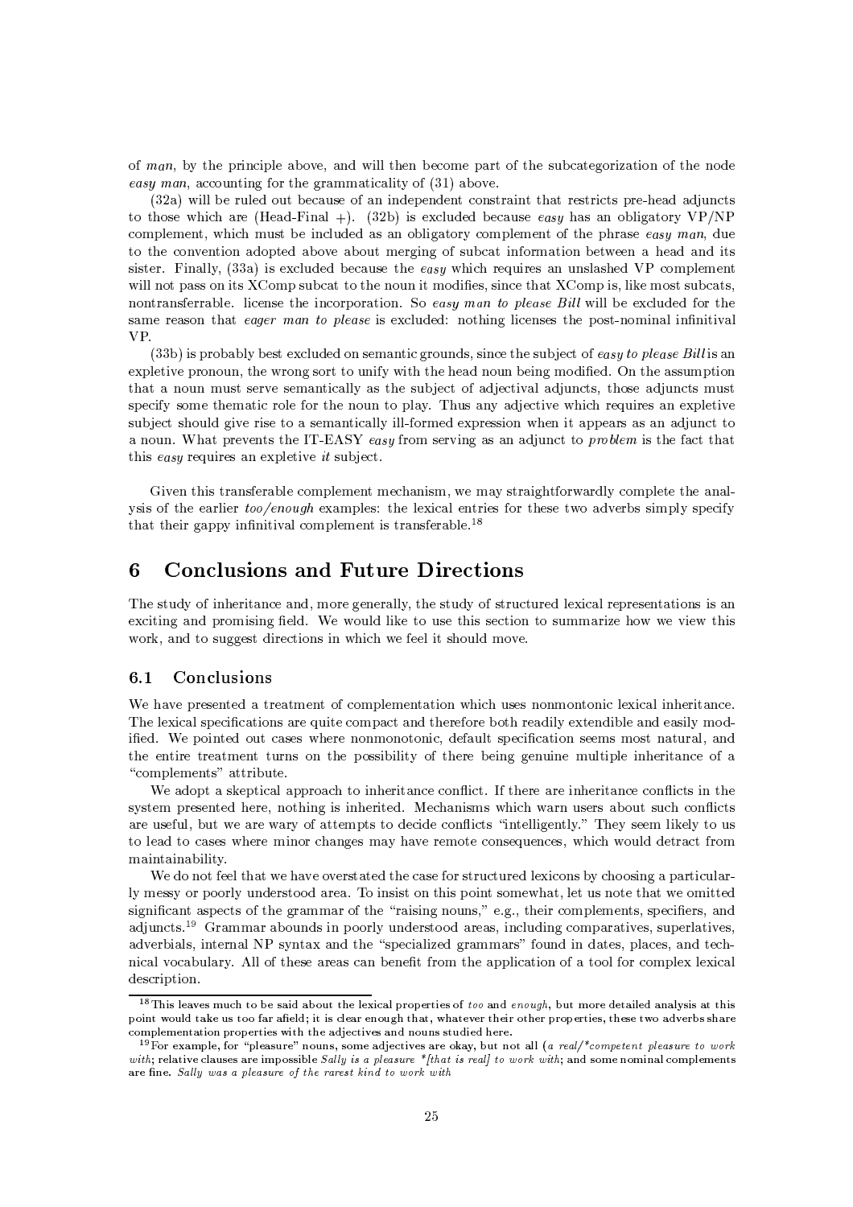of *man*, by the principle above, and will then become part of the subcategorization of the node *easy man*, accounting for the grammaticality of (31) above.

(32a) will be ruled out because of an independent constraint that restricts pre-head adjuncts to those which are (Head-Final +). (32b) is excluded because *easy* has an obligatory VP/NP complement, which must be included as an obligatory complement of the phrase *easy man*, due to the convention adopted above about merging of subcat information between a head and its sister. Finally, (33a) is excluded because the *easy* which requires an unslashed VP complement will not pass on its XComp subcat to the noun it modifies, since that XComp is, like most subcats, nontransferrable. license the incorporation. So *easy man to please Bill* will be excluded for the same reason that *eager man to please* is excluded: nothing licenses the post-nominal infinitival VP.

(33b) is probably best excluded on semantic grounds, since the subject of *easy to please Bill* is an expletive pronoun, the wrong sort to unify with the head noun being modified. On the assumption that a noun must serve semantically as the subject of adjectival adjuncts, those adjuncts must specify some thematic role for the noun to play. Thus any adjective which requires an expletive subject should give rise to a semantically ill-formed expression when it appears as an adjunct to a noun. What prevents the IT-EASY *easy* from serving as an adjunct to *problem* is the fact that this *easy* requires an expletive *it* subject.

Given this transferable complement mechanism, we may straightforwardly complete the analysis of the earlier *too/enough* examples: the lexical entries for these two adverbs simply specify that their gappy infinitival complement is transferable.[18]

# 6 Conclusions and Future Directions

The study of inheritance and, more generally, the study of structured lexical representations is an exciting and promising field. We would like to use this section to summarize how we view this work, and to suggest directions in which we feel it should move.

## 6.1 Conclusions

We have presented a treatment of complementation which uses nonmontonic lexical inheritance. The lexical specifications are quite compact and therefore both readily extendible and easily modified. We pointed out cases where nonmonotonic, default specification seems most natural, and the entire treatment turns on the possibility of there being genuine multiple inheritance of a "complements" attribute.

We adopt a skeptical approach to inheritance conflict. If there are inheritance conflicts in the system presented here, nothing is inherited. Mechanisms which warn users about such conflicts are useful, but we are wary of attempts to decide conflicts "intelligently." They seem likely to us to lead to cases where minor changes may have remote consequences, which would detract from maintainability.

We do not feel that we have overstated the case for structured lexicons by choosing a particularly messy or poorly understood area. To insist on this point somewhat, let us note that we omitted significant aspects of the grammar of the "raising nouns," e.g., their complements, specifiers, and adjuncts.[19] Grammar abounds in poorly understood areas, including comparatives, superlatives, adverbials, internal NP syntax and the "specialized grammars" found in dates, places, and technical vocabulary. All of these areas can benefit from the application of a tool for complex lexical description.

[18] This leaves much to be said about the lexical properties of *too* and *enough*, but more detailed analysis at this point would take us too far afield; it is clear enough that, whatever their other properties, these two adverbs share complementation properties with the adjectives and nouns studied here.

[19] For example, for "pleasure" nouns, some adjectives are okay, but not all (*a real/\*competent pleasure to work with*; relative clauses are impossible *Sally is a pleasure \*[that is real] to work with*; and some nominal complements are fine. *Sally was a pleasure of the rarest kind to work with*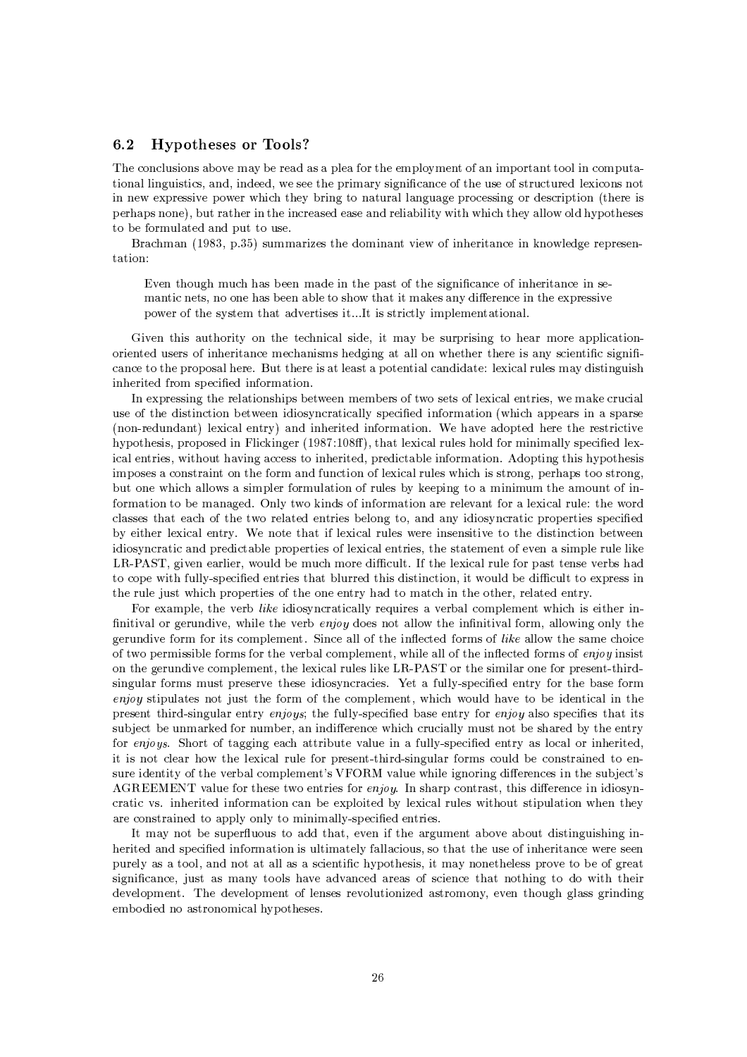### 6.2 Hypotheses or Tools?

The conclusions above may be read as a plea for the employment of an important tool in computational linguistics, and, indeed, we see the primary significance of the use of structured lexicons not in new expressive power which they bring to natural language processing or description (there is perhaps none), but rather in the increased ease and reliability with which they allow old hypotheses to be formulated and put to use.

Brachman (1983, p.35) summarizes the dominant view of inheritance in knowledge representation:

> Even though much has been made in the past of the significance of inheritance in semantic nets, no one has been able to show that it makes any difference in the expressive power of the system that advertises it...It is strictly implementational.

Given this authority on the technical side, it may be surprising to hear more application-oriented users of inheritance mechanisms hedging at all on whether there is any scientific significance to the proposal here. But there is at least a potential candidate: lexical rules may distinguish inherited from specified information.

In expressing the relationships between members of two sets of lexical entries, we make crucial use of the distinction between idiosyncratically specified information (which appears in a sparse (non-redundant) lexical entry) and inherited information. We have adopted here the restrictive hypothesis, proposed in Flickinger (1987:108ff), that lexical rules hold for minimally specified lexical entries, without having access to inherited, predictable information. Adopting this hypothesis imposes a constraint on the form and function of lexical rules which is strong, perhaps too strong, but one which allows a simpler formulation of rules by keeping to a minimum the amount of information to be managed. Only two kinds of information are relevant for a lexical rule: the word classes that each of the two related entries belong to, and any idiosyncratic properties specified by either lexical entry. We note that if lexical rules were insensitive to the distinction between idiosyncratic and predictable properties of lexical entries, the statement of even a simple rule like LR-PAST, given earlier, would be much more difficult. If the lexical rule for past tense verbs had to cope with fully-specified entries that blurred this distinction, it would be difficult to express in the rule just which properties of the one entry had to match in the other, related entry.

For example, the verb *like* idiosyncratically requires a verbal complement which is either infinitival or gerundive, while the verb *enjoy* does not allow the infinitival form, allowing only the gerundive form for its complement. Since all of the inflected forms of *like* allow the same choice of two permissible forms for the verbal complement, while all of the inflected forms of *enjoy* insist on the gerundive complement, the lexical rules like LR-PAST or the similar one for present-third-singular forms must preserve these idiosyncracies. Yet a fully-specified entry for the base form *enjoy* stipulates not just the form of the complement, which would have to be identical in the present third-singular entry *enjoys*; the fully-specified base entry for *enjoy* also specifies that its subject be unmarked for number, an indifference which crucially must not be shared by the entry for *enjoys*. Short of tagging each attribute value in a fully-specified entry as local or inherited, it is not clear how the lexical rule for present-third-singular forms could be constrained to ensure identity of the verbal complement's VFORM value while ignoring differences in the subject's AGREEMENT value for these two entries for *enjoy*. In sharp contrast, this difference in idiosyncratic vs. inherited information can be exploited by lexical rules without stipulation when they are constrained to apply only to minimally-specified entries.

It may not be superfluous to add that, even if the argument above about distinguishing inherited and specified information is ultimately fallacious, so that the use of inheritance were seen purely as a tool, and not at all as a scientific hypothesis, it may nonetheless prove to be of great significance, just as many tools have advanced areas of science that nothing to do with their development. The development of lenses revolutionized astromony, even though glass grinding embodied no astronomical hypotheses.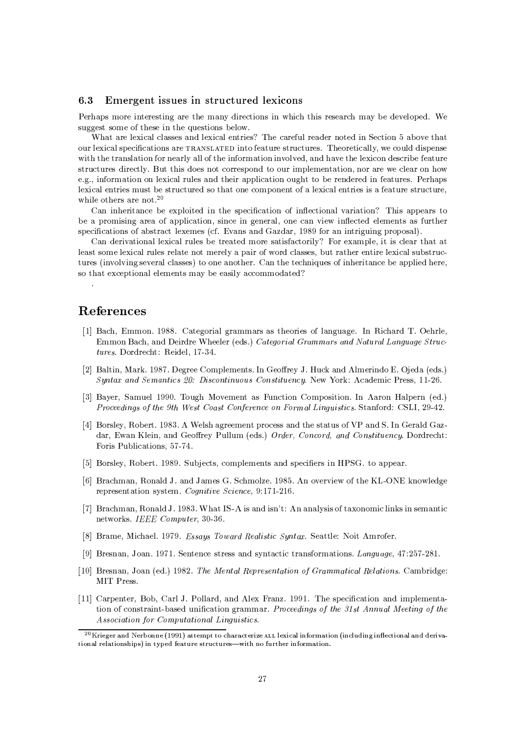### 6.3 Emergent issues in structured lexicons

Perhaps more interesting are the many directions in which this research may be developed. We suggest some of these in the questions below.

What are lexical classes and lexical entries? The careful reader noted in Section 5 above that our lexical specifications are TRANSLATED into feature structures. Theoretically, we could dispense with the translation for nearly all of the information involved, and have the lexicon describe feature structures directly. But this does not correspond to our implementation, nor are we clear on how e.g., information on lexical rules and their application ought to be rendered in features. Perhaps lexical entries must be structured so that one component of a lexical entries is a feature structure, while others are not.[20]

Can inheritance be exploited in the specification of inflectional variation? This appears to be a promising area of application, since in general, one can view inflected elements as further specifications of abstract lexemes (cf. Evans and Gazdar, 1989 for an intriguing proposal).

Can derivational lexical rules be treated more satisfactorily? For example, it is clear that at least some lexical rules relate not merely a pair of word classes, but rather entire lexical substructures (involving several classes) to one another. Can the techniques of inheritance be applied here, so that exceptional elements may be easily accommodated?

.

## References

[1] Bach, Emmon. 1988. Categorial grammars as theories of language. In Richard T. Oehrle, Emmon Bach, and Deirdre Wheeler (eds.) *Categorial Grammars and Natural Language Structures*. Dordrecht: Reidel, 17-34.

[2] Baltin, Mark. 1987. Degree Complements. In Geoffrey J. Huck and Almerindo E. Ojeda (eds.) *Syntax and Semantics 20: Discontinuous Constituency*. New York: Academic Press, 11-26.

[3] Bayer, Samuel 1990. Tough Movement as Function Composition. In Aaron Halpern (ed.) *Proceedings of the 9th West Coast Conference on Formal Linguistics*. Stanford: CSLI, 29-42.

[4] Borsley, Robert. 1983. A Welsh agreement process and the status of VP and S. In Gerald Gazdar, Ewan Klein, and Geoffrey Pullum (eds.) *Order, Concord, and Constituency*. Dordrecht: Foris Publications, 57-74.

[5] Borsley, Robert. 1989. Subjects, complements and specifiers in HPSG. to appear.

[6] Brachman, Ronald J. and James G. Schmolze. 1985. An overview of the KL-ONE knowledge representation system. *Cognitive Science*, 9:171-216.

[7] Brachman, Ronald J. 1983. What IS-A is and isn't: An analysis of taxonomic links in semantic networks. *IEEE Computer*, 30-36.

[8] Brame, Michael. 1979. *Essays Toward Realistic Syntax*. Seattle: Noit Amrofer.

[9] Bresnan, Joan. 1971. Sentence stress and syntactic transformations. *Language*, 47:257-281.

[10] Bresnan, Joan (ed.) 1982. *The Mental Representation of Grammatical Relations*. Cambridge: MIT Press.

[11] Carpenter, Bob, Carl J. Pollard, and Alex Franz. 1991. The specification and implementation of constraint-based unification grammar. *Proceedings of the 31st Annual Meeting of the Association for Computational Linguistics*.

[20] Krieger and Nerbonne (1991) attempt to characterize ALL lexical information (including inflectional and derivational relationships) in typed feature structures—with no further information.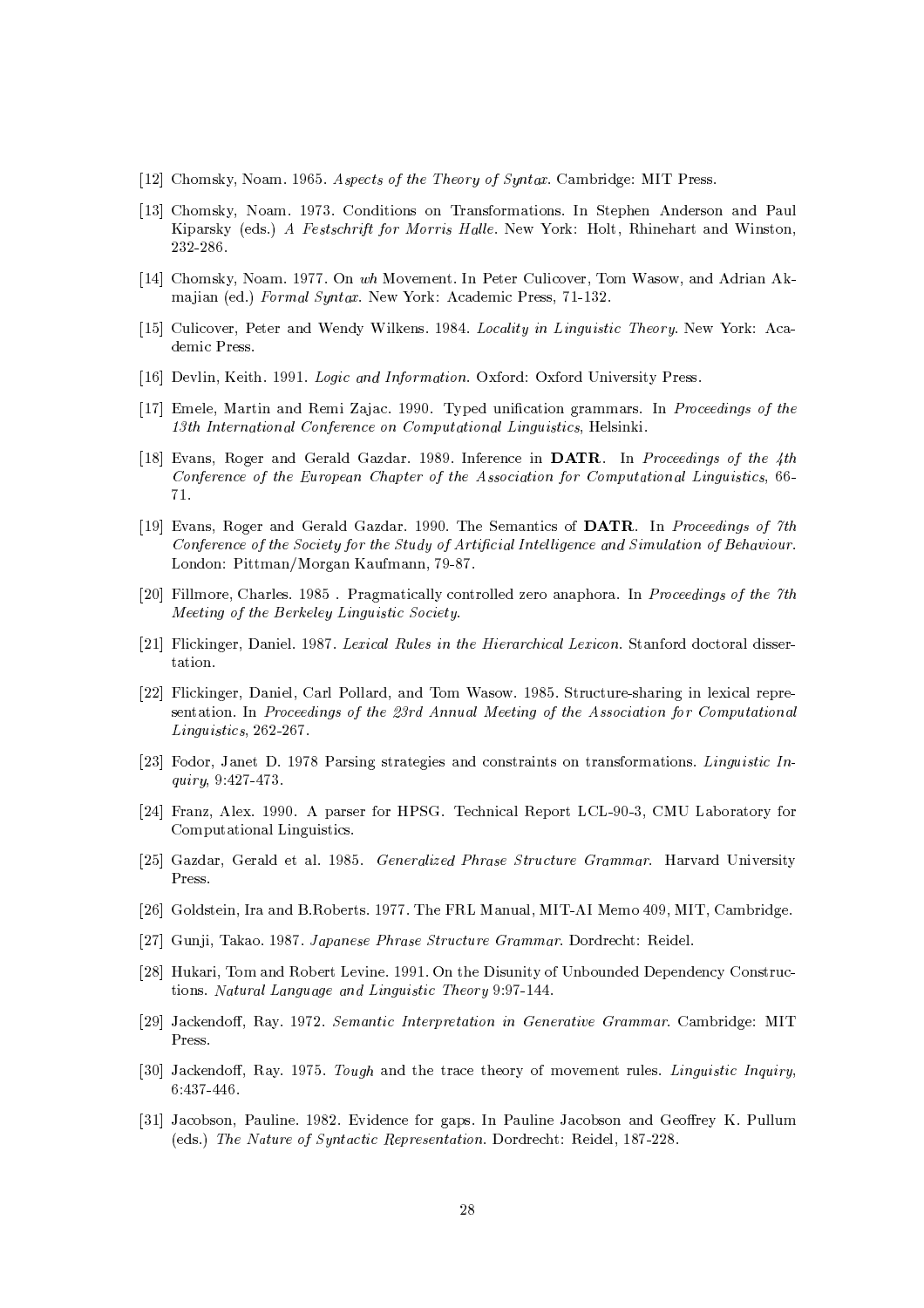[12] Chomsky, Noam. 1965. *Aspects of the Theory of Syntax*. Cambridge: MIT Press.

[13] Chomsky, Noam. 1973. Conditions on Transformations. In Stephen Anderson and Paul Kiparsky (eds.) *A Festschrift for Morris Halle*. New York: Holt, Rhinehart and Winston, 232-286.

[14] Chomsky, Noam. 1977. On *wh* Movement. In Peter Culicover, Tom Wasow, and Adrian Akmajian (ed.) *Formal Syntax*. New York: Academic Press, 71-132.

[15] Culicover, Peter and Wendy Wilkens. 1984. *Locality in Linguistic Theory*. New York: Academic Press.

[16] Devlin, Keith. 1991. *Logic and Information*. Oxford: Oxford University Press.

[17] Emele, Martin and Remi Zajac. 1990. Typed unification grammars. In *Proceedings of the 13th International Conference on Computational Linguistics*, Helsinki.

[18] Evans, Roger and Gerald Gazdar. 1989. Inference in **DATR**. In *Proceedings of the 4th Conference of the European Chapter of the Association for Computational Linguistics*, 66-71.

[19] Evans, Roger and Gerald Gazdar. 1990. The Semantics of **DATR**. In *Proceedings of 7th Conference of the Society for the Study of Artificial Intelligence and Simulation of Behaviour*. London: Pittman/Morgan Kaufmann, 79-87.

[20] Fillmore, Charles. 1985 . Pragmatically controlled zero anaphora. In *Proceedings of the 7th Meeting of the Berkeley Linguistic Society*.

[21] Flickinger, Daniel. 1987. *Lexical Rules in the Hierarchical Lexicon*. Stanford doctoral dissertation.

[22] Flickinger, Daniel, Carl Pollard, and Tom Wasow. 1985. Structure-sharing in lexical representation. In *Proceedings of the 23rd Annual Meeting of the Association for Computational Linguistics*, 262-267.

[23] Fodor, Janet D. 1978 Parsing strategies and constraints on transformations. *Linguistic Inquiry*, 9:427-473.

[24] Franz, Alex. 1990. A parser for HPSG. Technical Report LCL-90-3, CMU Laboratory for Computational Linguistics.

[25] Gazdar, Gerald et al. 1985. *Generalized Phrase Structure Grammar*. Harvard University Press.

[26] Goldstein, Ira and B.Roberts. 1977. The FRL Manual, MIT-AI Memo 409, MIT, Cambridge.

[27] Gunji, Takao. 1987. *Japanese Phrase Structure Grammar*. Dordrecht: Reidel.

[28] Hukari, Tom and Robert Levine. 1991. On the Disunity of Unbounded Dependency Constructions. *Natural Language and Linguistic Theory* 9:97-144.

[29] Jackendoff, Ray. 1972. *Semantic Interpretation in Generative Grammar*. Cambridge: MIT Press.

[30] Jackendoff, Ray. 1975. *Tough* and the trace theory of movement rules. *Linguistic Inquiry*, 6:437-446.

[31] Jacobson, Pauline. 1982. Evidence for gaps. In Pauline Jacobson and Geoffrey K. Pullum (eds.) *The Nature of Syntactic Representation*. Dordrecht: Reidel, 187-228.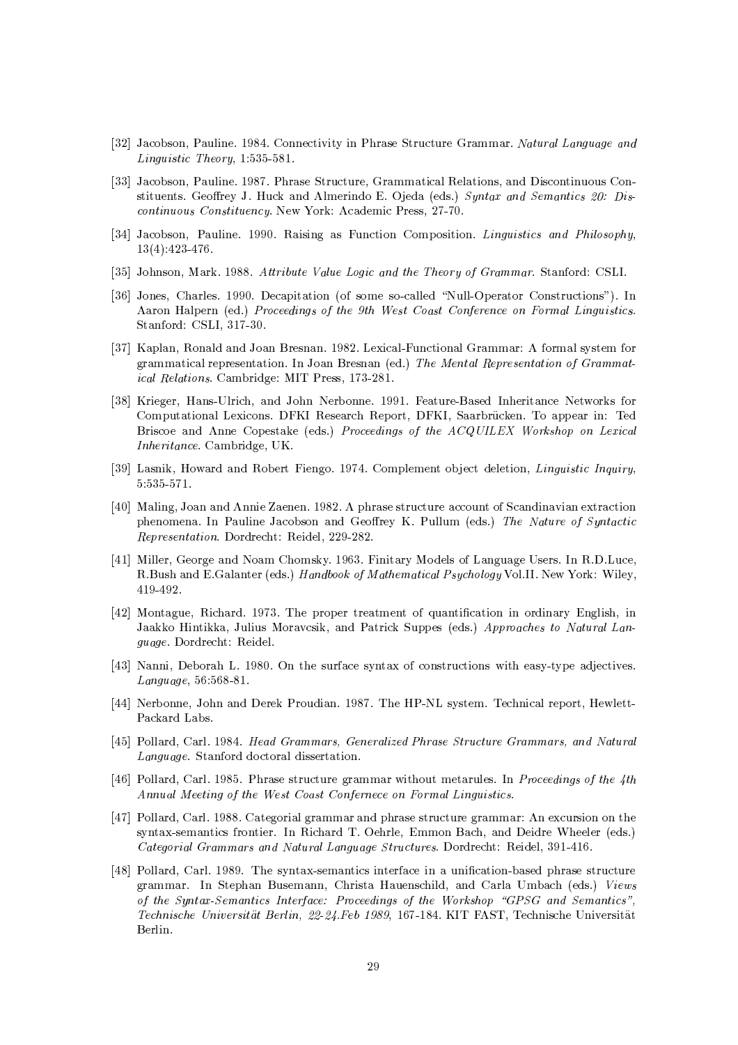[32] Jacobson, Pauline. 1984. Connectivity in Phrase Structure Grammar. *Natural Language and Linguistic Theory*, 1:535-581.

[33] Jacobson, Pauline. 1987. Phrase Structure, Grammatical Relations, and Discontinuous Constituents. Geoffrey J. Huck and Almerindo E. Ojeda (eds.) *Syntax and Semantics 20: Discontinuous Constituency*. New York: Academic Press, 27-70.

[34] Jacobson, Pauline. 1990. Raising as Function Composition. *Linguistics and Philosophy*, 13(4):423-476.

[35] Johnson, Mark. 1988. *Attribute Value Logic and the Theory of Grammar*. Stanford: CSLI.

[36] Jones, Charles. 1990. Decapitation (of some so-called "Null-Operator Constructions"). In Aaron Halpern (ed.) *Proceedings of the 9th West Coast Conference on Formal Linguistics.* Stanford: CSLI, 317-30.

[37] Kaplan, Ronald and Joan Bresnan. 1982. Lexical-Functional Grammar: A formal system for grammatical representation. In Joan Bresnan (ed.) *The Mental Representation of Grammatical Relations*. Cambridge: MIT Press, 173-281.

[38] Krieger, Hans-Ulrich, and John Nerbonne. 1991. Feature-Based Inheritance Networks for Computational Lexicons. DFKI Research Report, DFKI, Saarbrücken. To appear in: Ted Briscoe and Anne Copestake (eds.) *Proceedings of the ACQUILEX Workshop on Lexical Inheritance*. Cambridge, UK.

[39] Lasnik, Howard and Robert Fiengo. 1974. Complement object deletion, *Linguistic Inquiry*, 5:535-571.

[40] Maling, Joan and Annie Zaenen. 1982. A phrase structure account of Scandinavian extraction phenomena. In Pauline Jacobson and Geoffrey K. Pullum (eds.) *The Nature of Syntactic Representation*. Dordrecht: Reidel, 229-282.

[41] Miller, George and Noam Chomsky. 1963. Finitary Models of Language Users. In R.D.Luce, R.Bush and E.Galanter (eds.) *Handbook of Mathematical Psychology* Vol.II. New York: Wiley, 419-492.

[42] Montague, Richard. 1973. The proper treatment of quantification in ordinary English, in Jaakko Hintikka, Julius Moravcsik, and Patrick Suppes (eds.) *Approaches to Natural Language*. Dordrecht: Reidel.

[43] Nanni, Deborah L. 1980. On the surface syntax of constructions with easy-type adjectives. *Language*, 56:568-81.

[44] Nerbonne, John and Derek Proudian. 1987. The HP-NL system. Technical report, Hewlett-Packard Labs.

[45] Pollard, Carl. 1984. *Head Grammars, Generalized Phrase Structure Grammars, and Natural Language*. Stanford doctoral dissertation.

[46] Pollard, Carl. 1985. Phrase structure grammar without metarules. In *Proceedings of the 4th Annual Meeting of the West Coast Confernece on Formal Linguistics*.

[47] Pollard, Carl. 1988. Categorial grammar and phrase structure grammar: An excursion on the syntax-semantics frontier. In Richard T. Oehrle, Emmon Bach, and Deidre Wheeler (eds.) *Categorial Grammars and Natural Language Structures*. Dordrecht: Reidel, 391-416.

[48] Pollard, Carl. 1989. The syntax-semantics interface in a unification-based phrase structure grammar. In Stephan Busemann, Christa Hauenschild, and Carla Umbach (eds.) *Views of the Syntax-Semantics Interface: Proceedings of the Workshop "GPSG and Semantics", Technische Universität Berlin, 22-24.Feb 1989*, 167-184. KIT FAST, Technische Universität Berlin.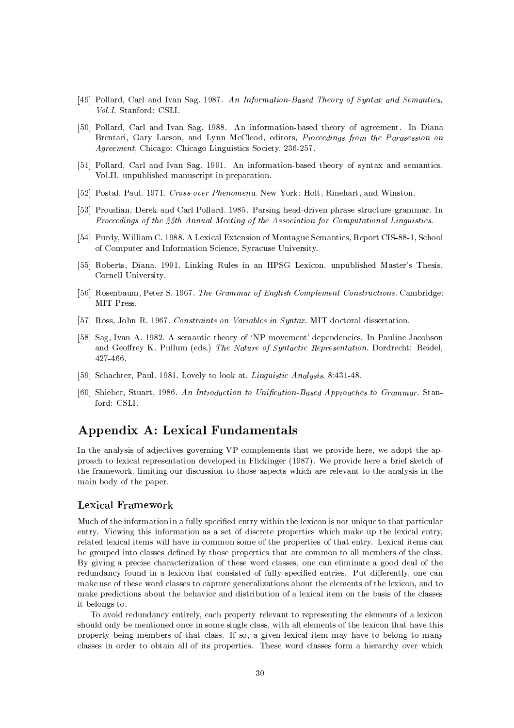[49] Pollard, Carl and Ivan Sag. 1987. *An Information-Based Theory of Syntax and Semantics, Vol.I.* Stanford: CSLI.

[50] Pollard, Carl and Ivan Sag. 1988. An information-based theory of agreement. In Diana Brentari, Gary Larson, and Lynn McCleod, editors, *Proceedings from the Parasession on Agreement*, Chicago: Chicago Linguistics Society, 236-257.

[51] Pollard, Carl and Ivan Sag. 1991. An information-based theory of syntax and semantics, Vol.II. unpublished manuscript in preparation.

[52] Postal, Paul. 1971. *Cross-over Phenomena.* New York: Holt, Rinehart, and Winston.

[53] Proudian, Derek and Carl Pollard. 1985. Parsing head-driven phrase structure grammar. In *Proceedings of the 25th Annual Meeting of the Association for Computational Linguistics.*

[54] Purdy, William C. 1988. A Lexical Extension of Montague Semantics, Report CIS-88-1, School of Computer and Information Science, Syracuse University.

[55] Roberts, Diana. 1991. Linking Rules in an HPSG Lexicon, unpublished Master's Thesis, Cornell University.

[56] Rosenbaum, Peter S. 1967. *The Grammar of English Complement Constructions.* Cambridge: MIT Press.

[57] Ross, John R. 1967. *Constraints on Variables in Syntax.* MIT doctoral dissertation.

[58] Sag, Ivan A. 1982. A semantic theory of 'NP movement' dependencies. In Pauline Jacobson and Geoffrey K. Pullum (eds.) *The Nature of Syntactic Representation.* Dordrecht: Reidel, 427-466.

[59] Schachter, Paul. 1981. Lovely to look at. *Linguistic Analysis*, 8:431-48.

[60] Shieber, Stuart, 1986. *An Introduction to Unification-Based Approaches to Grammar.* Stanford: CSLI.

## Appendix A: Lexical Fundamentals

In the analysis of adjectives governing VP complements that we provide here, we adopt the approach to lexical representation developed in Flickinger (1987). We provide here a brief sketch of the framework, limiting our discussion to those aspects which are relevant to the analysis in the main body of the paper.

### Lexical Framework

Much of the information in a fully specified entry within the lexicon is not unique to that particular entry. Viewing this information as a set of discrete properties which make up the lexical entry, related lexical items will have in common some of the properties of that entry. Lexical items can be grouped into classes defined by those properties that are common to all members of the class. By giving a precise characterization of these word classes, one can eliminate a good deal of the redundancy found in a lexicon that consisted of fully specified entries. Put differently, one can make use of these word classes to capture generalizations about the elements of the lexicon, and to make predictions about the behavior and distribution of a lexical item on the basis of the classes it belongs to.

To avoid redundancy entirely, each property relevant to representing the elements of a lexicon should only be mentioned once in some single class, with all elements of the lexicon that have this property being members of that class. If so, a given lexical item may have to belong to many classes in order to obtain all of its properties. These word classes form a hierarchy over which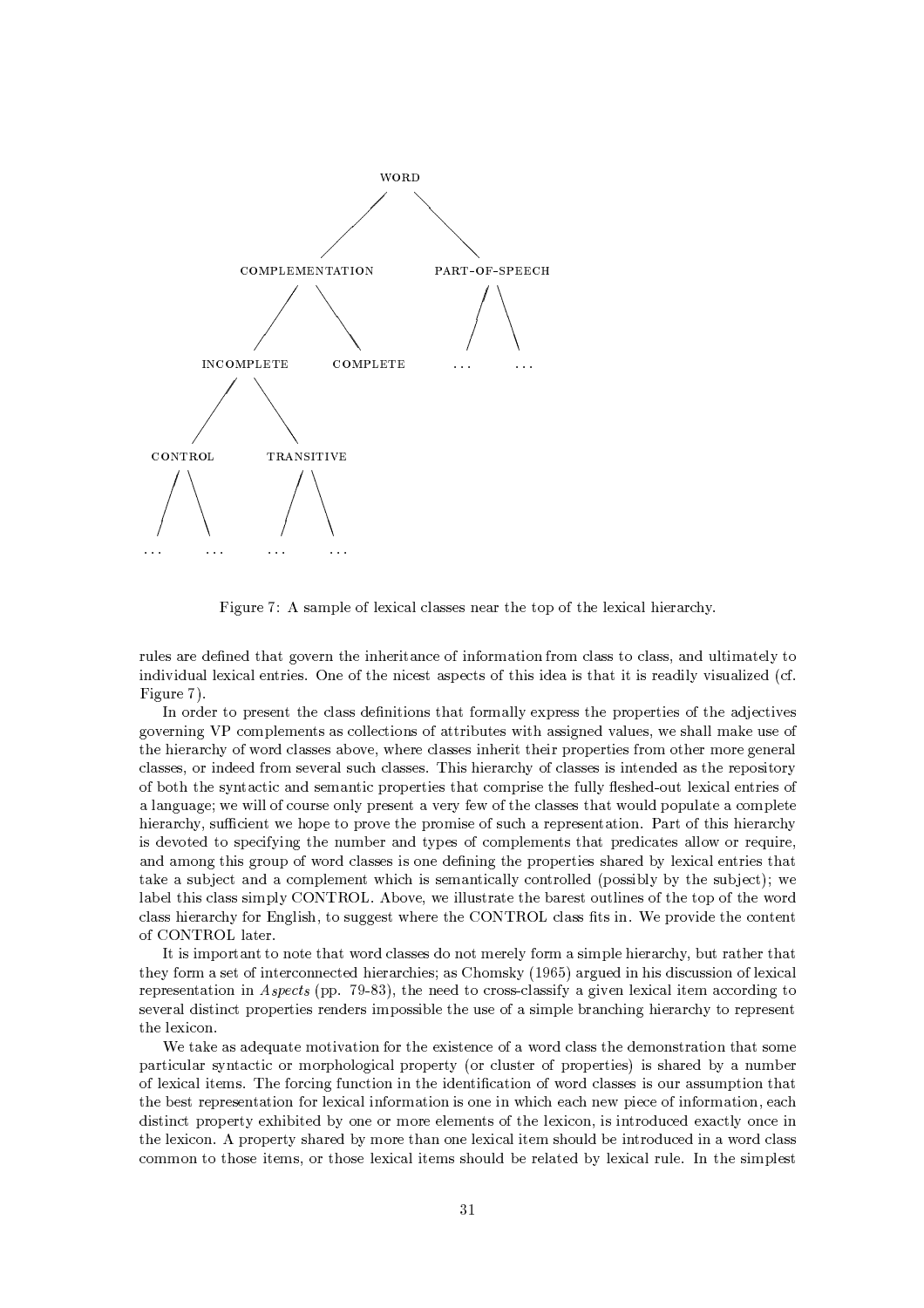```
                          WORD
                        /      \
          COMPLEMENTATION      PART-OF-SPEECH
            /         \           /      \
      INCOMPLETE    COMPLETE    ...      ...
       /       \
   CONTROL   TRANSITIVE
    /   \       /   \
  ...   ...   ...   ...
```

Figure 7: A sample of lexical classes near the top of the lexical hierarchy.

rules are defined that govern the inheritance of information from class to class, and ultimately to individual lexical entries. One of the nicest aspects of this idea is that it is readily visualized (cf. Figure 7).

In order to present the class definitions that formally express the properties of the adjectives governing VP complements as collections of attributes with assigned values, we shall make use of the hierarchy of word classes above, where classes inherit their properties from other more general classes, or indeed from several such classes. This hierarchy of classes is intended as the repository of both the syntactic and semantic properties that comprise the fully fleshed-out lexical entries of a language; we will of course only present a very few of the classes that would populate a complete hierarchy, sufficient we hope to prove the promise of such a representation. Part of this hierarchy is devoted to specifying the number and types of complements that predicates allow or require, and among this group of word classes is one defining the properties shared by lexical entries that take a subject and a complement which is semantically controlled (possibly by the subject); we label this class simply CONTROL. Above, we illustrate the barest outlines of the top of the word class hierarchy for English, to suggest where the CONTROL class fits in. We provide the content of CONTROL later.

It is important to note that word classes do not merely form a simple hierarchy, but rather that they form a set of interconnected hierarchies; as Chomsky (1965) argued in his discussion of lexical representation in *Aspects* (pp. 79-83), the need to cross-classify a given lexical item according to several distinct properties renders impossible the use of a simple branching hierarchy to represent the lexicon.

We take as adequate motivation for the existence of a word class the demonstration that some particular syntactic or morphological property (or cluster of properties) is shared by a number of lexical items. The forcing function in the identification of word classes is our assumption that the best representation for lexical information is one in which each new piece of information, each distinct property exhibited by one or more elements of the lexicon, is introduced exactly once in the lexicon. A property shared by more than one lexical item should be introduced in a word class common to those items, or those lexical items should be related by lexical rule. In the simplest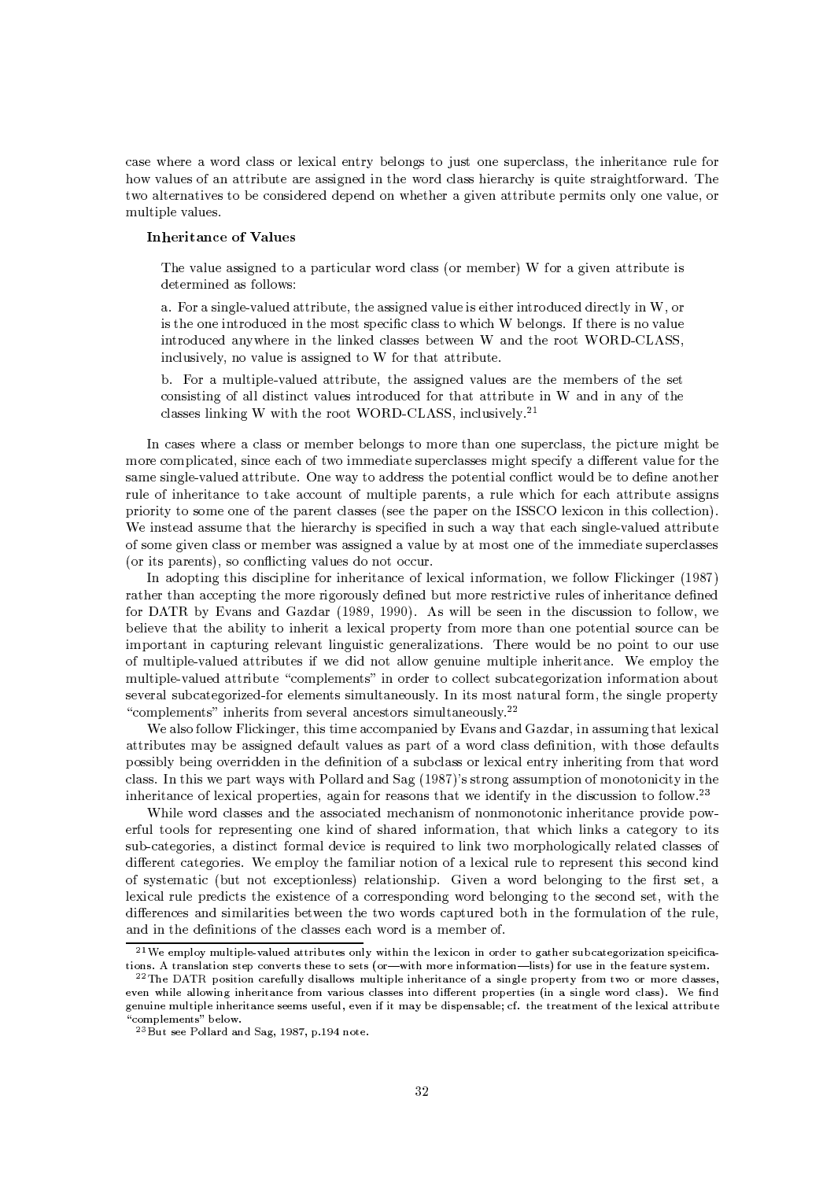case where a word class or lexical entry belongs to just one superclass, the inheritance rule for how values of an attribute are assigned in the word class hierarchy is quite straightforward. The two alternatives to be considered depend on whether a given attribute permits only one value, or multiple values.

**Inheritance of Values**

> The value assigned to a particular word class (or member) W for a given attribute is determined as follows:
>
> a. For a single-valued attribute, the assigned value is either introduced directly in W, or is the one introduced in the most specific class to which W belongs. If there is no value introduced anywhere in the linked classes between W and the root WORD-CLASS, inclusively, no value is assigned to W for that attribute.
>
> b. For a multiple-valued attribute, the assigned values are the members of the set consisting of all distinct values introduced for that attribute in W and in any of the classes linking W with the root WORD-CLASS, inclusively.[21]

In cases where a class or member belongs to more than one superclass, the picture might be more complicated, since each of two immediate superclasses might specify a different value for the same single-valued attribute. One way to address the potential conflict would be to define another rule of inheritance to take account of multiple parents, a rule which for each attribute assigns priority to some one of the parent classes (see the paper on the ISSCO lexicon in this collection). We instead assume that the hierarchy is specified in such a way that each single-valued attribute of some given class or member was assigned a value by at most one of the immediate superclasses (or its parents), so conflicting values do not occur.

In adopting this discipline for inheritance of lexical information, we follow Flickinger (1987) rather than accepting the more rigorously defined but more restrictive rules of inheritance defined for DATR by Evans and Gazdar (1989, 1990). As will be seen in the discussion to follow, we believe that the ability to inherit a lexical property from more than one potential source can be important in capturing relevant linguistic generalizations. There would be no point to our use of multiple-valued attributes if we did not allow genuine multiple inheritance. We employ the multiple-valued attribute "complements" in order to collect subcategorization information about several subcategorized-for elements simultaneously. In its most natural form, the single property "complements" inherits from several ancestors simultaneously.[22]

We also follow Flickinger, this time accompanied by Evans and Gazdar, in assuming that lexical attributes may be assigned default values as part of a word class definition, with those defaults possibly being overridden in the definition of a subclass or lexical entry inheriting from that word class. In this we part ways with Pollard and Sag (1987)'s strong assumption of monotonicity in the inheritance of lexical properties, again for reasons that we identify in the discussion to follow.[23]

While word classes and the associated mechanism of nonmonotonic inheritance provide powerful tools for representing one kind of shared information, that which links a category to its sub-categories, a distinct formal device is required to link two morphologically related classes of different categories. We employ the familiar notion of a lexical rule to represent this second kind of systematic (but not exceptionless) relationship. Given a word belonging to the first set, a lexical rule predicts the existence of a corresponding word belonging to the second set, with the differences and similarities between the two words captured both in the formulation of the rule, and in the definitions of the classes each word is a member of.

---

[21] We employ multiple-valued attributes only within the lexicon in order to gather subcategorization speicifications. A translation step converts these to sets (or—with more information—lists) for use in the feature system.

[22] The DATR position carefully disallows multiple inheritance of a single property from two or more classes, even while allowing inheritance from various classes into different properties (in a single word class). We find genuine multiple inheritance seems useful, even if it may be dispensable; cf. the treatment of the lexical attribute "complements" below.

[23] But see Pollard and Sag, 1987, p.194 note.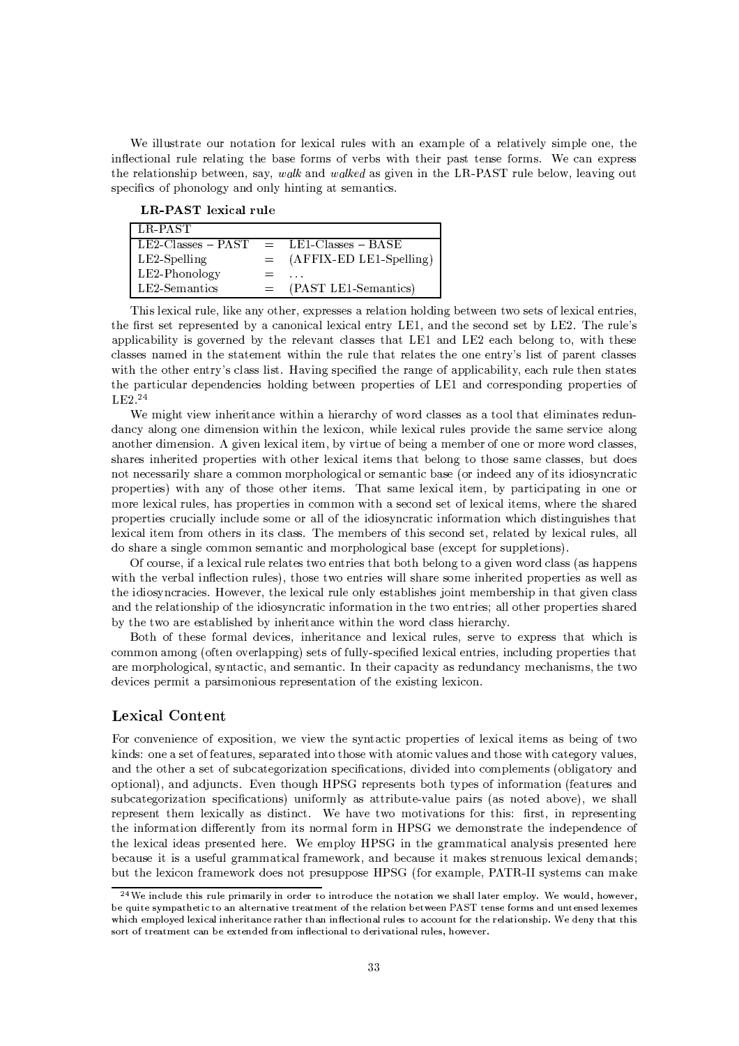We illustrate our notation for lexical rules with an example of a relatively simple one, the inflectional rule relating the base forms of verbs with their past tense forms. We can express the relationship between, say, *walk* and *walked* as given in the LR-PAST rule below, leaving out specifics of phonology and only hinting at semantics.

**LR-PAST lexical rule**

| LR-PAST | | |
|---|---|---|
| LE2-Classes – PAST | = | LE1-Classes – BASE |
| LE2-Spelling | = | (AFFIX-ED LE1-Spelling) |
| LE2-Phonology | = | ... |
| LE2-Semantics | = | (PAST LE1-Semantics) |

This lexical rule, like any other, expresses a relation holding between two sets of lexical entries, the first set represented by a canonical lexical entry LE1, and the second set by LE2. The rule's applicability is governed by the relevant classes that LE1 and LE2 each belong to, with these classes named in the statement within the rule that relates the one entry's list of parent classes with the other entry's class list. Having specified the range of applicability, each rule then states the particular dependencies holding between properties of LE1 and corresponding properties of LE2.[24]

We might view inheritance within a hierarchy of word classes as a tool that eliminates redundancy along one dimension within the lexicon, while lexical rules provide the same service along another dimension. A given lexical item, by virtue of being a member of one or more word classes, shares inherited properties with other lexical items that belong to those same classes, but does not necessarily share a common morphological or semantic base (or indeed any of its idiosyncratic properties) with any of those other items. That same lexical item, by participating in one or more lexical rules, has properties in common with a second set of lexical items, where the shared properties crucially include some or all of the idiosyncratic information which distinguishes that lexical item from others in its class. The members of this second set, related by lexical rules, all do share a single common semantic and morphological base (except for suppletions).

Of course, if a lexical rule relates two entries that both belong to a given word class (as happens with the verbal inflection rules), those two entries will share some inherited properties as well as the idiosyncracies. However, the lexical rule only establishes joint membership in that given class and the relationship of the idiosyncratic information in the two entries; all other properties shared by the two are established by inheritance within the word class hierarchy.

Both of these formal devices, inheritance and lexical rules, serve to express that which is common among (often overlapping) sets of fully-specified lexical entries, including properties that are morphological, syntactic, and semantic. In their capacity as redundancy mechanisms, the two devices permit a parsimonious representation of the existing lexicon.

## Lexical Content

For convenience of exposition, we view the syntactic properties of lexical items as being of two kinds: one a set of features, separated into those with atomic values and those with category values, and the other a set of subcategorization specifications, divided into complements (obligatory and optional), and adjuncts. Even though HPSG represents both types of information (features and subcategorization specifications) uniformly as attribute-value pairs (as noted above), we shall represent them lexically as distinct. We have two motivations for this: first, in representing the information differently from its normal form in HPSG we demonstrate the independence of the lexical ideas presented here. We employ HPSG in the grammatical analysis presented here because it is a useful grammatical framework, and because it makes strenuous lexical demands; but the lexicon framework does not presuppose HPSG (for example, PATR-II systems can make

[24] We include this rule primarily in order to introduce the notation we shall later employ. We would, however, be quite sympathetic to an alternative treatment of the relation between PAST tense forms and untensed lexemes which employed lexical inheritance rather than inflectional rules to account for the relationship. We deny that this sort of treatment can be extended from inflectional to derivational rules, however.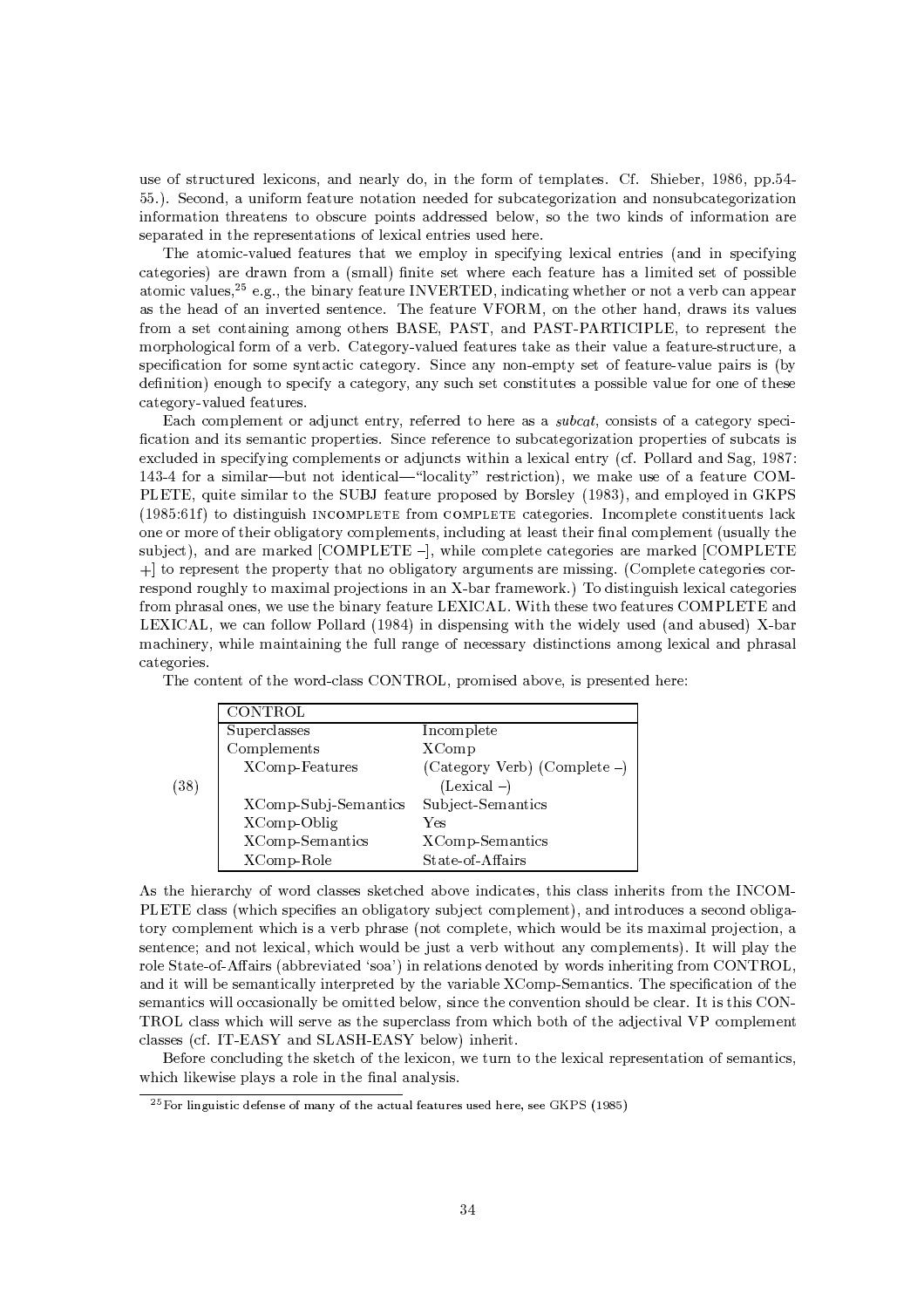use of structured lexicons, and nearly do, in the form of templates. Cf. Shieber, 1986, pp.54-55.). Second, a uniform feature notation needed for subcategorization and nonsubcategorization information threatens to obscure points addressed below, so the two kinds of information are separated in the representations of lexical entries used here.

The atomic-valued features that we employ in specifying lexical entries (and in specifying categories) are drawn from a (small) finite set where each feature has a limited set of possible atomic values,[25] e.g., the binary feature INVERTED, indicating whether or not a verb can appear as the head of an inverted sentence. The feature VFORM, on the other hand, draws its values from a set containing among others BASE, PAST, and PAST-PARTICIPLE, to represent the morphological form of a verb. Category-valued features take as their value a feature-structure, a specification for some syntactic category. Since any non-empty set of feature-value pairs is (by definition) enough to specify a category, any such set constitutes a possible value for one of these category-valued features.

Each complement or adjunct entry, referred to here as a *subcat*, consists of a category specification and its semantic properties. Since reference to subcategorization properties of subcats is excluded in specifying complements or adjuncts within a lexical entry (cf. Pollard and Sag, 1987: 143-4 for a similar—but not identical—"locality" restriction), we make use of a feature COMPLETE, quite similar to the SUBJ feature proposed by Borsley (1983), and employed in GKPS (1985:61f) to distinguish INCOMPLETE from COMPLETE categories. Incomplete constituents lack one or more of their obligatory complements, including at least their final complement (usually the subject), and are marked [COMPLETE –], while complete categories are marked [COMPLETE +] to represent the property that no obligatory arguments are missing. (Complete categories correspond roughly to maximal projections in an X-bar framework.) To distinguish lexical categories from phrasal ones, we use the binary feature LEXICAL. With these two features COMPLETE and LEXICAL, we can follow Pollard (1984) in dispensing with the widely used (and abused) X-bar machinery, while maintaining the full range of necessary distinctions among lexical and phrasal categories.

The content of the word-class CONTROL, promised above, is presented here:

(38)

| CONTROL | |
|---|---|
| Superclasses | Incomplete |
| Complements | XComp |
| XComp-Features | (Category Verb) (Complete –) (Lexical –) |
| XComp-Subj-Semantics | Subject-Semantics |
| XComp-Oblig | Yes |
| XComp-Semantics | XComp-Semantics |
| XComp-Role | State-of-Affairs |

As the hierarchy of word classes sketched above indicates, this class inherits from the INCOMPLETE class (which specifies an obligatory subject complement), and introduces a second obligatory complement which is a verb phrase (not complete, which would be its maximal projection, a sentence; and not lexical, which would be just a verb without any complements). It will play the role State-of-Affairs (abbreviated 'soa') in relations denoted by words inheriting from CONTROL, and it will be semantically interpreted by the variable XComp-Semantics. The specification of the semantics will occasionally be omitted below, since the convention should be clear. It is this CONTROL class which will serve as the superclass from which both of the adjectival VP complement classes (cf. IT-EASY and SLASH-EASY below) inherit.

Before concluding the sketch of the lexicon, we turn to the lexical representation of semantics, which likewise plays a role in the final analysis.

---

[25] For linguistic defense of many of the actual features used here, see GKPS (1985)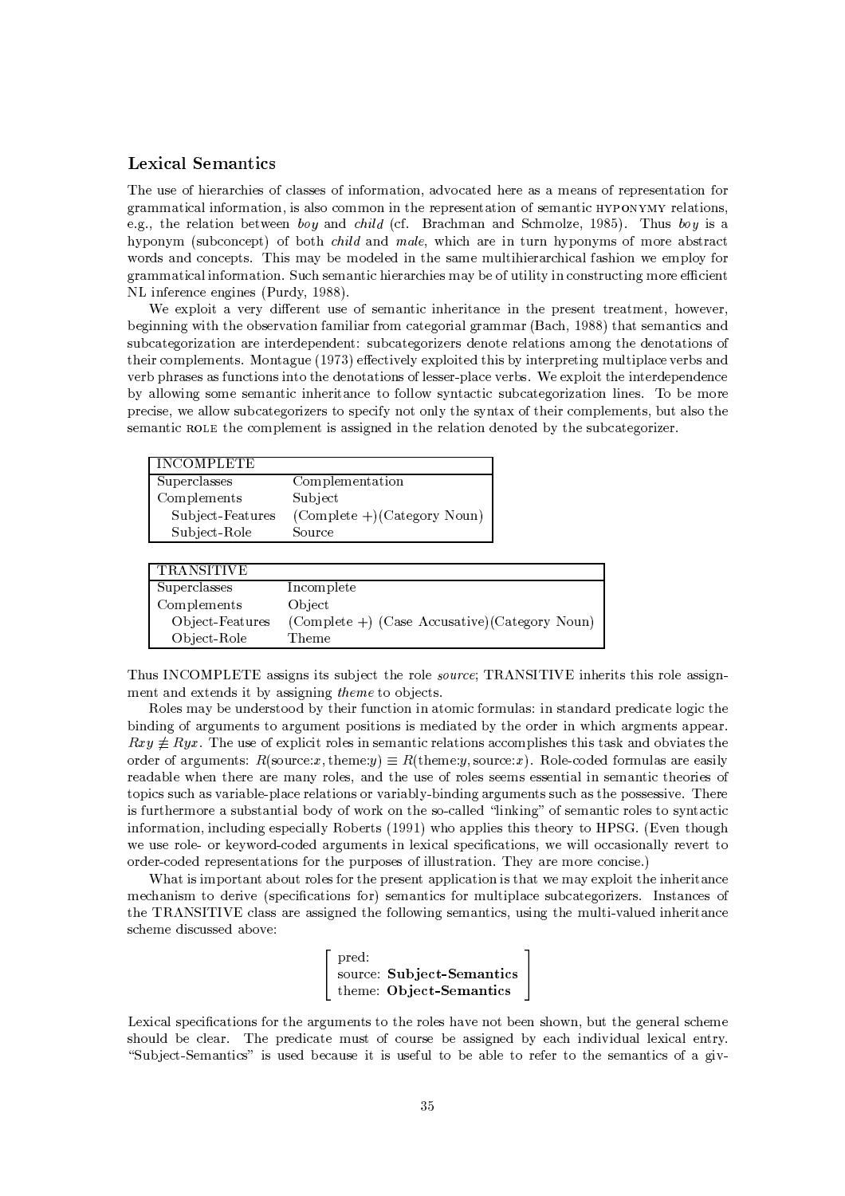## Lexical Semantics

The use of hierarchies of classes of information, advocated here as a means of representation for grammatical information, is also common in the representation of semantic HYPONYMY relations, e.g., the relation between *boy* and *child* (cf. Brachman and Schmolze, 1985). Thus *boy* is a hyponym (subconcept) of both *child* and *male*, which are in turn hyponyms of more abstract words and concepts. This may be modeled in the same multihierarchical fashion we employ for grammatical information. Such semantic hierarchies may be of utility in constructing more efficient NL inference engines (Purdy, 1988).

We exploit a very different use of semantic inheritance in the present treatment, however, beginning with the observation familiar from categorial grammar (Bach, 1988) that semantics and subcategorization are interdependent: subcategorizers denote relations among the denotations of their complements. Montague (1973) effectively exploited this by interpreting multiplace verbs and verb phrases as functions into the denotations of lesser-place verbs. We exploit the interdependence by allowing some semantic inheritance to follow syntactic subcategorization lines. To be more precise, we allow subcategorizers to specify not only the syntax of their complements, but also the semantic ROLE the complement is assigned in the relation denoted by the subcategorizer.

| INCOMPLETE | |
|---|---|
| Superclasses | Complementation |
| Complements | Subject |
| Subject-Features | (Complete +)(Category Noun) |
| Subject-Role | Source |

| TRANSITIVE | |
|---|---|
| Superclasses | Incomplete |
| Complements | Object |
| Object-Features | (Complete +) (Case Accusative)(Category Noun) |
| Object-Role | Theme |

Thus INCOMPLETE assigns its subject the role *source*; TRANSITIVE inherits this role assignment and extends it by assigning *theme* to objects.

Roles may be understood by their function in atomic formulas: in standard predicate logic the binding of arguments to argument positions is mediated by the order in which argments appear. $Rxy \not\equiv Ryx$. The use of explicit roles in semantic relations accomplishes this task and obviates the order of arguments: $R(\text{source}{:}x, \text{theme}{:}y) \equiv R(\text{theme}{:}y, \text{source}{:}x)$. Role-coded formulas are easily readable when there are many roles, and the use of roles seems essential in semantic theories of topics such as variable-place relations or variably-binding arguments such as the possessive. There is furthermore a substantial body of work on the so-called "linking" of semantic roles to syntactic information, including especially Roberts (1991) who applies this theory to HPSG. (Even though we use role- or keyword-coded arguments in lexical specifications, we will occasionally revert to order-coded representations for the purposes of illustration. They are more concise.)

What is important about roles for the present application is that we may exploit the inheritance mechanism to derive (specifications for) semantics for multiplace subcategorizers. Instances of the TRANSITIVE class are assigned the following semantics, using the multi-valued inheritance scheme discussed above:

$$\begin{bmatrix} \text{pred:} \\ \text{source: } \textbf{Subject-Semantics} \\ \text{theme: } \textbf{Object-Semantics} \end{bmatrix}$$

Lexical specifications for the arguments to the roles have not been shown, but the general scheme should be clear. The predicate must of course be assigned by each individual lexical entry. "Subject-Semantics" is used because it is useful to be able to refer to the semantics of a giv-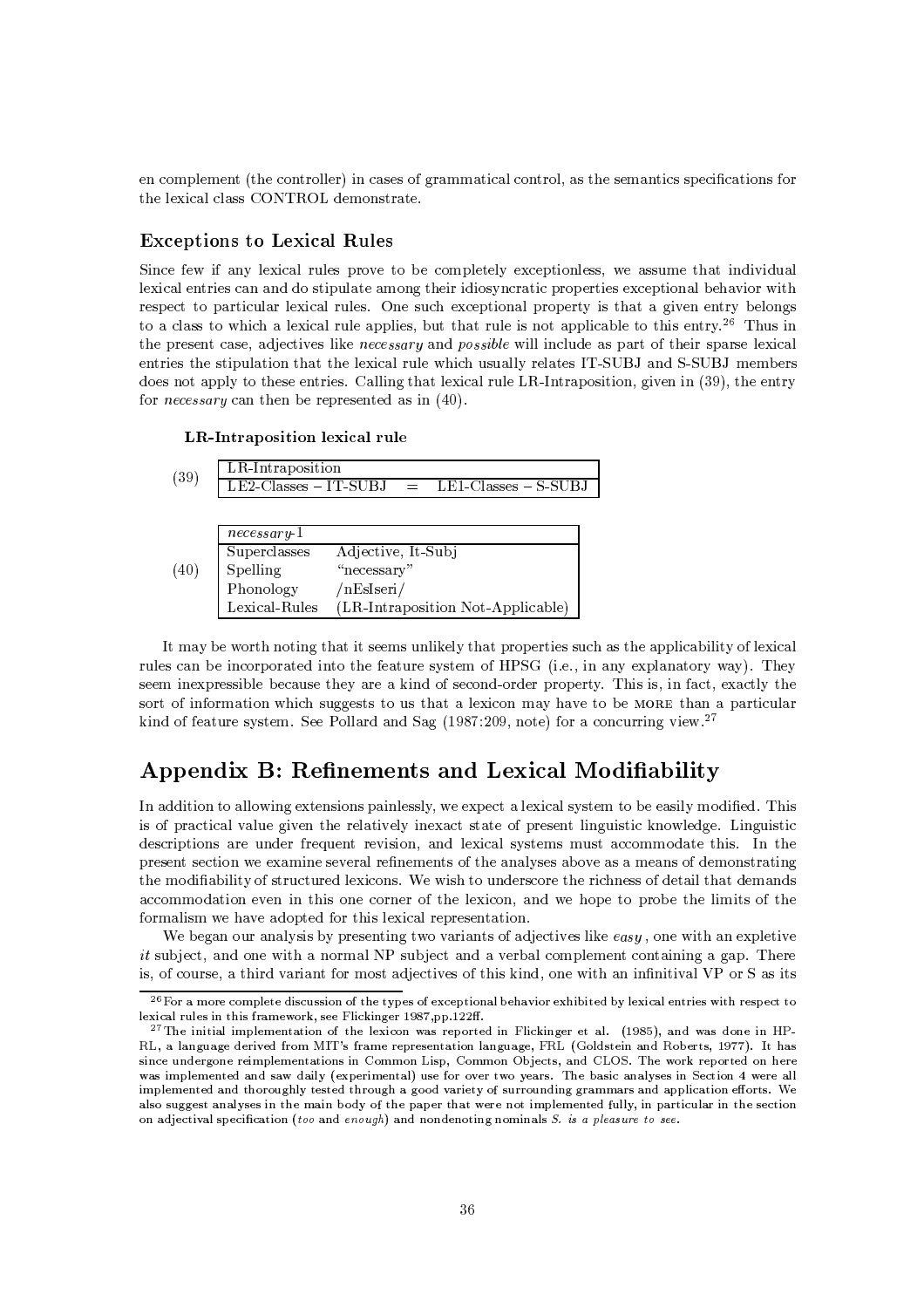en complement (the controller) in cases of grammatical control, as the semantics specifications for the lexical class CONTROL demonstrate.

### Exceptions to Lexical Rules

Since few if any lexical rules prove to be completely exceptionless, we assume that individual lexical entries can and do stipulate among their idiosyncratic properties exceptional behavior with respect to particular lexical rules. One such exceptional property is that a given entry belongs to a class to which a lexical rule applies, but that rule is not applicable to this entry.[26] Thus in the present case, adjectives like *necessary* and *possible* will include as part of their sparse lexical entries the stipulation that the lexical rule which usually relates IT-SUBJ and S-SUBJ members does not apply to these entries. Calling that lexical rule LR-Intraposition, given in (39), the entry for *necessary* can then be represented as in (40).

**LR-Intraposition lexical rule**

(39)

| LR-Intraposition | | |
|---|---|---|
| LE2-Classes – IT-SUBJ | = | LE1-Classes – S-SUBJ |

(40)

| *necessary*-1 | |
|---|---|
| Superclasses | Adjective, It-Subj |
| Spelling | "necessary" |
| Phonology | /nEsIseri/ |
| Lexical-Rules | (LR-Intraposition Not-Applicable) |

It may be worth noting that it seems unlikely that properties such as the applicability of lexical rules can be incorporated into the feature system of HPSG (i.e., in any explanatory way). They seem inexpressible because they are a kind of second-order property. This is, in fact, exactly the sort of information which suggests to us that a lexicon may have to be MORE than a particular kind of feature system. See Pollard and Sag (1987:209, note) for a concurring view.[27]

## Appendix B: Refinements and Lexical Modifiability

In addition to allowing extensions painlessly, we expect a lexical system to be easily modified. This is of practical value given the relatively inexact state of present linguistic knowledge. Linguistic descriptions are under frequent revision, and lexical systems must accommodate this. In the present section we examine several refinements of the analyses above as a means of demonstrating the modifiability of structured lexicons. We wish to underscore the richness of detail that demands accommodation even in this one corner of the lexicon, and we hope to probe the limits of the formalism we have adopted for this lexical representation.

We began our analysis by presenting two variants of adjectives like *easy*, one with an expletive *it* subject, and one with a normal NP subject and a verbal complement containing a gap. There is, of course, a third variant for most adjectives of this kind, one with an infinitival VP or S as its

[26] For a more complete discussion of the types of exceptional behavior exhibited by lexical entries with respect to lexical rules in this framework, see Flickinger 1987,pp.122ff.

[27] The initial implementation of the lexicon was reported in Flickinger et al. (1985), and was done in HP-RL, a language derived from MIT's frame representation language, FRL (Goldstein and Roberts, 1977). It has since undergone reimplementations in Common Lisp, Common Objects, and CLOS. The work reported on here was implemented and saw daily (experimental) use for over two years. The basic analyses in Section 4 were all implemented and thoroughly tested through a good variety of surrounding grammars and application efforts. We also suggest analyses in the main body of the paper that were not implemented fully, in particular in the section on adjectival specification (*too* and *enough*) and nondenoting nominals *S. is a pleasure to see.*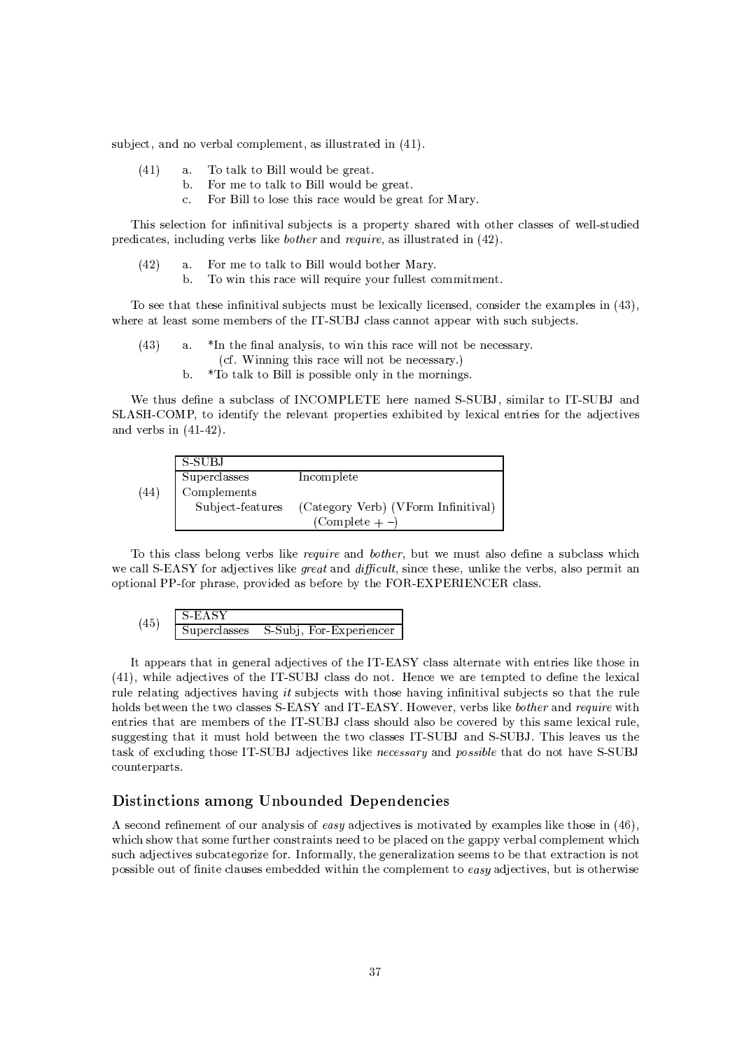subject, and no verbal complement, as illustrated in (41).

(41) a. To talk to Bill would be great.
  b. For me to talk to Bill would be great.
  c. For Bill to lose this race would be great for Mary.

This selection for infinitival subjects is a property shared with other classes of well-studied predicates, including verbs like *bother* and *require*, as illustrated in (42).

(42) a. For me to talk to Bill would bother Mary.
  b. To win this race will require your fullest commitment.

To see that these infinitival subjects must be lexically licensed, consider the examples in (43), where at least some members of the IT-SUBJ class cannot appear with such subjects.

(43) a. *In the final analysis, to win this race will not be necessary.
   (cf. Winning this race will not be necessary.)
  b. *To talk to Bill is possible only in the mornings.

We thus define a subclass of INCOMPLETE here named S-SUBJ, similar to IT-SUBJ and SLASH-COMP, to identify the relevant properties exhibited by lexical entries for the adjectives and verbs in (41-42).

(44)

| S-SUBJ | |
|---|---|
| Superclasses | Incomplete |
| Complements | |
| Subject-features | (Category Verb) (VForm Infinitival) (Complete + −) |

To this class belong verbs like *require* and *bother*, but we must also define a subclass which we call S-EASY for adjectives like *great* and *difficult*, since these, unlike the verbs, also permit an optional PP-for phrase, provided as before by the FOR-EXPERIENCER class.

(45)

| S-EASY | |
|---|---|
| Superclasses | S-Subj, For-Experiencer |

It appears that in general adjectives of the IT-EASY class alternate with entries like those in (41), while adjectives of the IT-SUBJ class do not. Hence we are tempted to define the lexical rule relating adjectives having *it* subjects with those having infinitival subjects so that the rule holds between the two classes S-EASY and IT-EASY. However, verbs like *bother* and *require* with entries that are members of the IT-SUBJ class should also be covered by this same lexical rule, suggesting that it must hold between the two classes IT-SUBJ and S-SUBJ. This leaves us the task of excluding those IT-SUBJ adjectives like *necessary* and *possible* that do not have S-SUBJ counterparts.

## Distinctions among Unbounded Dependencies

A second refinement of our analysis of *easy* adjectives is motivated by examples like those in (46), which show that some further constraints need to be placed on the gappy verbal complement which such adjectives subcategorize for. Informally, the generalization seems to be that extraction is not possible out of finite clauses embedded within the complement to *easy* adjectives, but is otherwise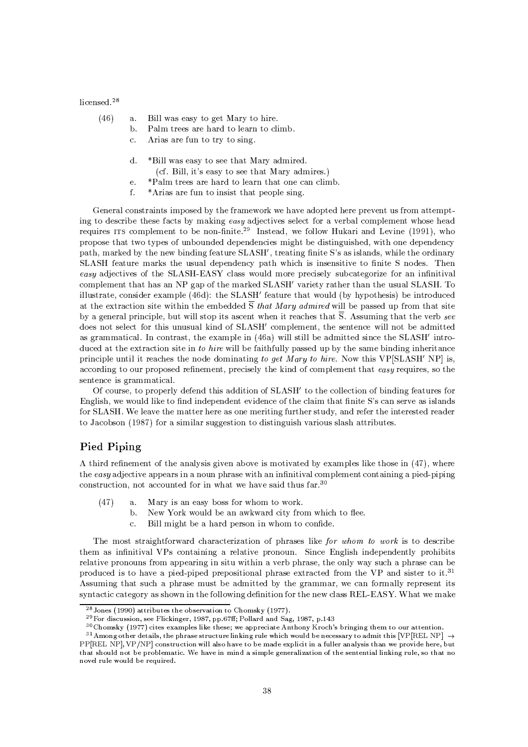licensed.[28]

(46)
- a. Bill was easy to get Mary to hire.
- b. Palm trees are hard to learn to climb.
- c. Arias are fun to try to sing.

- d. *Bill was easy to see that Mary admired.
  (cf. Bill, it's easy to see that Mary admires.)
- e. *Palm trees are hard to learn that one can climb.
- f. *Arias are fun to insist that people sing.

General constraints imposed by the framework we have adopted here prevent us from attempting to describe these facts by making *easy* adjectives select for a verbal complement whose head requires ITS complement to be non-finite.[29] Instead, we follow Hukari and Levine (1991), who propose that two types of unbounded dependencies might be distinguished, with one dependency path, marked by the new binding feature SLASH′, treating finite S's as islands, while the ordinary SLASH feature marks the usual dependency path which is insensitive to finite S nodes. Then *easy* adjectives of the SLASH-EASY class would more precisely subcategorize for an infinitival complement that has an NP gap of the marked SLASH′ variety rather than the usual SLASH. To illustrate, consider example (46d): the SLASH′ feature that would (by hypothesis) be introduced at the extraction site within the embedded $\overline{\text{S}}$ *that Mary admired* will be passed up from that site by a general principle, but will stop its ascent when it reaches that $\overline{\text{S}}$. Assuming that the verb *see* does not select for this unusual kind of SLASH′ complement, the sentence will not be admitted as grammatical. In contrast, the example in (46a) will still be admitted since the SLASH′ introduced at the extraction site in *to hire* will be faithfully passed up by the same binding inheritance principle until it reaches the node dominating *to get Mary to hire*. Now this VP[SLASH′ NP] is, according to our proposed refinement, precisely the kind of complement that *easy* requires, so the sentence is grammatical.

Of course, to properly defend this addition of SLASH′ to the collection of binding features for English, we would like to find independent evidence of the claim that finite S's can serve as islands for SLASH. We leave the matter here as one meriting further study, and refer the interested reader to Jacobson (1987) for a similar suggestion to distinguish various slash attributes.

## Pied Piping

A third refinement of the analysis given above is motivated by examples like those in (47), where the *easy* adjective appears in a noun phrase with an infinitival complement containing a pied-piping construction, not accounted for in what we have said thus far.[30]

(47)
- a. Mary is an easy boss for whom to work.
- b. New York would be an awkward city from which to flee.
- c. Bill might be a hard person in whom to confide.

The most straightforward characterization of phrases like *for whom to work* is to describe them as infinitival VPs containing a relative pronoun. Since English independently prohibits relative pronouns from appearing in situ within a verb phrase, the only way such a phrase can be produced is to have a pied-piped prepositional phrase extracted from the VP and sister to it.[31] Assuming that such a phrase must be admitted by the grammar, we can formally represent its syntactic category as shown in the following definition for the new class REL-EASY. What we make

---

[28] Jones (1990) attributes the observation to Chomsky (1977).

[29] For discussion, see Flickinger, 1987, pp.67ff; Pollard and Sag, 1987, p.143

[30] Chomsky (1977) cites examples like these; we appreciate Anthony Kroch's bringing them to our attention.

[31] Among other details, the phrase structure linking rule which would be necessary to admit this [VP[REL NP] $\rightarrow$ PP[REL NP], VP/NP] construction will also have to be made explicit in a fuller analysis than we provide here, but that should not be problematic. We have in mind a simple generalization of the sentential linking rule, so that no novel rule would be required.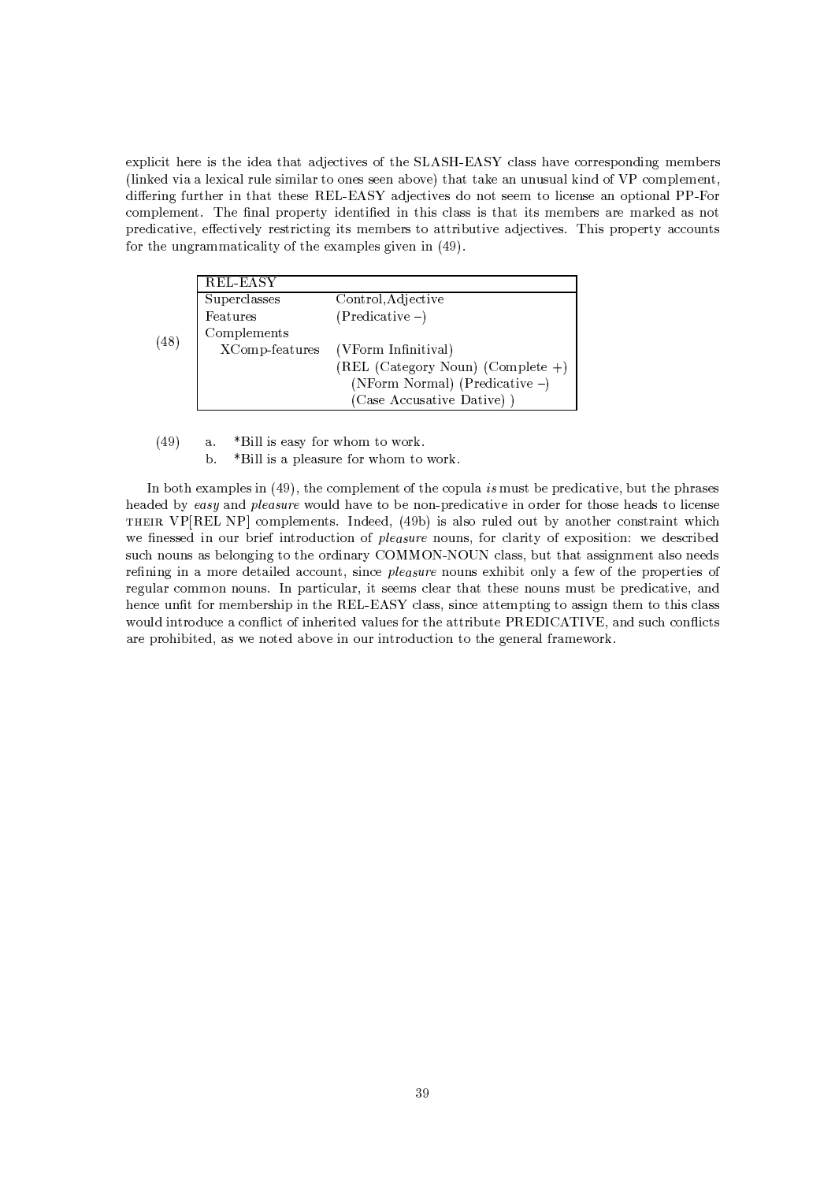explicit here is the idea that adjectives of the SLASH-EASY class have corresponding members (linked via a lexical rule similar to ones seen above) that take an unusual kind of VP complement, differing further in that these REL-EASY adjectives do not seem to license an optional PP-For complement. The final property identified in this class is that its members are marked as not predicative, effectively restricting its members to attributive adjectives. This property accounts for the ungrammaticality of the examples given in (49).

(48)

| REL-EASY | |
|---|---|
| Superclasses | Control,Adjective |
| Features | (Predicative –) |
| Complements | |
| XComp-features | (VForm Infinitival) |
| | (REL (Category Noun) (Complete +) |
| | (NForm Normal) (Predicative –) |
| | (Case Accusative Dative) ) |

(49) a. *Bill is easy for whom to work.
b. *Bill is a pleasure for whom to work.

In both examples in (49), the complement of the copula *is* must be predicative, but the phrases headed by *easy* and *pleasure* would have to be non-predicative in order for those heads to license THEIR VP[REL NP] complements. Indeed, (49b) is also ruled out by another constraint which we finessed in our brief introduction of *pleasure* nouns, for clarity of exposition: we described such nouns as belonging to the ordinary COMMON-NOUN class, but that assignment also needs refining in a more detailed account, since *pleasure* nouns exhibit only a few of the properties of regular common nouns. In particular, it seems clear that these nouns must be predicative, and hence unfit for membership in the REL-EASY class, since attempting to assign them to this class would introduce a conflict of inherited values for the attribute PREDICATIVE, and such conflicts are prohibited, as we noted above in our introduction to the general framework.